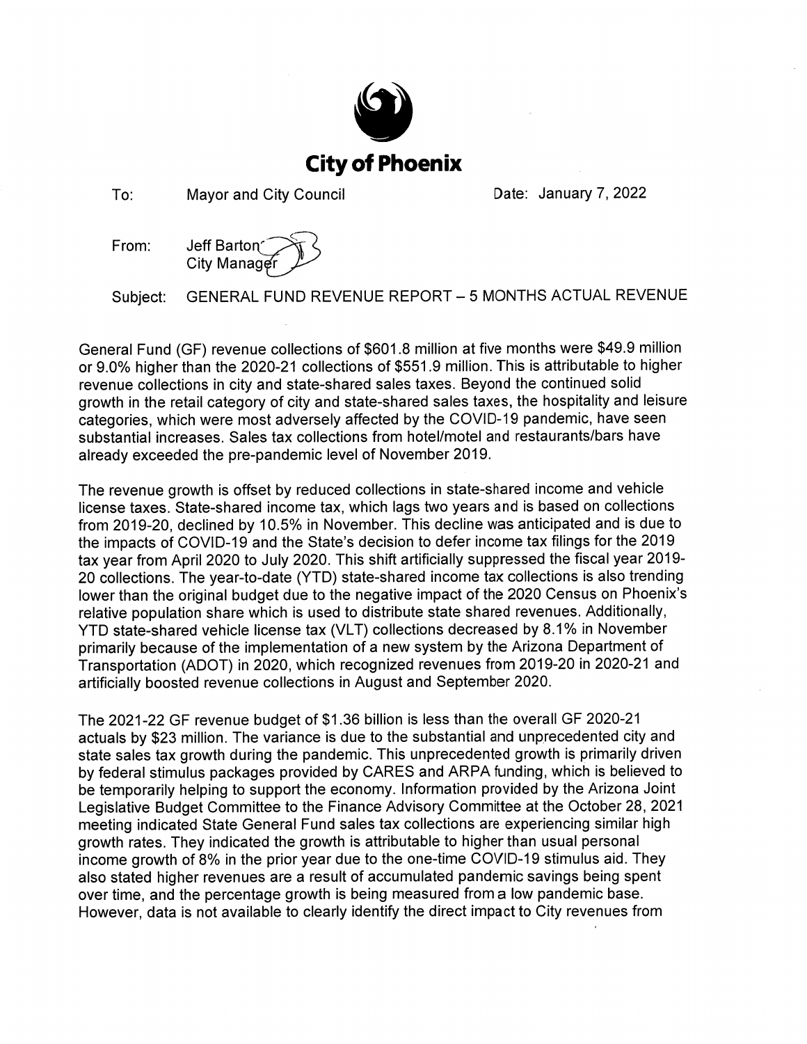# City of Phoenix

To: Mayor and City Council

Date: January 7, 2022

From: Jeff Barton
City Manager

Subject: GENERAL FUND REVENUE REPORT – 5 MONTHS ACTUAL REVENUE

General Fund (GF) revenue collections of $601.8 million at five months were $49.9 million or 9.0% higher than the 2020-21 collections of $551.9 million. This is attributable to higher revenue collections in city and state-shared sales taxes. Beyond the continued solid growth in the retail category of city and state-shared sales taxes, the hospitality and leisure categories, which were most adversely affected by the COVID-19 pandemic, have seen substantial increases. Sales tax collections from hotel/motel and restaurants/bars have already exceeded the pre-pandemic level of November 2019.

The revenue growth is offset by reduced collections in state-shared income and vehicle license taxes. State-shared income tax, which lags two years and is based on collections from 2019-20, declined by 10.5% in November. This decline was anticipated and is due to the impacts of COVID-19 and the State's decision to defer income tax filings for the 2019 tax year from April 2020 to July 2020. This shift artificially suppressed the fiscal year 2019-20 collections. The year-to-date (YTD) state-shared income tax collections is also trending lower than the original budget due to the negative impact of the 2020 Census on Phoenix's relative population share which is used to distribute state shared revenues. Additionally, YTD state-shared vehicle license tax (VLT) collections decreased by 8.1% in November primarily because of the implementation of a new system by the Arizona Department of Transportation (ADOT) in 2020, which recognized revenues from 2019-20 in 2020-21 and artificially boosted revenue collections in August and September 2020.

The 2021-22 GF revenue budget of $1.36 billion is less than the overall GF 2020-21 actuals by $23 million. The variance is due to the substantial and unprecedented city and state sales tax growth during the pandemic. This unprecedented growth is primarily driven by federal stimulus packages provided by CARES and ARPA funding, which is believed to be temporarily helping to support the economy. Information provided by the Arizona Joint Legislative Budget Committee to the Finance Advisory Committee at the October 28, 2021 meeting indicated State General Fund sales tax collections are experiencing similar high growth rates. They indicated the growth is attributable to higher than usual personal income growth of 8% in the prior year due to the one-time COVID-19 stimulus aid. They also stated higher revenues are a result of accumulated pandemic savings being spent over time, and the percentage growth is being measured from a low pandemic base. However, data is not available to clearly identify the direct impact to City revenues from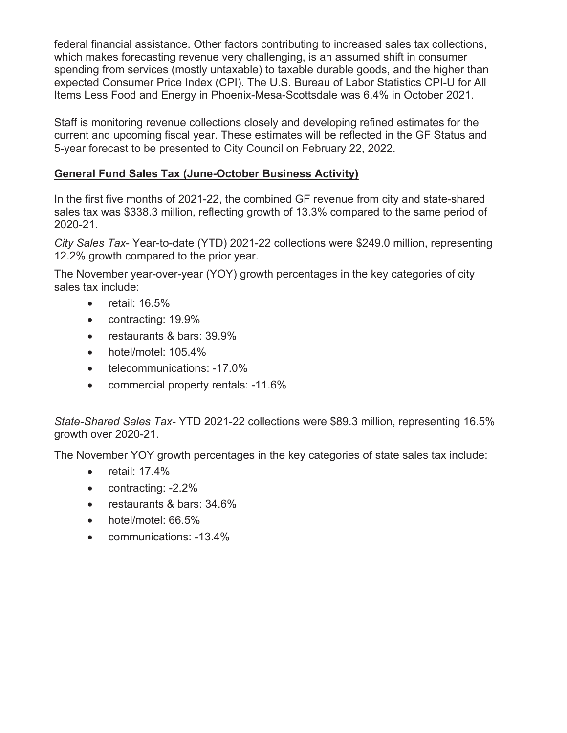federal financial assistance. Other factors contributing to increased sales tax collections, which makes forecasting revenue very challenging, is an assumed shift in consumer spending from services (mostly untaxable) to taxable durable goods, and the higher than expected Consumer Price Index (CPI). The U.S. Bureau of Labor Statistics CPI-U for All Items Less Food and Energy in Phoenix-Mesa-Scottsdale was 6.4% in October 2021.

Staff is monitoring revenue collections closely and developing refined estimates for the current and upcoming fiscal year. These estimates will be reflected in the GF Status and 5-year forecast to be presented to City Council on February 22, 2022.

**<u>General Fund Sales Tax (June-October Business Activity)</u>**

In the first five months of 2021-22, the combined GF revenue from city and state-shared sales tax was $338.3 million, reflecting growth of 13.3% compared to the same period of 2020-21.

*City Sales Tax*- Year-to-date (YTD) 2021-22 collections were $249.0 million, representing 12.2% growth compared to the prior year.

The November year-over-year (YOY) growth percentages in the key categories of city sales tax include:

- retail: 16.5%
- contracting: 19.9%
- restaurants & bars: 39.9%
- hotel/motel: 105.4%
- telecommunications: -17.0%
- commercial property rentals: -11.6%

*State-Shared Sales Tax*- YTD 2021-22 collections were $89.3 million, representing 16.5% growth over 2020-21.

The November YOY growth percentages in the key categories of state sales tax include:

- retail: 17.4%
- contracting: -2.2%
- restaurants & bars: 34.6%
- hotel/motel: 66.5%
- communications: -13.4%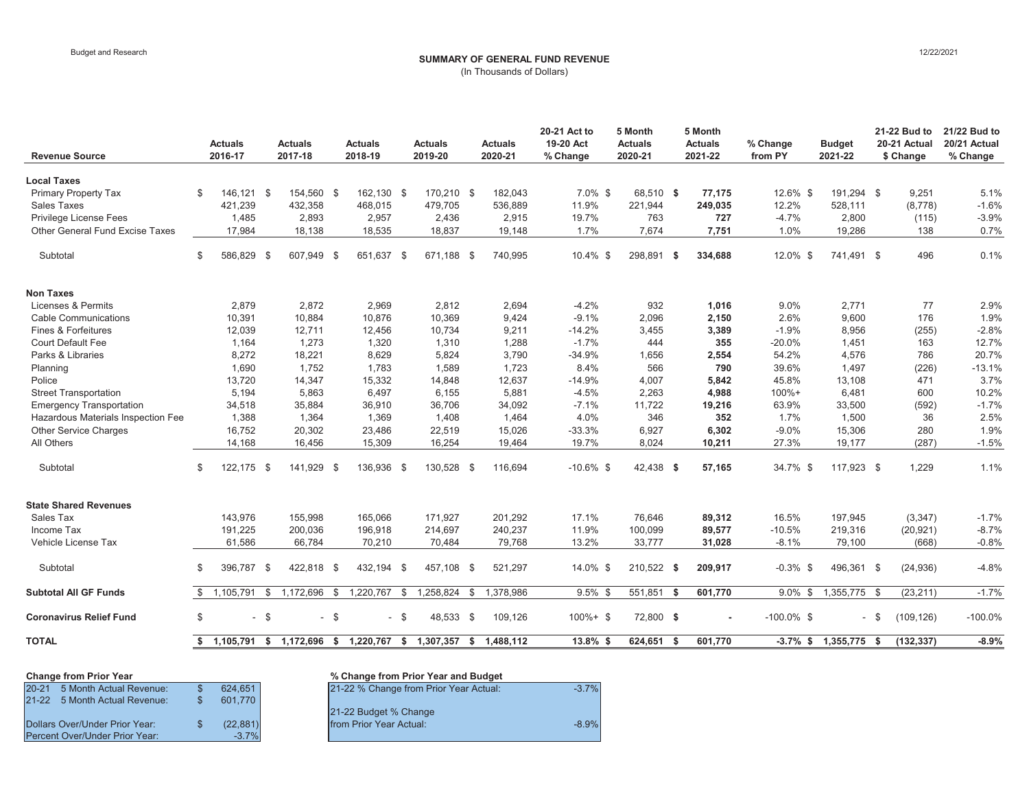Budget and Research

12/22/2021

# SUMMARY OF GENERAL FUND REVENUE

(In Thousands of Dollars)

| Revenue Source | Actuals 2016-17 | Actuals 2017-18 | Actuals 2018-19 | Actuals 2019-20 | Actuals 2020-21 | 20-21 Act to 19-20 Act % Change | 5 Month Actuals 2020-21 | 5 Month Actuals 2021-22 | % Change from PY | Budget 2021-22 | 21-22 Bud to 20-21 Actual $ Change | 21/22 Bud to 20/21 Actual % Change |
|---|---|---|---|---|---|---|---|---|---|---|---|---|
| **Local Taxes** | | | | | | | | | | | | |
| Primary Property Tax | $ 146,121 | $ 154,560 | $ 162,130 | $ 170,210 | $ 182,043 | 7.0% | $ 68,510 | **$ 77,175** | 12.6% | $ 191,294 | $ 9,251 | 5.1% |
| Sales Taxes | 421,239 | 432,358 | 468,015 | 479,705 | 536,889 | 11.9% | 221,944 | **249,035** | 12.2% | 528,111 | (8,778) | -1.6% |
| Privilege License Fees | 1,485 | 2,893 | 2,957 | 2,436 | 2,915 | 19.7% | 763 | **727** | -4.7% | 2,800 | (115) | -3.9% |
| Other General Fund Excise Taxes | 17,984 | 18,138 | 18,535 | 18,837 | 19,148 | 1.7% | 7,674 | **7,751** | 1.0% | 19,286 | 138 | 0.7% |
| Subtotal | $ 586,829 | $ 607,949 | $ 651,637 | $ 671,188 | $ 740,995 | 10.4% | $ 298,891 | **$ 334,688** | 12.0% | $ 741,491 | $ 496 | 0.1% |
| **Non Taxes** | | | | | | | | | | | | |
| Licenses & Permits | 2,879 | 2,872 | 2,969 | 2,812 | 2,694 | -4.2% | 932 | **1,016** | 9.0% | 2,771 | 77 | 2.9% |
| Cable Communications | 10,391 | 10,884 | 10,876 | 10,369 | 9,424 | -9.1% | 2,096 | **2,150** | 2.6% | 9,600 | 176 | 1.9% |
| Fines & Forfeitures | 12,039 | 12,711 | 12,456 | 10,734 | 9,211 | -14.2% | 3,455 | **3,389** | -1.9% | 8,956 | (255) | -2.8% |
| Court Default Fee | 1,164 | 1,273 | 1,320 | 1,310 | 1,288 | -1.7% | 444 | **355** | -20.0% | 1,451 | 163 | 12.7% |
| Parks & Libraries | 8,272 | 18,221 | 8,629 | 5,824 | 3,790 | -34.9% | 1,656 | **2,554** | 54.2% | 4,576 | 786 | 20.7% |
| Planning | 1,690 | 1,752 | 1,783 | 1,589 | 1,723 | 8.4% | 566 | **790** | 39.6% | 1,497 | (226) | -13.1% |
| Police | 13,720 | 14,347 | 15,332 | 14,848 | 12,637 | -14.9% | 4,007 | **5,842** | 45.8% | 13,108 | 471 | 3.7% |
| Street Transportation | 5,194 | 5,863 | 6,497 | 6,155 | 5,881 | -4.5% | 2,263 | **4,988** | 100%+ | 6,481 | 600 | 10.2% |
| Emergency Transportation | 34,518 | 35,884 | 36,910 | 36,706 | 34,092 | -7.1% | 11,722 | **19,216** | 63.9% | 33,500 | (592) | -1.7% |
| Hazardous Materials Inspection Fee | 1,388 | 1,364 | 1,369 | 1,408 | 1,464 | 4.0% | 346 | **352** | 1.7% | 1,500 | 36 | 2.5% |
| Other Service Charges | 16,752 | 20,302 | 23,486 | 22,519 | 15,026 | -33.3% | 6,927 | **6,302** | -9.0% | 15,306 | 280 | 1.9% |
| All Others | 14,168 | 16,456 | 15,309 | 16,254 | 19,464 | 19.7% | 8,024 | **10,211** | 27.3% | 19,177 | (287) | -1.5% |
| Subtotal | $ 122,175 | $ 141,929 | $ 136,936 | $ 130,528 | $ 116,694 | -10.6% | $ 42,438 | **$ 57,165** | 34.7% | $ 117,923 | $ 1,229 | 1.1% |
| **State Shared Revenues** | | | | | | | | | | | | |
| Sales Tax | 143,976 | 155,998 | 165,066 | 171,927 | 201,292 | 17.1% | 76,646 | **89,312** | 16.5% | 197,945 | (3,347) | -1.7% |
| Income Tax | 191,225 | 200,036 | 196,918 | 214,697 | 240,237 | 11.9% | 100,099 | **89,577** | -10.5% | 219,316 | (20,921) | -8.7% |
| Vehicle License Tax | 61,586 | 66,784 | 70,210 | 70,484 | 79,768 | 13.2% | 33,777 | **31,028** | -8.1% | 79,100 | (668) | -0.8% |
| Subtotal | $ 396,787 | $ 422,818 | $ 432,194 | $ 457,108 | $ 521,297 | 14.0% | $ 210,522 | **$ 209,917** | -0.3% | $ 496,361 | $ (24,936) | -4.8% |
| **Subtotal All GF Funds** | $ 1,105,791 | $ 1,172,696 | $ 1,220,767 | $ 1,258,824 | $ 1,378,986 | 9.5% | $ 551,851 | **$ 601,770** | 9.0% | $ 1,355,775 | $ (23,211) | -1.7% |
| **Coronavirus Relief Fund** | $ - | $ - | $ - | $ 48,533 | $ 109,126 | 100%+ | $ 72,800 | **$ -** | -100.0% | $ - | $ (109,126) | -100.0% |
| **TOTAL** | **$ 1,105,791** | **$ 1,172,696** | **$ 1,220,767** | **$ 1,307,357** | **$ 1,488,112** | **13.8%** | **$ 624,651** | **$ 601,770** | **-3.7%** | **$ 1,355,775** | **$ (132,337)** | **-8.9%** |

**Change from Prior Year**

| | | |
|---|---|---|
| 20-21 | 5 Month Actual Revenue: | $ 624,651 |
| 21-22 | 5 Month Actual Revenue: | $ 601,770 |
| Dollars Over/Under Prior Year: | | $ (22,881) |
| Percent Over/Under Prior Year: | | -3.7% |

**% Change from Prior Year and Budget**

| | |
|---|---|
| 21-22 % Change from Prior Year Actual: | -3.7% |
| 21-22 Budget % Change from Prior Year Actual: | -8.9% |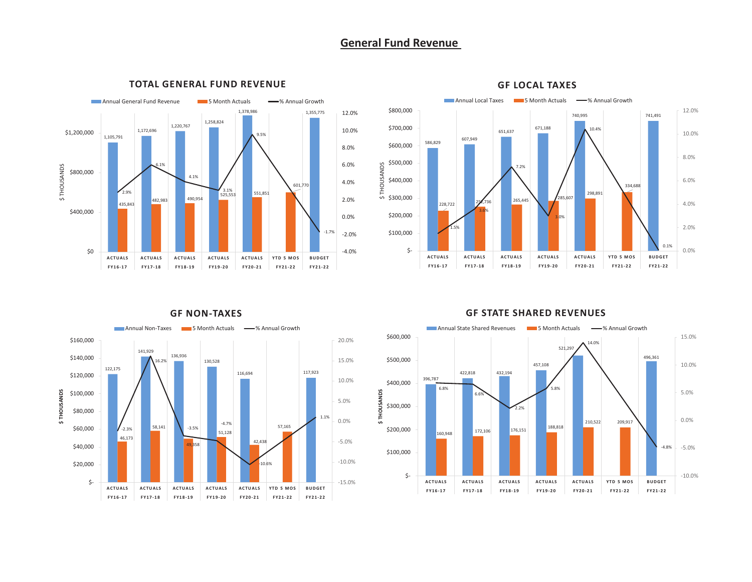# General Fund Revenue

## TOTAL GENERAL FUND REVENUE

($ THOUSANDS)

| | Annual General Fund Revenue | 5 Month Actuals | % Annual Growth |
|---|---|---|---|
| ACTUALS FY16-17 | 1,105,791 | 435,843 | 2.9% |
| ACTUALS FY17-18 | 1,172,696 | 482,983 | 6.1% |
| ACTUALS FY18-19 | 1,220,767 | 490,954 | 4.1% |
| ACTUALS FY19-20 | 1,258,824 | 525,553 | 3.1% |
| ACTUALS FY20-21 | 1,378,986 | 551,851 | 9.5% |
| YTD 5 MOS FY21-22 | | 601,770 | |
| BUDGET FY21-22 | 1,355,775 | | -1.7% |

## GF LOCAL TAXES

($ THOUSANDS)

| | Annual Local Taxes | 5 Month Actuals | % Annual Growth |
|---|---|---|---|
| ACTUALS FY16-17 | 586,829 | 228,722 | 1.5% |
| ACTUALS FY17-18 | 607,949 | 252,736 | 3.6% |
| ACTUALS FY18-19 | 651,637 | 265,445 | 7.2% |
| ACTUALS FY19-20 | 671,188 | 285,607 | 3.0% |
| ACTUALS FY20-21 | 740,995 | 298,891 | 10.4% |
| YTD 5 MOS FY21-22 | | 334,688 | |
| BUDGET FY21-22 | 741,491 | | 0.1% |

## GF NON-TAXES

($ THOUSANDS)

| | Annual Non-Taxes | 5 Month Actuals | % Annual Growth |
|---|---|---|---|
| ACTUALS FY16-17 | 122,175 | 46,173 | -2.3% |
| ACTUALS FY17-18 | 141,929 | 58,141 | 16.2% |
| ACTUALS FY18-19 | 136,936 | 49,358 | -3.5% |
| ACTUALS FY19-20 | 130,528 | 51,128 | -4.7% |
| ACTUALS FY20-21 | 116,694 | 42,438 | -10.6% |
| YTD 5 MOS FY21-22 | | 57,165 | |
| BUDGET FY21-22 | 117,923 | | 1.1% |

## GF STATE SHARED REVENUES

($ THOUSANDS)

| | Annual State Shared Revenues | 5 Month Actuals | % Annual Growth |
|---|---|---|---|
| ACTUALS FY16-17 | 396,787 | 160,948 | 6.8% |
| ACTUALS FY17-18 | 422,818 | 172,106 | 6.6% |
| ACTUALS FY18-19 | 432,194 | 176,151 | 2.2% |
| ACTUALS FY19-20 | 457,108 | 188,818 | 5.8% |
| ACTUALS FY20-21 | 521,297 | 210,522 | 14.0% |
| YTD 5 MOS FY21-22 | | 209,917 | |
| BUDGET FY21-22 | 496,361 | | -4.8% |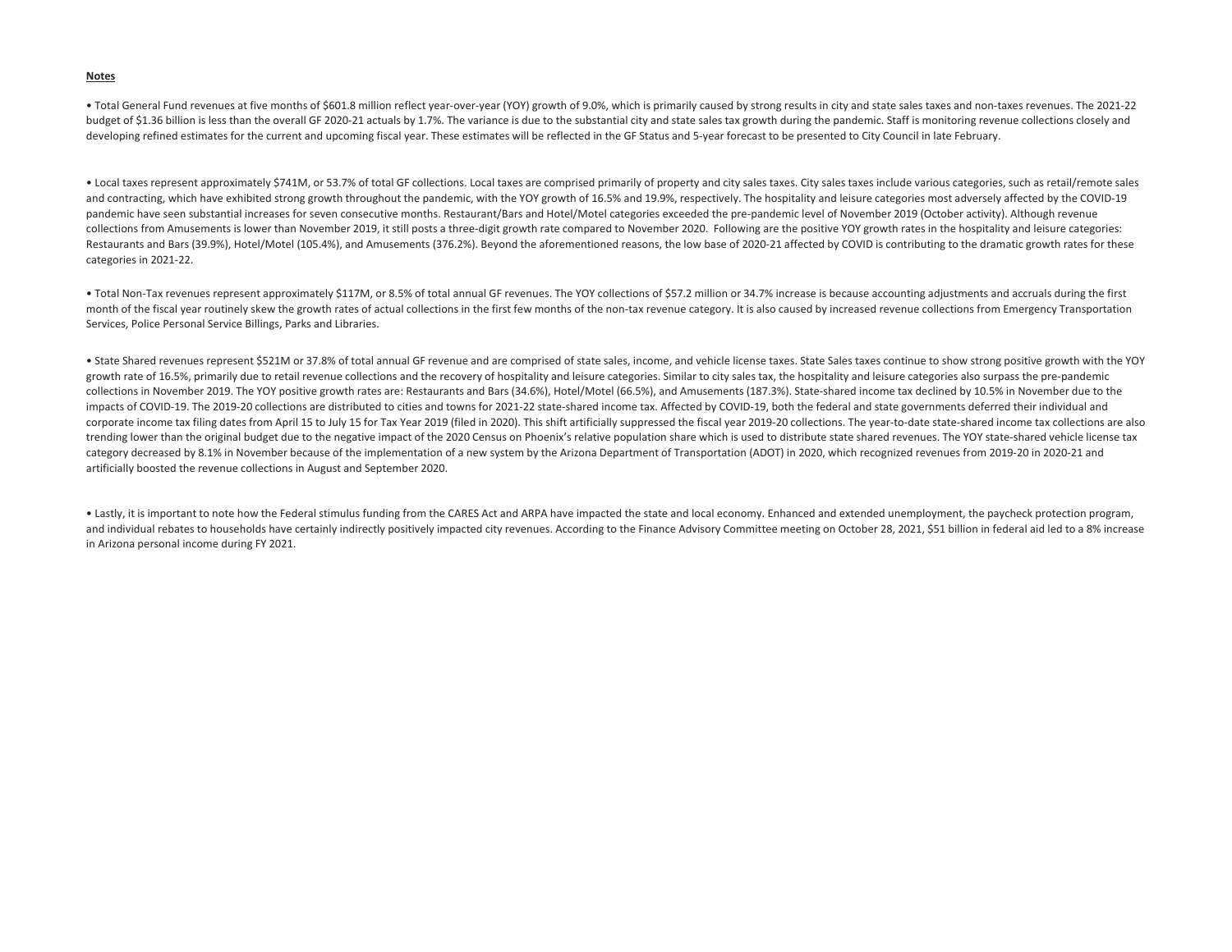**Notes**

• Total General Fund revenues at five months of $601.8 million reflect year-over-year (YOY) growth of 9.0%, which is primarily caused by strong results in city and state sales taxes and non-taxes revenues. The 2021-22 budget of $1.36 billion is less than the overall GF 2020-21 actuals by 1.7%. The variance is due to the substantial city and state sales tax growth during the pandemic. Staff is monitoring revenue collections closely and developing refined estimates for the current and upcoming fiscal year. These estimates will be reflected in the GF Status and 5-year forecast to be presented to City Council in late February.

• Local taxes represent approximately $741M, or 53.7% of total GF collections. Local taxes are comprised primarily of property and city sales taxes. City sales taxes include various categories, such as retail/remote sales and contracting, which have exhibited strong growth throughout the pandemic, with the YOY growth of 16.5% and 19.9%, respectively. The hospitality and leisure categories most adversely affected by the COVID-19 pandemic have seen substantial increases for seven consecutive months. Restaurant/Bars and Hotel/Motel categories exceeded the pre-pandemic level of November 2019 (October activity). Although revenue collections from Amusements is lower than November 2019, it still posts a three-digit growth rate compared to November 2020. Following are the positive YOY growth rates in the hospitality and leisure categories: Restaurants and Bars (39.9%), Hotel/Motel (105.4%), and Amusements (376.2%). Beyond the aforementioned reasons, the low base of 2020-21 affected by COVID is contributing to the dramatic growth rates for these categories in 2021-22.

• Total Non-Tax revenues represent approximately $117M, or 8.5% of total annual GF revenues. The YOY collections of $57.2 million or 34.7% increase is because accounting adjustments and accruals during the first month of the fiscal year routinely skew the growth rates of actual collections in the first few months of the non-tax revenue category. It is also caused by increased revenue collections from Emergency Transportation Services, Police Personal Service Billings, Parks and Libraries.

• State Shared revenues represent $521M or 37.8% of total annual GF revenue and are comprised of state sales, income, and vehicle license taxes. State Sales taxes continue to show strong positive growth with the YOY growth rate of 16.5%, primarily due to retail revenue collections and the recovery of hospitality and leisure categories. Similar to city sales tax, the hospitality and leisure categories also surpass the pre-pandemic collections in November 2019. The YOY positive growth rates are: Restaurants and Bars (34.6%), Hotel/Motel (66.5%), and Amusements (187.3%). State-shared income tax declined by 10.5% in November due to the impacts of COVID-19. The 2019-20 collections are distributed to cities and towns for 2021-22 state-shared income tax. Affected by COVID-19, both the federal and state governments deferred their individual and corporate income tax filing dates from April 15 to July 15 for Tax Year 2019 (filed in 2020). This shift artificially suppressed the fiscal year 2019-20 collections. The year-to-date state-shared income tax collections are also trending lower than the original budget due to the negative impact of the 2020 Census on Phoenix's relative population share which is used to distribute state shared revenues. The YOY state-shared vehicle license tax category decreased by 8.1% in November because of the implementation of a new system by the Arizona Department of Transportation (ADOT) in 2020, which recognized revenues from 2019-20 in 2020-21 and artificially boosted the revenue collections in August and September 2020.

• Lastly, it is important to note how the Federal stimulus funding from the CARES Act and ARPA have impacted the state and local economy. Enhanced and extended unemployment, the paycheck protection program, and individual rebates to households have certainly indirectly positively impacted city revenues. According to the Finance Advisory Committee meeting on October 28, 2021, $51 billion in federal aid led to a 8% increase in Arizona personal income during FY 2021.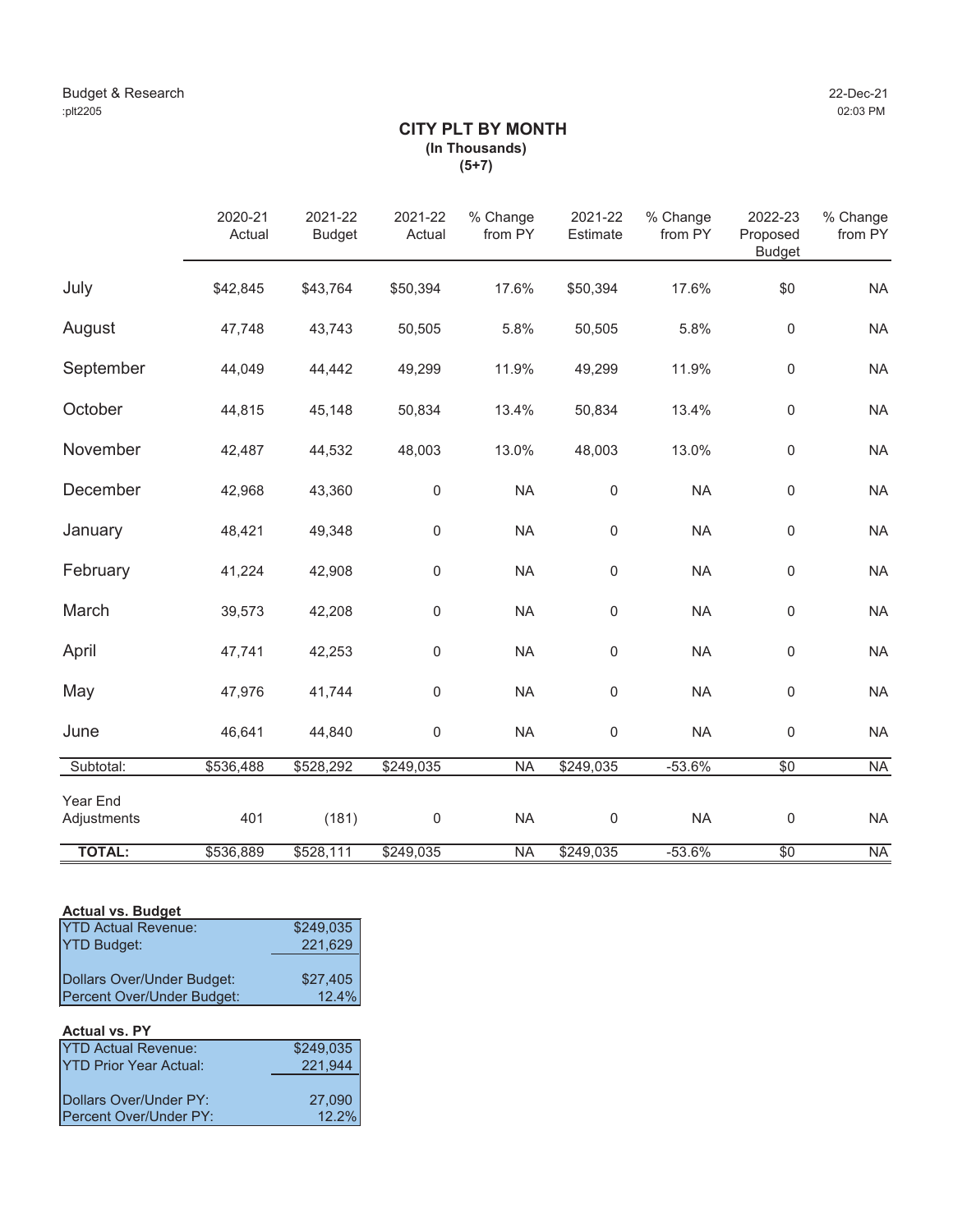Budget & Research
:plt2205

22-Dec-21
02:03 PM

# CITY PLT BY MONTH

**(In Thousands)**
**(5+7)**

| | 2020-21 Actual | 2021-22 Budget | 2021-22 Actual | % Change from PY | 2021-22 Estimate | % Change from PY | 2022-23 Proposed Budget | % Change from PY |
|---|---|---|---|---|---|---|---|---|
| July | $42,845 | $43,764 | $50,394 | 17.6% | $50,394 | 17.6% | $0 | NA |
| August | 47,748 | 43,743 | 50,505 | 5.8% | 50,505 | 5.8% | 0 | NA |
| September | 44,049 | 44,442 | 49,299 | 11.9% | 49,299 | 11.9% | 0 | NA |
| October | 44,815 | 45,148 | 50,834 | 13.4% | 50,834 | 13.4% | 0 | NA |
| November | 42,487 | 44,532 | 48,003 | 13.0% | 48,003 | 13.0% | 0 | NA |
| December | 42,968 | 43,360 | 0 | NA | 0 | NA | 0 | NA |
| January | 48,421 | 49,348 | 0 | NA | 0 | NA | 0 | NA |
| February | 41,224 | 42,908 | 0 | NA | 0 | NA | 0 | NA |
| March | 39,573 | 42,208 | 0 | NA | 0 | NA | 0 | NA |
| April | 47,741 | 42,253 | 0 | NA | 0 | NA | 0 | NA |
| May | 47,976 | 41,744 | 0 | NA | 0 | NA | 0 | NA |
| June | 46,641 | 44,840 | 0 | NA | 0 | NA | 0 | NA |
| Subtotal: | $536,488 | $528,292 | $249,035 | NA | $249,035 | -53.6% | $0 | NA |
| Year End Adjustments | 401 | (181) | 0 | NA | 0 | NA | 0 | NA |
| **TOTAL:** | $536,889 | $528,111 | $249,035 | NA | $249,035 | -53.6% | $0 | NA |

**Actual vs. Budget**

| | |
|---|---|
| YTD Actual Revenue: | $249,035 |
| YTD Budget: | 221,629 |
| Dollars Over/Under Budget: | $27,405 |
| Percent Over/Under Budget: | 12.4% |

**Actual vs. PY**

| | |
|---|---|
| YTD Actual Revenue: | $249,035 |
| YTD Prior Year Actual: | 221,944 |
| Dollars Over/Under PY: | 27,090 |
| Percent Over/Under PY: | 12.2% |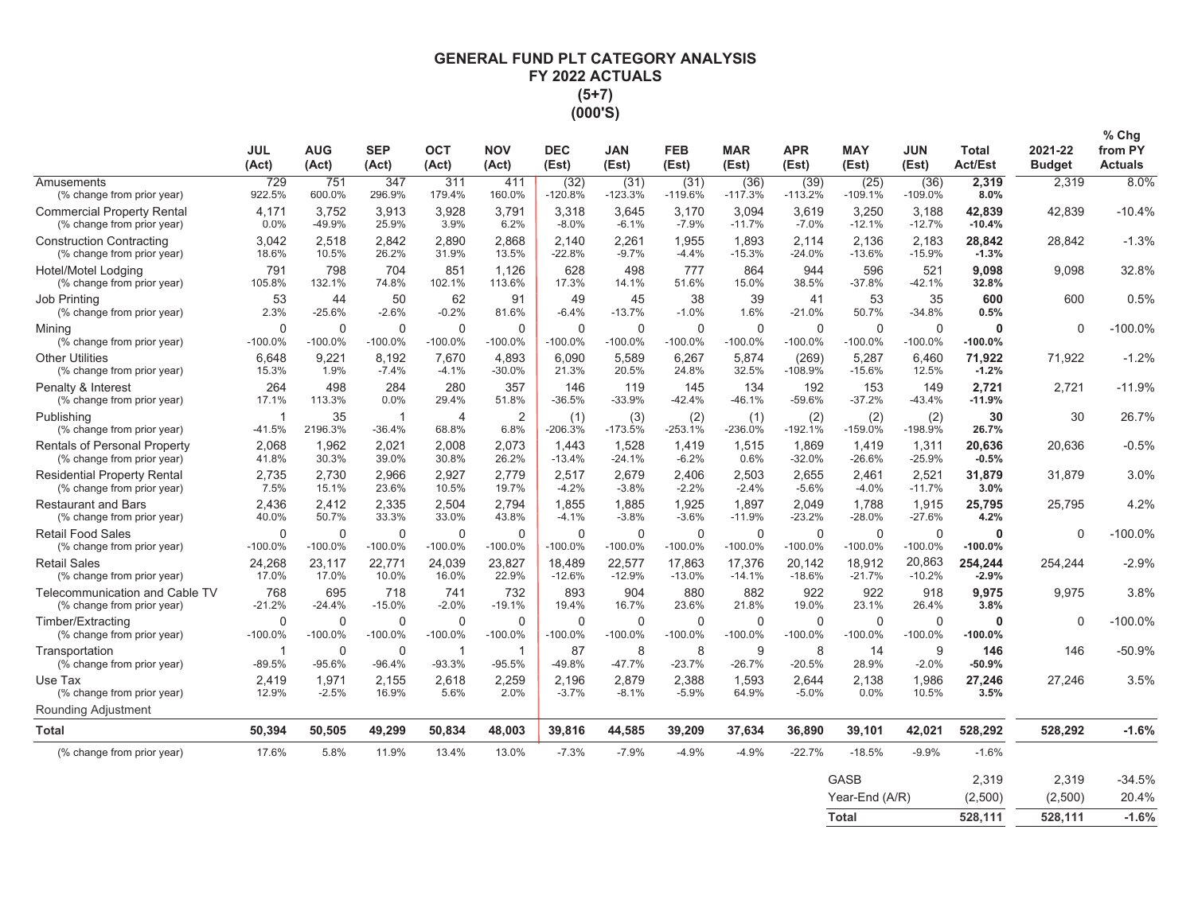# GENERAL FUND PLT CATEGORY ANALYSIS
## FY 2022 ACTUALS
## (5+7)
## (000'S)

| | JUL (Act) | AUG (Act) | SEP (Act) | OCT (Act) | NOV (Act) | DEC (Est) | JAN (Est) | FEB (Est) | MAR (Est) | APR (Est) | MAY (Est) | JUN (Est) | Total Act/Est | 2021-22 Budget | % Chg from PY Actuals |
|---|---|---|---|---|---|---|---|---|---|---|---|---|---|---|---|
| Amusements | 729 | 751 | 347 | 311 | 411 | (32) | (31) | (31) | (36) | (39) | (25) | (36) | **2,319** | 2,319 | 8.0% |
| (% change from prior year) | 922.5% | 600.0% | 296.9% | 179.4% | 160.0% | -120.8% | -123.3% | -119.6% | -117.3% | -113.2% | -109.1% | -109.0% | **8.0%** | | |
| Commercial Property Rental | 4,171 | 3,752 | 3,913 | 3,928 | 3,791 | 3,318 | 3,645 | 3,170 | 3,094 | 3,619 | 3,250 | 3,188 | **42,839** | 42,839 | -10.4% |
| (% change from prior year) | 0.0% | -49.9% | 25.9% | 3.9% | 6.2% | -8.0% | -6.1% | -7.9% | -11.7% | -7.0% | -12.1% | -12.7% | **-10.4%** | | |
| Construction Contracting | 3,042 | 2,518 | 2,842 | 2,890 | 2,868 | 2,140 | 2,261 | 1,955 | 1,893 | 2,114 | 2,136 | 2,183 | **28,842** | 28,842 | -1.3% |
| (% change from prior year) | 18.6% | 10.5% | 26.2% | 31.9% | 13.5% | -22.8% | -9.7% | -4.4% | -15.3% | -24.0% | -13.6% | -15.9% | **-1.3%** | | |
| Hotel/Motel Lodging | 791 | 798 | 704 | 851 | 1,126 | 628 | 498 | 777 | 864 | 944 | 596 | 521 | **9,098** | 9,098 | 32.8% |
| (% change from prior year) | 105.8% | 132.1% | 74.8% | 102.1% | 113.6% | 17.3% | 14.1% | 51.6% | 15.0% | 38.5% | -37.8% | -42.1% | **32.8%** | | |
| Job Printing | 53 | 44 | 50 | 62 | 91 | 49 | 45 | 38 | 39 | 41 | 53 | 35 | **600** | 600 | 0.5% |
| (% change from prior year) | 2.3% | -25.6% | -2.6% | -0.2% | 81.6% | -6.4% | -13.7% | -1.0% | 1.6% | -21.0% | 50.7% | -34.8% | **0.5%** | | |
| Mining | 0 | 0 | 0 | 0 | 0 | 0 | 0 | 0 | 0 | 0 | 0 | 0 | **0** | 0 | -100.0% |
| (% change from prior year) | -100.0% | -100.0% | -100.0% | -100.0% | -100.0% | -100.0% | -100.0% | -100.0% | -100.0% | -100.0% | -100.0% | -100.0% | **-100.0%** | | |
| Other Utilities | 6,648 | 9,221 | 8,192 | 7,670 | 4,893 | 6,090 | 5,589 | 6,267 | 5,874 | (269) | 5,287 | 6,460 | **71,922** | 71,922 | -1.2% |
| (% change from prior year) | 15.3% | 1.9% | -7.4% | -4.1% | -30.0% | 21.3% | 20.5% | 24.8% | 32.5% | -108.9% | -15.6% | 12.5% | **-1.2%** | | |
| Penalty & Interest | 264 | 498 | 284 | 280 | 357 | 146 | 119 | 145 | 134 | 192 | 153 | 149 | **2,721** | 2,721 | -11.9% |
| (% change from prior year) | 17.1% | 113.3% | 0.0% | 29.4% | 51.8% | -36.5% | -33.9% | -42.4% | -46.1% | -59.6% | -37.2% | -43.4% | **-11.9%** | | |
| Publishing | 1 | 35 | 1 | 4 | 2 | (1) | (3) | (2) | (1) | (2) | (2) | (2) | **30** | 30 | 26.7% |
| (% change from prior year) | -41.5% | 2196.3% | -36.4% | 68.8% | 6.8% | -206.3% | -173.5% | -253.1% | -236.0% | -192.1% | -159.0% | -198.9% | **26.7%** | | |
| Rentals of Personal Property | 2,068 | 1,962 | 2,021 | 2,008 | 2,073 | 1,443 | 1,528 | 1,419 | 1,515 | 1,869 | 1,419 | 1,311 | **20,636** | 20,636 | -0.5% |
| (% change from prior year) | 41.8% | 30.3% | 39.0% | 30.8% | 26.2% | -13.4% | -24.1% | -6.2% | 0.6% | -32.0% | -26.6% | -25.9% | **-0.5%** | | |
| Residential Property Rental | 2,735 | 2,730 | 2,966 | 2,927 | 2,779 | 2,517 | 2,679 | 2,406 | 2,503 | 2,655 | 2,461 | 2,521 | **31,879** | 31,879 | 3.0% |
| (% change from prior year) | 7.5% | 15.1% | 23.6% | 10.5% | 19.7% | -4.2% | -3.8% | -2.2% | -2.4% | -5.6% | -4.0% | -11.7% | **3.0%** | | |
| Restaurant and Bars | 2,436 | 2,412 | 2,335 | 2,504 | 2,794 | 1,855 | 1,885 | 1,925 | 1,897 | 2,049 | 1,788 | 1,915 | **25,795** | 25,795 | 4.2% |
| (% change from prior year) | 40.0% | 50.7% | 33.3% | 33.0% | 43.8% | -4.1% | -3.8% | -3.6% | -11.9% | -23.2% | -28.0% | -27.6% | **4.2%** | | |
| Retail Food Sales | 0 | 0 | 0 | 0 | 0 | 0 | 0 | 0 | 0 | 0 | 0 | 0 | **0** | 0 | -100.0% |
| (% change from prior year) | -100.0% | -100.0% | -100.0% | -100.0% | -100.0% | -100.0% | -100.0% | -100.0% | -100.0% | -100.0% | -100.0% | -100.0% | **-100.0%** | | |
| Retail Sales | 24,268 | 23,117 | 22,771 | 24,039 | 23,827 | 18,489 | 22,577 | 17,863 | 17,376 | 20,142 | 18,912 | 20,863 | **254,244** | 254,244 | -2.9% |
| (% change from prior year) | 17.0% | 17.0% | 10.0% | 16.0% | 22.9% | -12.6% | -12.9% | -13.0% | -14.1% | -18.6% | -21.7% | -10.2% | **-2.9%** | | |
| Telecommunication and Cable TV | 768 | 695 | 718 | 741 | 732 | 893 | 904 | 880 | 882 | 922 | 922 | 918 | **9,975** | 9,975 | 3.8% |
| (% change from prior year) | -21.2% | -24.4% | -15.0% | -2.0% | -19.1% | 19.4% | 16.7% | 23.6% | 21.8% | 19.0% | 23.1% | 26.4% | **3.8%** | | |
| Timber/Extracting | 0 | 0 | 0 | 0 | 0 | 0 | 0 | 0 | 0 | 0 | 0 | 0 | **0** | 0 | -100.0% |
| (% change from prior year) | -100.0% | -100.0% | -100.0% | -100.0% | -100.0% | -100.0% | -100.0% | -100.0% | -100.0% | -100.0% | -100.0% | -100.0% | **-100.0%** | | |
| Transportation | 1 | 0 | 0 | 1 | 1 | 87 | 8 | 8 | 9 | 8 | 14 | 9 | **146** | 146 | -50.9% |
| (% change from prior year) | -89.5% | -95.6% | -96.4% | -93.3% | -95.5% | -49.8% | -47.7% | -23.7% | -26.7% | -20.5% | 28.9% | -2.0% | **-50.9%** | | |
| Use Tax | 2,419 | 1,971 | 2,155 | 2,618 | 2,259 | 2,196 | 2,879 | 2,388 | 1,593 | 2,644 | 2,138 | 1,986 | **27,246** | 27,246 | 3.5% |
| (% change from prior year) | 12.9% | -2.5% | 16.9% | 5.6% | 2.0% | -3.7% | -8.1% | -5.9% | 64.9% | -5.0% | 0.0% | 10.5% | **3.5%** | | |
| Rounding Adjustment | | | | | | | | | | | | | | | |
| **Total** | **50,394** | **50,505** | **49,299** | **50,834** | **48,003** | **39,816** | **44,585** | **39,209** | **37,634** | **36,890** | **39,101** | **42,021** | **528,292** | **528,292** | **-1.6%** |
| (% change from prior year) | 17.6% | 5.8% | 11.9% | 13.4% | 13.0% | -7.3% | -7.9% | -4.9% | -4.9% | -22.7% | -18.5% | -9.9% | -1.6% | | |

| | Total Act/Est | 2021-22 Budget | % Chg from PY Actuals |
|---|---|---|---|
| GASB | 2,319 | 2,319 | -34.5% |
| Year-End (A/R) | (2,500) | (2,500) | 20.4% |
| **Total** | **528,111** | **528,111** | **-1.6%** |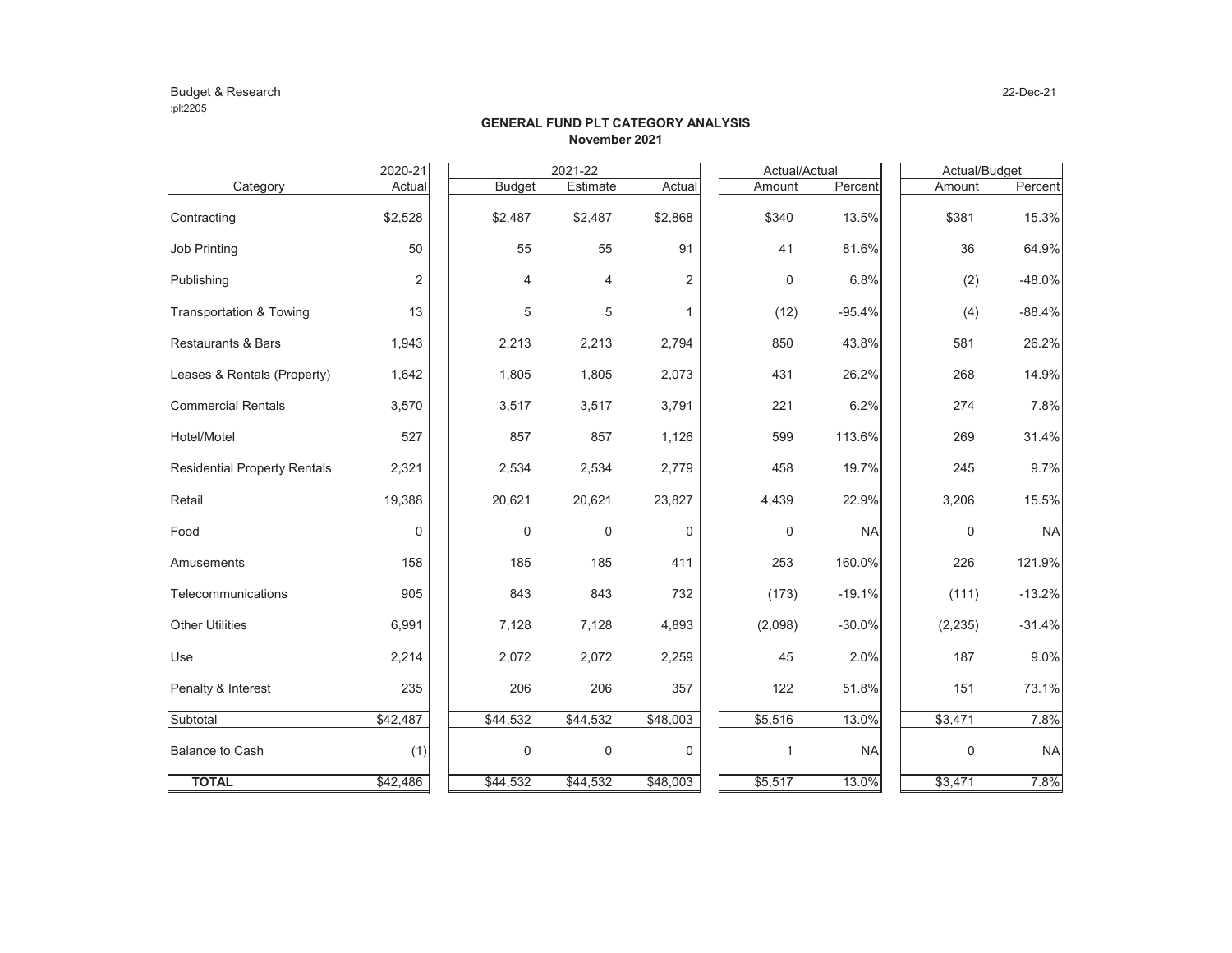Budget & Research
:plt2205

22-Dec-21

**GENERAL FUND PLT CATEGORY ANALYSIS**
**November 2021**

| Category | 2020-21 Actual | 2021-22 Budget | 2021-22 Estimate | 2021-22 Actual | Actual/Actual Amount | Actual/Actual Percent | Actual/Budget Amount | Actual/Budget Percent |
|---|---|---|---|---|---|---|---|---|
| Contracting | $2,528 | $2,487 | $2,487 | $2,868 | $340 | 13.5% | $381 | 15.3% |
| Job Printing | 50 | 55 | 55 | 91 | 41 | 81.6% | 36 | 64.9% |
| Publishing | 2 | 4 | 4 | 2 | 0 | 6.8% | (2) | -48.0% |
| Transportation & Towing | 13 | 5 | 5 | 1 | (12) | -95.4% | (4) | -88.4% |
| Restaurants & Bars | 1,943 | 2,213 | 2,213 | 2,794 | 850 | 43.8% | 581 | 26.2% |
| Leases & Rentals (Property) | 1,642 | 1,805 | 1,805 | 2,073 | 431 | 26.2% | 268 | 14.9% |
| Commercial Rentals | 3,570 | 3,517 | 3,517 | 3,791 | 221 | 6.2% | 274 | 7.8% |
| Hotel/Motel | 527 | 857 | 857 | 1,126 | 599 | 113.6% | 269 | 31.4% |
| Residential Property Rentals | 2,321 | 2,534 | 2,534 | 2,779 | 458 | 19.7% | 245 | 9.7% |
| Retail | 19,388 | 20,621 | 20,621 | 23,827 | 4,439 | 22.9% | 3,206 | 15.5% |
| Food | 0 | 0 | 0 | 0 | 0 | NA | 0 | NA |
| Amusements | 158 | 185 | 185 | 411 | 253 | 160.0% | 226 | 121.9% |
| Telecommunications | 905 | 843 | 843 | 732 | (173) | -19.1% | (111) | -13.2% |
| Other Utilities | 6,991 | 7,128 | 7,128 | 4,893 | (2,098) | -30.0% | (2,235) | -31.4% |
| Use | 2,214 | 2,072 | 2,072 | 2,259 | 45 | 2.0% | 187 | 9.0% |
| Penalty & Interest | 235 | 206 | 206 | 357 | 122 | 51.8% | 151 | 73.1% |
| Subtotal | $42,487 | $44,532 | $44,532 | $48,003 | $5,516 | 13.0% | $3,471 | 7.8% |
| Balance to Cash | (1) | 0 | 0 | 0 | 1 | NA | 0 | NA |
| **TOTAL** | $42,486 | $44,532 | $44,532 | $48,003 | $5,517 | 13.0% | $3,471 | 7.8% |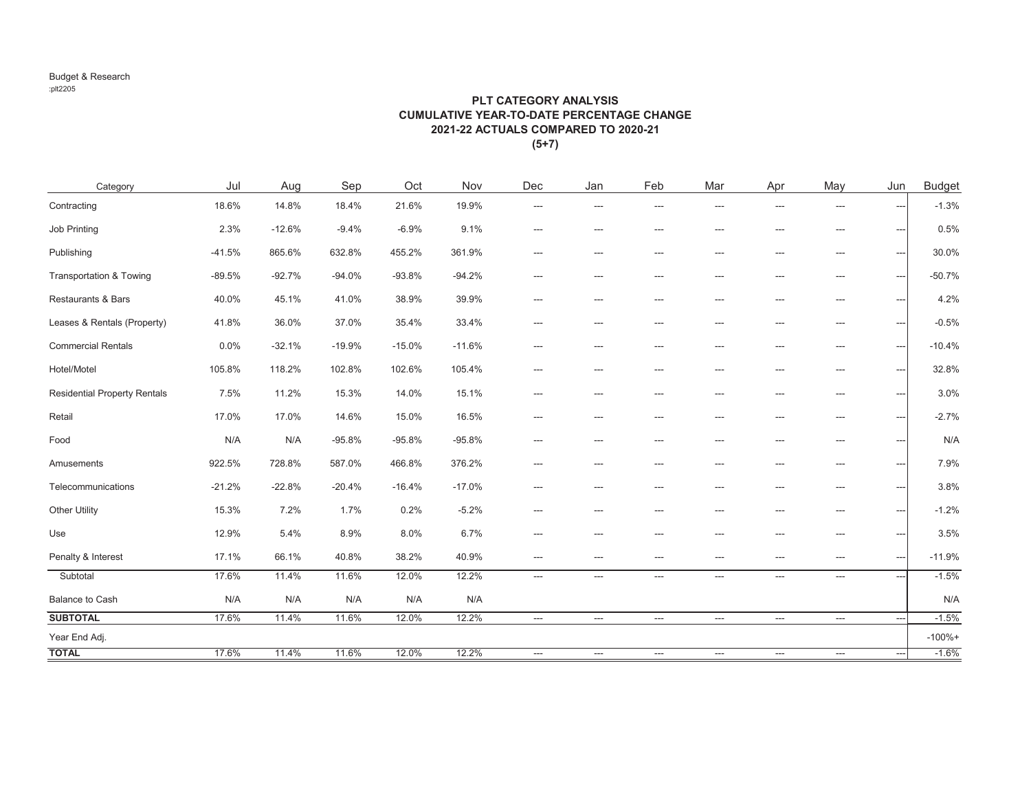Budget & Research
:plt2205

## PLT CATEGORY ANALYSIS
## CUMULATIVE YEAR-TO-DATE PERCENTAGE CHANGE
## 2021-22 ACTUALS COMPARED TO 2020-21
## (5+7)

| Category | Jul | Aug | Sep | Oct | Nov | Dec | Jan | Feb | Mar | Apr | May | Jun | Budget |
|---|---|---|---|---|---|---|---|---|---|---|---|---|---|
| Contracting | 18.6% | 14.8% | 18.4% | 21.6% | 19.9% | --- | --- | --- | --- | --- | --- | --- | -1.3% |
| Job Printing | 2.3% | -12.6% | -9.4% | -6.9% | 9.1% | --- | --- | --- | --- | --- | --- | --- | 0.5% |
| Publishing | -41.5% | 865.6% | 632.8% | 455.2% | 361.9% | --- | --- | --- | --- | --- | --- | --- | 30.0% |
| Transportation & Towing | -89.5% | -92.7% | -94.0% | -93.8% | -94.2% | --- | --- | --- | --- | --- | --- | --- | -50.7% |
| Restaurants & Bars | 40.0% | 45.1% | 41.0% | 38.9% | 39.9% | --- | --- | --- | --- | --- | --- | --- | 4.2% |
| Leases & Rentals (Property) | 41.8% | 36.0% | 37.0% | 35.4% | 33.4% | --- | --- | --- | --- | --- | --- | --- | -0.5% |
| Commercial Rentals | 0.0% | -32.1% | -19.9% | -15.0% | -11.6% | --- | --- | --- | --- | --- | --- | --- | -10.4% |
| Hotel/Motel | 105.8% | 118.2% | 102.8% | 102.6% | 105.4% | --- | --- | --- | --- | --- | --- | --- | 32.8% |
| Residential Property Rentals | 7.5% | 11.2% | 15.3% | 14.0% | 15.1% | --- | --- | --- | --- | --- | --- | --- | 3.0% |
| Retail | 17.0% | 17.0% | 14.6% | 15.0% | 16.5% | --- | --- | --- | --- | --- | --- | --- | -2.7% |
| Food | N/A | N/A | -95.8% | -95.8% | -95.8% | --- | --- | --- | --- | --- | --- | --- | N/A |
| Amusements | 922.5% | 728.8% | 587.0% | 466.8% | 376.2% | --- | --- | --- | --- | --- | --- | --- | 7.9% |
| Telecommunications | -21.2% | -22.8% | -20.4% | -16.4% | -17.0% | --- | --- | --- | --- | --- | --- | --- | 3.8% |
| Other Utility | 15.3% | 7.2% | 1.7% | 0.2% | -5.2% | --- | --- | --- | --- | --- | --- | --- | -1.2% |
| Use | 12.9% | 5.4% | 8.9% | 8.0% | 6.7% | --- | --- | --- | --- | --- | --- | --- | 3.5% |
| Penalty & Interest | 17.1% | 66.1% | 40.8% | 38.2% | 40.9% | --- | --- | --- | --- | --- | --- | --- | -11.9% |
| Subtotal | 17.6% | 11.4% | 11.6% | 12.0% | 12.2% | --- | --- | --- | --- | --- | --- | --- | -1.5% |
| Balance to Cash | N/A | N/A | N/A | N/A | N/A | | | | | | | | N/A |
| **SUBTOTAL** | 17.6% | 11.4% | 11.6% | 12.0% | 12.2% | --- | --- | --- | --- | --- | --- | --- | -1.5% |
| Year End Adj. | | | | | | | | | | | | | -100%+ |
| **TOTAL** | 17.6% | 11.4% | 11.6% | 12.0% | 12.2% | --- | --- | --- | --- | --- | --- | --- | -1.6% |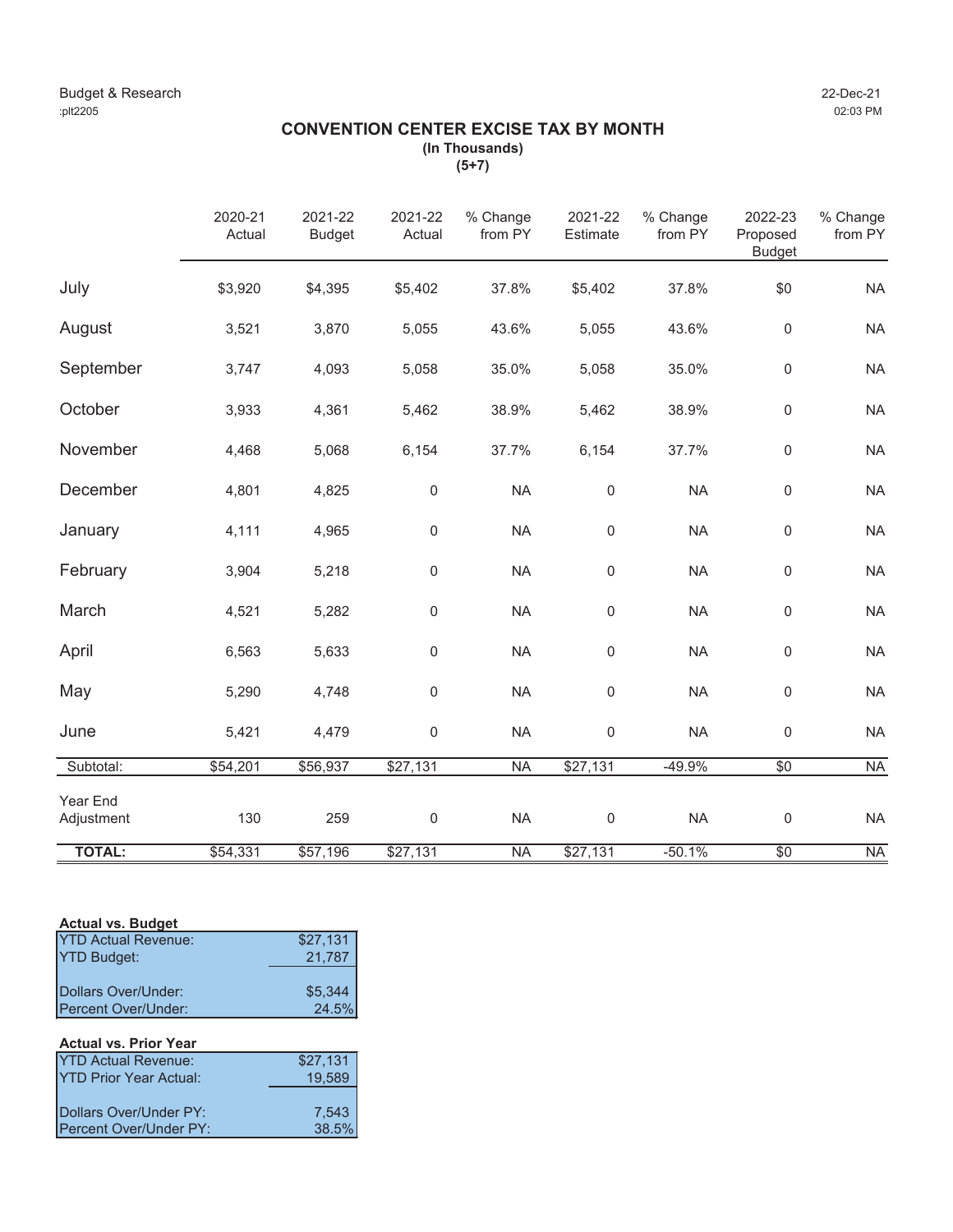Budget & Research
:plt2205

22-Dec-21
02:03 PM

## CONVENTION CENTER EXCISE TAX BY MONTH

**(In Thousands)**
**(5+7)**

| | 2020-21 Actual | 2021-22 Budget | 2021-22 Actual | % Change from PY | 2021-22 Estimate | % Change from PY | 2022-23 Proposed Budget | % Change from PY |
|---|---|---|---|---|---|---|---|---|
| July | $3,920 | $4,395 | $5,402 | 37.8% | $5,402 | 37.8% | $0 | NA |
| August | 3,521 | 3,870 | 5,055 | 43.6% | 5,055 | 43.6% | 0 | NA |
| September | 3,747 | 4,093 | 5,058 | 35.0% | 5,058 | 35.0% | 0 | NA |
| October | 3,933 | 4,361 | 5,462 | 38.9% | 5,462 | 38.9% | 0 | NA |
| November | 4,468 | 5,068 | 6,154 | 37.7% | 6,154 | 37.7% | 0 | NA |
| December | 4,801 | 4,825 | 0 | NA | 0 | NA | 0 | NA |
| January | 4,111 | 4,965 | 0 | NA | 0 | NA | 0 | NA |
| February | 3,904 | 5,218 | 0 | NA | 0 | NA | 0 | NA |
| March | 4,521 | 5,282 | 0 | NA | 0 | NA | 0 | NA |
| April | 6,563 | 5,633 | 0 | NA | 0 | NA | 0 | NA |
| May | 5,290 | 4,748 | 0 | NA | 0 | NA | 0 | NA |
| June | 5,421 | 4,479 | 0 | NA | 0 | NA | 0 | NA |
| Subtotal: | $54,201 | $56,937 | $27,131 | NA | $27,131 | -49.9% | $0 | NA |
| Year End Adjustment | 130 | 259 | 0 | NA | 0 | NA | 0 | NA |
| **TOTAL:** | $54,331 | $57,196 | $27,131 | NA | $27,131 | -50.1% | $0 | NA |

**Actual vs. Budget**

| | |
|---|---|
| YTD Actual Revenue: | $27,131 |
| YTD Budget: | 21,787 |
| Dollars Over/Under: | $5,344 |
| Percent Over/Under: | 24.5% |

**Actual vs. Prior Year**

| | |
|---|---|
| YTD Actual Revenue: | $27,131 |
| YTD Prior Year Actual: | 19,589 |
| Dollars Over/Under PY: | 7,543 |
| Percent Over/Under PY: | 38.5% |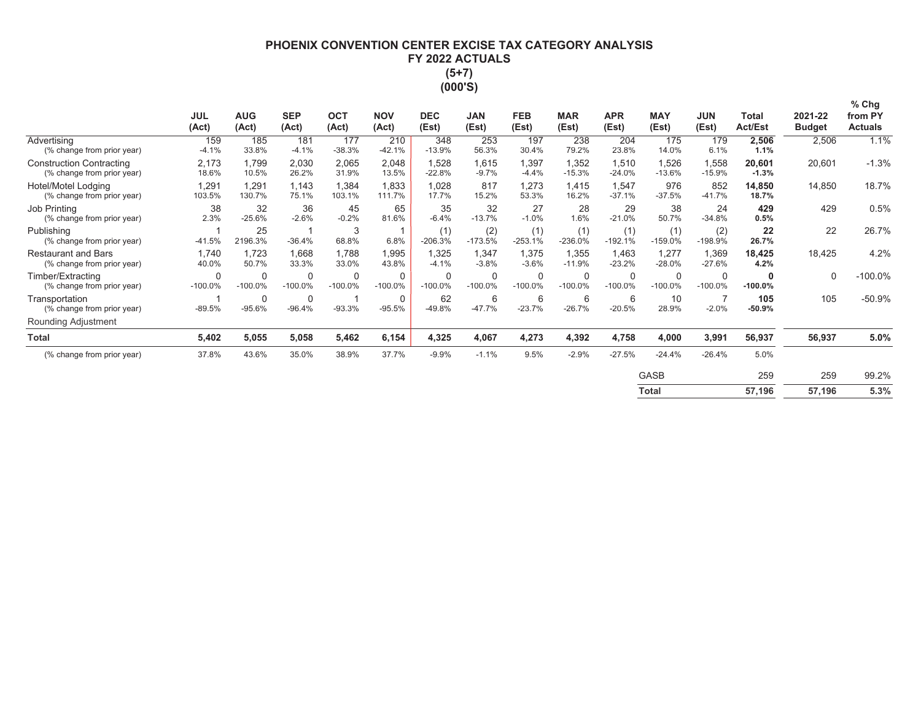# PHOENIX CONVENTION CENTER EXCISE TAX CATEGORY ANALYSIS
## FY 2022 ACTUALS
### (5+7)
### (000'S)

| | JUL (Act) | AUG (Act) | SEP (Act) | OCT (Act) | NOV (Act) | DEC (Est) | JAN (Est) | FEB (Est) | MAR (Est) | APR (Est) | MAY (Est) | JUN (Est) | Total Act/Est | 2021-22 Budget | % Chg from PY Actuals |
|---|---|---|---|---|---|---|---|---|---|---|---|---|---|---|---|
| Advertising | 159 | 185 | 181 | 177 | 210 | 348 | 253 | 197 | 238 | 204 | 175 | 179 | **2,506** | 2,506 | 1.1% |
| (% change from prior year) | -4.1% | 33.8% | -4.1% | -38.3% | -42.1% | -13.9% | 56.3% | 30.4% | 79.2% | 23.8% | 14.0% | 6.1% | **1.1%** | | |
| Construction Contracting | 2,173 | 1,799 | 2,030 | 2,065 | 2,048 | 1,528 | 1,615 | 1,397 | 1,352 | 1,510 | 1,526 | 1,558 | **20,601** | 20,601 | -1.3% |
| (% change from prior year) | 18.6% | 10.5% | 26.2% | 31.9% | 13.5% | -22.8% | -9.7% | -4.4% | -15.3% | -24.0% | -13.6% | -15.9% | **-1.3%** | | |
| Hotel/Motel Lodging | 1,291 | 1,291 | 1,143 | 1,384 | 1,833 | 1,028 | 817 | 1,273 | 1,415 | 1,547 | 976 | 852 | **14,850** | 14,850 | 18.7% |
| (% change from prior year) | 103.5% | 130.7% | 75.1% | 103.1% | 111.7% | 17.7% | 15.2% | 53.3% | 16.2% | -37.1% | -37.5% | -41.7% | **18.7%** | | |
| Job Printing | 38 | 32 | 36 | 45 | 65 | 35 | 32 | 27 | 28 | 29 | 38 | 24 | **429** | 429 | 0.5% |
| (% change from prior year) | 2.3% | -25.6% | -2.6% | -0.2% | 81.6% | -6.4% | -13.7% | -1.0% | 1.6% | -21.0% | 50.7% | -34.8% | **0.5%** | | |
| Publishing | 1 | 25 | 1 | 3 | 1 | (1) | (2) | (1) | (1) | (1) | (1) | (2) | **22** | 22 | 26.7% |
| (% change from prior year) | -41.5% | 2196.3% | -36.4% | 68.8% | 6.8% | -206.3% | -173.5% | -253.1% | -236.0% | -192.1% | -159.0% | -198.9% | **26.7%** | | |
| Restaurant and Bars | 1,740 | 1,723 | 1,668 | 1,788 | 1,995 | 1,325 | 1,347 | 1,375 | 1,355 | 1,463 | 1,277 | 1,369 | **18,425** | 18,425 | 4.2% |
| (% change from prior year) | 40.0% | 50.7% | 33.3% | 33.0% | 43.8% | -4.1% | -3.8% | -3.6% | -11.9% | -23.2% | -28.0% | -27.6% | **4.2%** | | |
| Timber/Extracting | 0 | 0 | 0 | 0 | 0 | 0 | 0 | 0 | 0 | 0 | 0 | 0 | **0** | 0 | -100.0% |
| (% change from prior year) | -100.0% | -100.0% | -100.0% | -100.0% | -100.0% | -100.0% | -100.0% | -100.0% | -100.0% | -100.0% | -100.0% | -100.0% | **-100.0%** | | |
| Transportation | 1 | 0 | 0 | 1 | 0 | 62 | 6 | 6 | 6 | 6 | 10 | 7 | **105** | 105 | -50.9% |
| (% change from prior year) | -89.5% | -95.6% | -96.4% | -93.3% | -95.5% | -49.8% | -47.7% | -23.7% | -26.7% | -20.5% | 28.9% | -2.0% | **-50.9%** | | |
| Rounding Adjustment | | | | | | | | | | | | | | | |
| **Total** | **5,402** | **5,055** | **5,058** | **5,462** | **6,154** | **4,325** | **4,067** | **4,273** | **4,392** | **4,758** | **4,000** | **3,991** | **56,937** | **56,937** | **5.0%** |
| (% change from prior year) | 37.8% | 43.6% | 35.0% | 38.9% | 37.7% | -9.9% | -1.1% | 9.5% | -2.9% | -27.5% | -24.4% | -26.4% | 5.0% | | |
| | | | | | | | | | | | GASB | | 259 | 259 | 99.2% |
| | | | | | | | | | | | **Total** | | **57,196** | **57,196** | **5.3%** |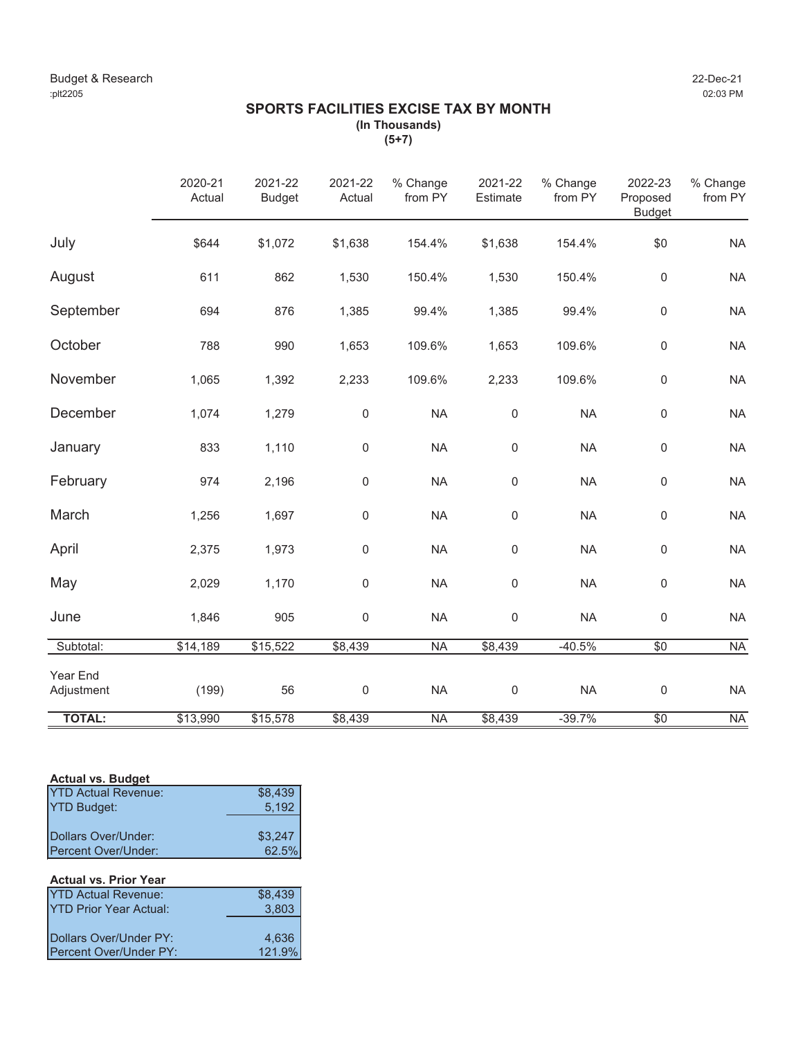Budget & Research
:plt2205

22-Dec-21
02:03 PM

## SPORTS FACILITIES EXCISE TAX BY MONTH

**(In Thousands)**
**(5+7)**

| | 2020-21 Actual | 2021-22 Budget | 2021-22 Actual | % Change from PY | 2021-22 Estimate | % Change from PY | 2022-23 Proposed Budget | % Change from PY |
|---|---|---|---|---|---|---|---|---|
| July | $644 | $1,072 | $1,638 | 154.4% | $1,638 | 154.4% | $0 | NA |
| August | 611 | 862 | 1,530 | 150.4% | 1,530 | 150.4% | 0 | NA |
| September | 694 | 876 | 1,385 | 99.4% | 1,385 | 99.4% | 0 | NA |
| October | 788 | 990 | 1,653 | 109.6% | 1,653 | 109.6% | 0 | NA |
| November | 1,065 | 1,392 | 2,233 | 109.6% | 2,233 | 109.6% | 0 | NA |
| December | 1,074 | 1,279 | 0 | NA | 0 | NA | 0 | NA |
| January | 833 | 1,110 | 0 | NA | 0 | NA | 0 | NA |
| February | 974 | 2,196 | 0 | NA | 0 | NA | 0 | NA |
| March | 1,256 | 1,697 | 0 | NA | 0 | NA | 0 | NA |
| April | 2,375 | 1,973 | 0 | NA | 0 | NA | 0 | NA |
| May | 2,029 | 1,170 | 0 | NA | 0 | NA | 0 | NA |
| June | 1,846 | 905 | 0 | NA | 0 | NA | 0 | NA |
| Subtotal: | $14,189 | $15,522 | $8,439 | NA | $8,439 | -40.5% | $0 | NA |
| Year End Adjustment | (199) | 56 | 0 | NA | 0 | NA | 0 | NA |
| **TOTAL:** | $13,990 | $15,578 | $8,439 | NA | $8,439 | -39.7% | $0 | NA |

**Actual vs. Budget**

| | |
|---|---|
| YTD Actual Revenue: | $8,439 |
| YTD Budget: | 5,192 |
| Dollars Over/Under: | $3,247 |
| Percent Over/Under: | 62.5% |

**Actual vs. Prior Year**

| | |
|---|---|
| YTD Actual Revenue: | $8,439 |
| YTD Prior Year Actual: | 3,803 |
| Dollars Over/Under PY: | 4,636 |
| Percent Over/Under PY: | 121.9% |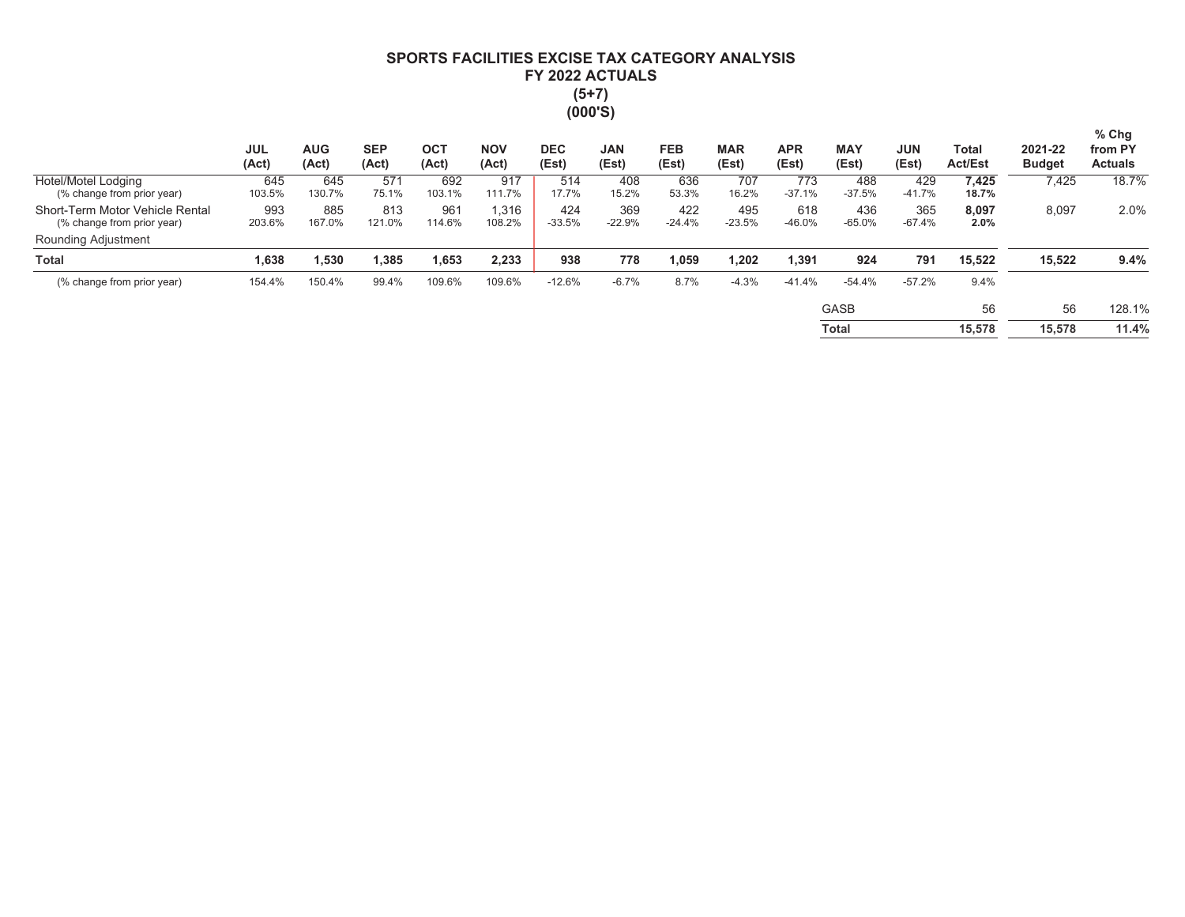## SPORTS FACILITIES EXCISE TAX CATEGORY ANALYSIS
## FY 2022 ACTUALS
## (5+7)
## (000'S)

| | JUL (Act) | AUG (Act) | SEP (Act) | OCT (Act) | NOV (Act) | DEC (Est) | JAN (Est) | FEB (Est) | MAR (Est) | APR (Est) | MAY (Est) | JUN (Est) | Total Act/Est | 2021-22 Budget | % Chg from PY Actuals |
|---|---|---|---|---|---|---|---|---|---|---|---|---|---|---|---|
| Hotel/Motel Lodging | 645 | 645 | 571 | 692 | 917 | 514 | 408 | 636 | 707 | 773 | 488 | 429 | **7,425** | 7,425 | 18.7% |
| (% change from prior year) | 103.5% | 130.7% | 75.1% | 103.1% | 111.7% | 17.7% | 15.2% | 53.3% | 16.2% | -37.1% | -37.5% | -41.7% | **18.7%** | | |
| Short-Term Motor Vehicle Rental | 993 | 885 | 813 | 961 | 1,316 | 424 | 369 | 422 | 495 | 618 | 436 | 365 | **8,097** | 8,097 | 2.0% |
| (% change from prior year) | 203.6% | 167.0% | 121.0% | 114.6% | 108.2% | -33.5% | -22.9% | -24.4% | -23.5% | -46.0% | -65.0% | -67.4% | **2.0%** | | |
| Rounding Adjustment | | | | | | | | | | | | | | | |
| **Total** | **1,638** | **1,530** | **1,385** | **1,653** | **2,233** | **938** | **778** | **1,059** | **1,202** | **1,391** | **924** | **791** | **15,522** | **15,522** | **9.4%** |
| (% change from prior year) | 154.4% | 150.4% | 99.4% | 109.6% | 109.6% | -12.6% | -6.7% | 8.7% | -4.3% | -41.4% | -54.4% | -57.2% | 9.4% | | |
| | | | | | | | | | | | GASB | | 56 | 56 | 128.1% |
| | | | | | | | | | | | **Total** | | **15,578** | **15,578** | **11.4%** |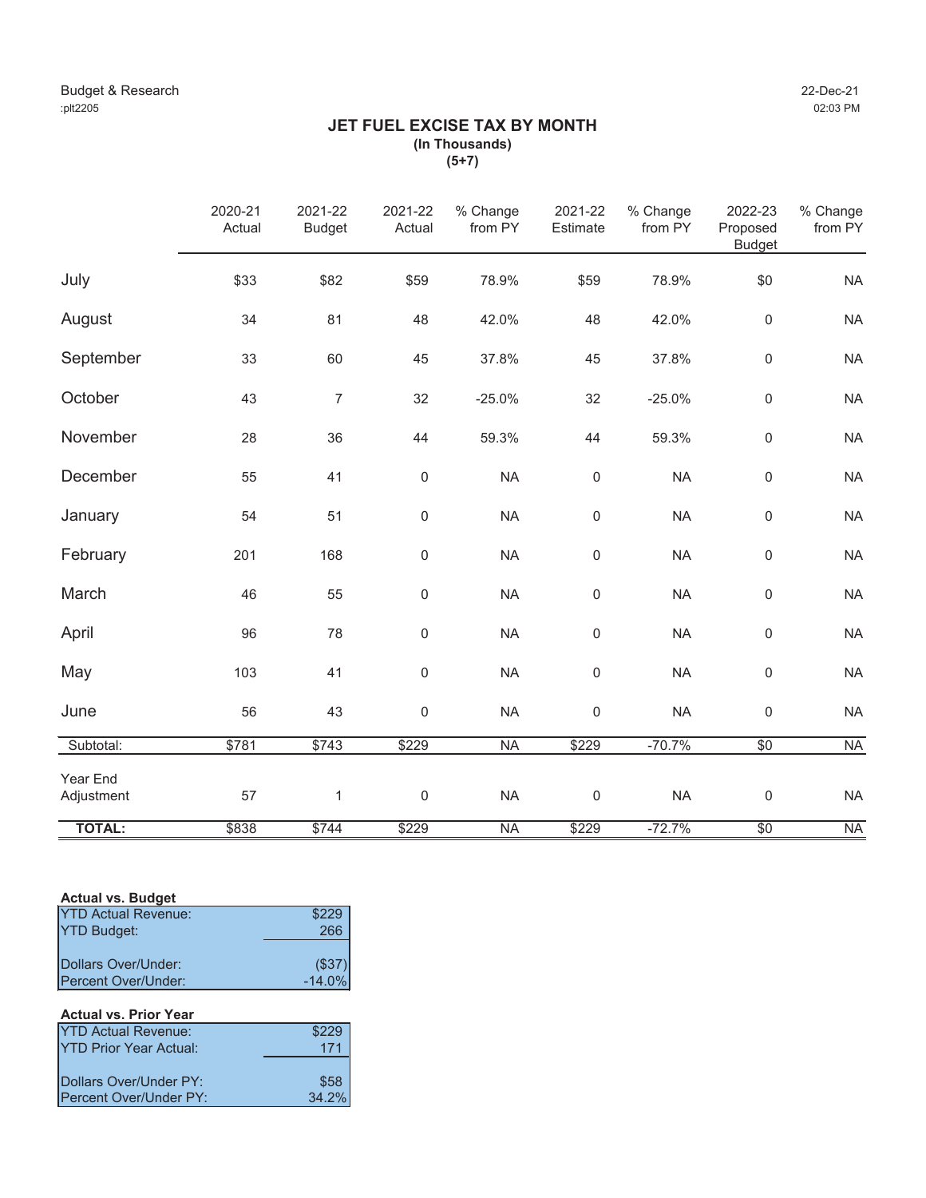Budget & Research
:plt2205

22-Dec-21
02:03 PM

# JET FUEL EXCISE TAX BY MONTH

**(In Thousands)**

**(5+7)**

| | 2020-21 Actual | 2021-22 Budget | 2021-22 Actual | % Change from PY | 2021-22 Estimate | % Change from PY | 2022-23 Proposed Budget | % Change from PY |
|---|---|---|---|---|---|---|---|---|
| July | $33 | $82 | $59 | 78.9% | $59 | 78.9% | $0 | NA |
| August | 34 | 81 | 48 | 42.0% | 48 | 42.0% | 0 | NA |
| September | 33 | 60 | 45 | 37.8% | 45 | 37.8% | 0 | NA |
| October | 43 | 7 | 32 | -25.0% | 32 | -25.0% | 0 | NA |
| November | 28 | 36 | 44 | 59.3% | 44 | 59.3% | 0 | NA |
| December | 55 | 41 | 0 | NA | 0 | NA | 0 | NA |
| January | 54 | 51 | 0 | NA | 0 | NA | 0 | NA |
| February | 201 | 168 | 0 | NA | 0 | NA | 0 | NA |
| March | 46 | 55 | 0 | NA | 0 | NA | 0 | NA |
| April | 96 | 78 | 0 | NA | 0 | NA | 0 | NA |
| May | 103 | 41 | 0 | NA | 0 | NA | 0 | NA |
| June | 56 | 43 | 0 | NA | 0 | NA | 0 | NA |
| Subtotal: | $781 | $743 | $229 | NA | $229 | -70.7% | $0 | NA |
| Year End Adjustment | 57 | 1 | 0 | NA | 0 | NA | 0 | NA |
| **TOTAL:** | $838 | $744 | $229 | NA | $229 | -72.7% | $0 | NA |

**Actual vs. Budget**

| | |
|---|---|
| YTD Actual Revenue: | $229 |
| YTD Budget: | 266 |
| Dollars Over/Under: | ($37) |
| Percent Over/Under: | -14.0% |

**Actual vs. Prior Year**

| | |
|---|---|
| YTD Actual Revenue: | $229 |
| YTD Prior Year Actual: | 171 |
| Dollars Over/Under PY: | $58 |
| Percent Over/Under PY: | 34.2% |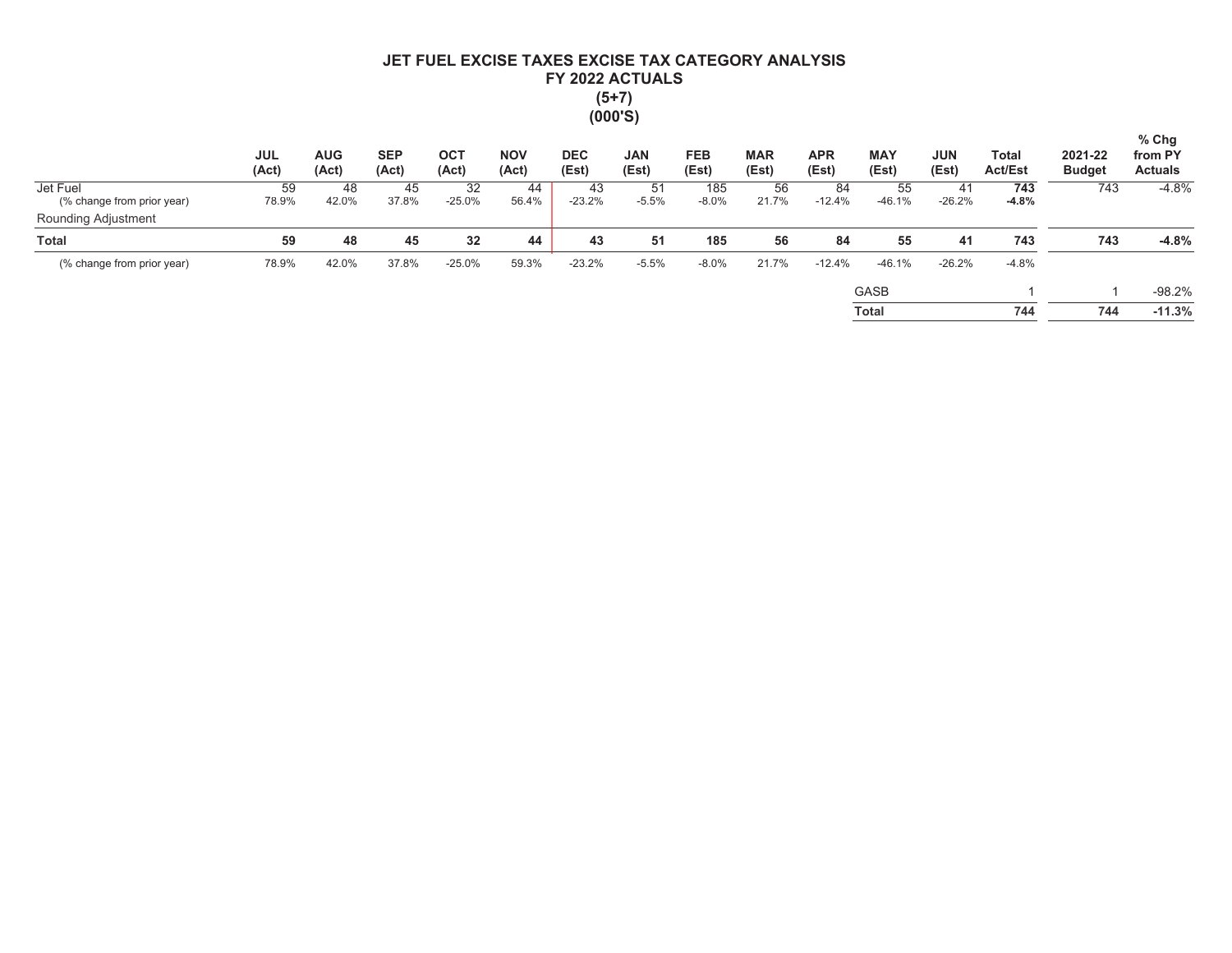# JET FUEL EXCISE TAXES EXCISE TAX CATEGORY ANALYSIS
## FY 2022 ACTUALS
## (5+7)
## (000'S)

| | JUL (Act) | AUG (Act) | SEP (Act) | OCT (Act) | NOV (Act) | DEC (Est) | JAN (Est) | FEB (Est) | MAR (Est) | APR (Est) | MAY (Est) | JUN (Est) | Total Act/Est | 2021-22 Budget | % Chg from PY Actuals |
|---|---|---|---|---|---|---|---|---|---|---|---|---|---|---|---|
| Jet Fuel | 59 | 48 | 45 | 32 | 44 | 43 | 51 | 185 | 56 | 84 | 55 | 41 | **743** | 743 | -4.8% |
| (% change from prior year) | 78.9% | 42.0% | 37.8% | -25.0% | 56.4% | -23.2% | -5.5% | -8.0% | 21.7% | -12.4% | -46.1% | -26.2% | **-4.8%** | | |
| Rounding Adjustment | | | | | | | | | | | | | | | |
| **Total** | **59** | **48** | **45** | **32** | **44** | **43** | **51** | **185** | **56** | **84** | **55** | **41** | **743** | **743** | **-4.8%** |
| (% change from prior year) | 78.9% | 42.0% | 37.8% | -25.0% | 59.3% | -23.2% | -5.5% | -8.0% | 21.7% | -12.4% | -46.1% | -26.2% | -4.8% | | |
| | | | | | | | | | | | GASB | | 1 | 1 | -98.2% |
| | | | | | | | | | | | **Total** | | **744** | **744** | **-11.3%** |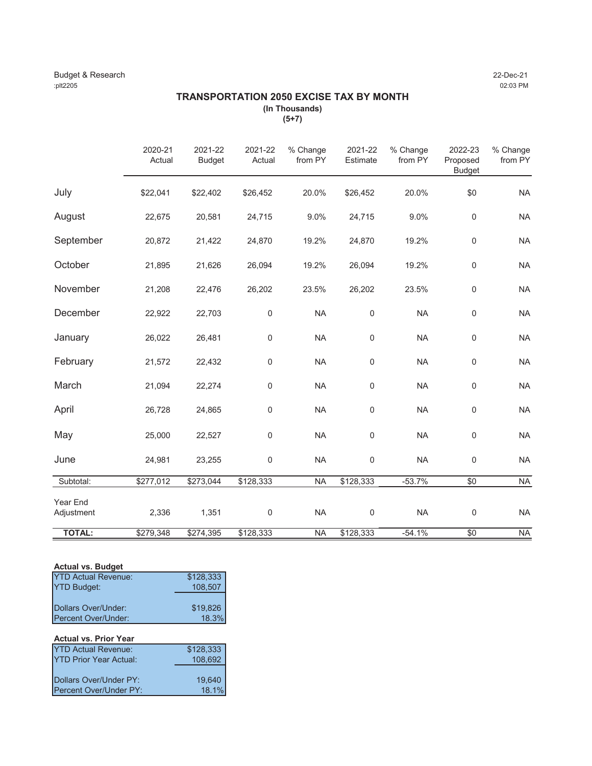Budget & Research
:plt2205

22-Dec-21
02:03 PM

## TRANSPORTATION 2050 EXCISE TAX BY MONTH

**(In Thousands)**
**(5+7)**

| | 2020-21 Actual | 2021-22 Budget | 2021-22 Actual | % Change from PY | 2021-22 Estimate | % Change from PY | 2022-23 Proposed Budget | % Change from PY |
|---|---|---|---|---|---|---|---|---|
| July | $22,041 | $22,402 | $26,452 | 20.0% | $26,452 | 20.0% | $0 | NA |
| August | 22,675 | 20,581 | 24,715 | 9.0% | 24,715 | 9.0% | 0 | NA |
| September | 20,872 | 21,422 | 24,870 | 19.2% | 24,870 | 19.2% | 0 | NA |
| October | 21,895 | 21,626 | 26,094 | 19.2% | 26,094 | 19.2% | 0 | NA |
| November | 21,208 | 22,476 | 26,202 | 23.5% | 26,202 | 23.5% | 0 | NA |
| December | 22,922 | 22,703 | 0 | NA | 0 | NA | 0 | NA |
| January | 26,022 | 26,481 | 0 | NA | 0 | NA | 0 | NA |
| February | 21,572 | 22,432 | 0 | NA | 0 | NA | 0 | NA |
| March | 21,094 | 22,274 | 0 | NA | 0 | NA | 0 | NA |
| April | 26,728 | 24,865 | 0 | NA | 0 | NA | 0 | NA |
| May | 25,000 | 22,527 | 0 | NA | 0 | NA | 0 | NA |
| June | 24,981 | 23,255 | 0 | NA | 0 | NA | 0 | NA |
| Subtotal: | $277,012 | $273,044 | $128,333 | NA | $128,333 | -53.7% | $0 | NA |
| Year End Adjustment | 2,336 | 1,351 | 0 | NA | 0 | NA | 0 | NA |
| **TOTAL:** | $279,348 | $274,395 | $128,333 | NA | $128,333 | -54.1% | $0 | NA |

**Actual vs. Budget**

| | |
|---|---|
| YTD Actual Revenue: | $128,333 |
| YTD Budget: | 108,507 |
| Dollars Over/Under: | $19,826 |
| Percent Over/Under: | 18.3% |

**Actual vs. Prior Year**

| | |
|---|---|
| YTD Actual Revenue: | $128,333 |
| YTD Prior Year Actual: | 108,692 |
| Dollars Over/Under PY: | 19,640 |
| Percent Over/Under PY: | 18.1% |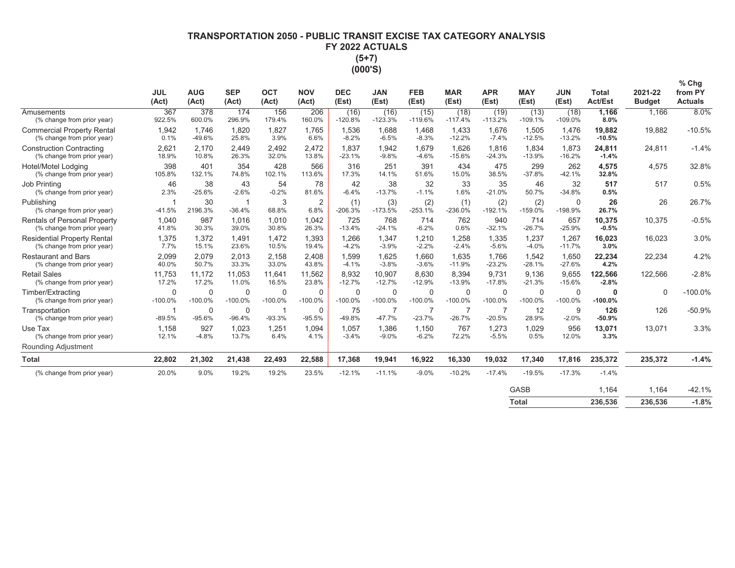# TRANSPORTATION 2050 - PUBLIC TRANSIT EXCISE TAX CATEGORY ANALYSIS
## FY 2022 ACTUALS
## (5+7)
## (000'S)

| | JUL (Act) | AUG (Act) | SEP (Act) | OCT (Act) | NOV (Act) | DEC (Est) | JAN (Est) | FEB (Est) | MAR (Est) | APR (Est) | MAY (Est) | JUN (Est) | Total Act/Est | 2021-22 Budget | % Chg from PY Actuals |
|---|---|---|---|---|---|---|---|---|---|---|---|---|---|---|---|
| Amusements | 367 | 378 | 174 | 156 | 206 | (16) | (16) | (15) | (18) | (19) | (13) | (18) | **1,166** | 1,166 | 8.0% |
| (% change from prior year) | 922.5% | 600.0% | 296.9% | 179.4% | 160.0% | -120.8% | -123.3% | -119.6% | -117.4% | -113.2% | -109.1% | -109.0% | **8.0%** | | |
| Commercial Property Rental | 1,942 | 1,746 | 1,820 | 1,827 | 1,765 | 1,536 | 1,688 | 1,468 | 1,433 | 1,676 | 1,505 | 1,476 | **19,882** | 19,882 | -10.5% |
| (% change from prior year) | 0.1% | -49.6% | 25.8% | 3.9% | 6.6% | -8.2% | -6.5% | -8.3% | -12.2% | -7.4% | -12.5% | -13.2% | **-10.5%** | | |
| Construction Contracting | 2,621 | 2,170 | 2,449 | 2,492 | 2,472 | 1,837 | 1,942 | 1,679 | 1,626 | 1,816 | 1,834 | 1,873 | **24,811** | 24,811 | -1.4% |
| (% change from prior year) | 18.9% | 10.8% | 26.3% | 32.0% | 13.8% | -23.1% | -9.8% | -4.6% | -15.6% | -24.3% | -13.9% | -16.2% | **-1.4%** | | |
| Hotel/Motel Lodging | 398 | 401 | 354 | 428 | 566 | 316 | 251 | 391 | 434 | 475 | 299 | 262 | **4,575** | 4,575 | 32.8% |
| (% change from prior year) | 105.8% | 132.1% | 74.8% | 102.1% | 113.6% | 17.3% | 14.1% | 51.6% | 15.0% | 38.5% | -37.8% | -42.1% | **32.8%** | | |
| Job Printing | 46 | 38 | 43 | 54 | 78 | 42 | 38 | 32 | 33 | 35 | 46 | 32 | **517** | 517 | 0.5% |
| (% change from prior year) | 2.3% | -25.6% | -2.6% | -0.2% | 81.6% | -6.4% | -13.7% | -1.1% | 1.6% | -21.0% | 50.7% | -34.8% | **0.5%** | | |
| Publishing | 1 | 30 | 1 | 3 | 2 | (1) | (3) | (2) | (1) | (2) | (2) | 0 | **26** | 26 | 26.7% |
| (% change from prior year) | -41.5% | 2196.3% | -36.4% | 68.8% | 6.8% | -206.3% | -173.5% | -253.1% | -236.0% | -192.1% | -159.0% | -198.9% | **26.7%** | | |
| Rentals of Personal Property | 1,040 | 987 | 1,016 | 1,010 | 1,042 | 725 | 768 | 714 | 762 | 940 | 714 | 657 | **10,375** | 10,375 | -0.5% |
| (% change from prior year) | 41.8% | 30.3% | 39.0% | 30.8% | 26.3% | -13.4% | -24.1% | -6.2% | 0.6% | -32.1% | -26.7% | -25.9% | **-0.5%** | | |
| Residential Property Rental | 1,375 | 1,372 | 1,491 | 1,472 | 1,393 | 1,266 | 1,347 | 1,210 | 1,258 | 1,335 | 1,237 | 1,267 | **16,023** | 16,023 | 3.0% |
| (% change from prior year) | 7.7% | 15.1% | 23.6% | 10.5% | 19.4% | -4.2% | -3.9% | -2.2% | -2.4% | -5.6% | -4.0% | -11.7% | **3.0%** | | |
| Restaurant and Bars | 2,099 | 2,079 | 2,013 | 2,158 | 2,408 | 1,599 | 1,625 | 1,660 | 1,635 | 1,766 | 1,542 | 1,650 | **22,234** | 22,234 | 4.2% |
| (% change from prior year) | 40.0% | 50.7% | 33.3% | 33.0% | 43.8% | -4.1% | -3.8% | -3.6% | -11.9% | -23.2% | -28.1% | -27.6% | **4.2%** | | |
| Retail Sales | 11,753 | 11,172 | 11,053 | 11,641 | 11,562 | 8,932 | 10,907 | 8,630 | 8,394 | 9,731 | 9,136 | 9,655 | **122,566** | 122,566 | -2.8% |
| (% change from prior year) | 17.2% | 17.2% | 11.0% | 16.5% | 23.8% | -12.7% | -12.7% | -12.9% | -13.9% | -17.8% | -21.3% | -15.6% | **-2.8%** | | |
| Timber/Extracting | 0 | 0 | 0 | 0 | 0 | 0 | 0 | 0 | 0 | 0 | 0 | 0 | **0** | 0 | -100.0% |
| (% change from prior year) | -100.0% | -100.0% | -100.0% | -100.0% | -100.0% | -100.0% | -100.0% | -100.0% | -100.0% | -100.0% | -100.0% | -100.0% | **-100.0%** | | |
| Transportation | 1 | 0 | 0 | 1 | 0 | 75 | 7 | 7 | 7 | 7 | 12 | 9 | **126** | 126 | -50.9% |
| (% change from prior year) | -89.5% | -95.6% | -96.4% | -93.3% | -95.5% | -49.8% | -47.7% | -23.7% | -26.7% | -20.5% | 28.9% | -2.0% | **-50.9%** | | |
| Use Tax | 1,158 | 927 | 1,023 | 1,251 | 1,094 | 1,057 | 1,386 | 1,150 | 767 | 1,273 | 1,029 | 956 | **13,071** | 13,071 | 3.3% |
| (% change from prior year) | 12.1% | -4.8% | 13.7% | 6.4% | 4.1% | -3.4% | -9.0% | -6.2% | 72.2% | -5.5% | 0.5% | 12.0% | **3.3%** | | |
| Rounding Adjustment | | | | | | | | | | | | | | | |
| **Total** | **22,802** | **21,302** | **21,438** | **22,493** | **22,588** | **17,368** | **19,941** | **16,922** | **16,330** | **19,032** | **17,340** | **17,816** | **235,372** | **235,372** | **-1.4%** |
| (% change from prior year) | 20.0% | 9.0% | 19.2% | 19.2% | 23.5% | -12.1% | -11.1% | -9.0% | -10.2% | -17.4% | -19.5% | -17.3% | -1.4% | | |
| | | | | | | | | | | | GASB | | 1,164 | 1,164 | -42.1% |
| | | | | | | | | | | | **Total** | | **236,536** | **236,536** | **-1.8%** |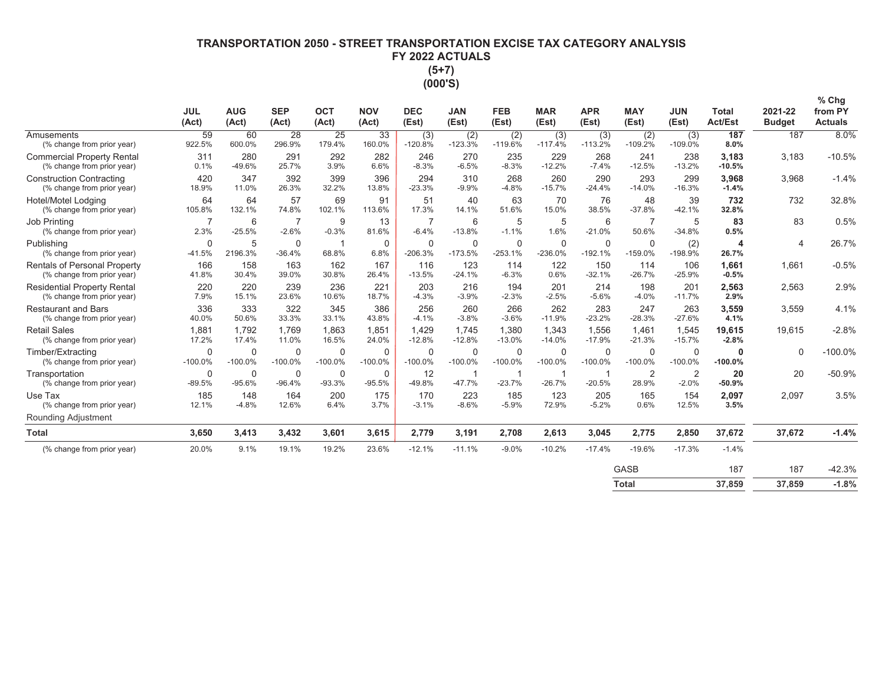# TRANSPORTATION 2050 - STREET TRANSPORTATION EXCISE TAX CATEGORY ANALYSIS
## FY 2022 ACTUALS
## (5+7)
## (000'S)

| | JUL (Act) | AUG (Act) | SEP (Act) | OCT (Act) | NOV (Act) | DEC (Est) | JAN (Est) | FEB (Est) | MAR (Est) | APR (Est) | MAY (Est) | JUN (Est) | Total Act/Est | 2021-22 Budget | % Chg from PY Actuals |
|---|---|---|---|---|---|---|---|---|---|---|---|---|---|---|---|
| Amusements | 59 | 60 | 28 | 25 | 33 | (3) | (2) | (2) | (3) | (3) | (2) | (3) | **187** | 187 | 8.0% |
| (% change from prior year) | 922.5% | 600.0% | 296.9% | 179.4% | 160.0% | -120.8% | -123.3% | -119.6% | -117.4% | -113.2% | -109.2% | -109.0% | **8.0%** | | |
| Commercial Property Rental | 311 | 280 | 291 | 292 | 282 | 246 | 270 | 235 | 229 | 268 | 241 | 238 | **3,183** | 3,183 | -10.5% |
| (% change from prior year) | 0.1% | -49.6% | 25.7% | 3.9% | 6.6% | -8.3% | -6.5% | -8.3% | -12.2% | -7.4% | -12.5% | -13.2% | **-10.5%** | | |
| Construction Contracting | 420 | 347 | 392 | 399 | 396 | 294 | 310 | 268 | 260 | 290 | 293 | 299 | **3,968** | 3,968 | -1.4% |
| (% change from prior year) | 18.9% | 11.0% | 26.3% | 32.2% | 13.8% | -23.3% | -9.9% | -4.8% | -15.7% | -24.4% | -14.0% | -16.3% | **-1.4%** | | |
| Hotel/Motel Lodging | 64 | 64 | 57 | 69 | 91 | 51 | 40 | 63 | 70 | 76 | 48 | 39 | **732** | 732 | 32.8% |
| (% change from prior year) | 105.8% | 132.1% | 74.8% | 102.1% | 113.6% | 17.3% | 14.1% | 51.6% | 15.0% | 38.5% | -37.8% | -42.1% | **32.8%** | | |
| Job Printing | 7 | 6 | 7 | 9 | 13 | 7 | 6 | 5 | 5 | 6 | 7 | 5 | **83** | 83 | 0.5% |
| (% change from prior year) | 2.3% | -25.5% | -2.6% | -0.3% | 81.6% | -6.4% | -13.8% | -1.1% | 1.6% | -21.0% | 50.6% | -34.8% | **0.5%** | | |
| Publishing | 0 | 5 | 0 | 1 | 0 | 0 | 0 | 0 | 0 | 0 | 0 | (2) | **4** | 4 | 26.7% |
| (% change from prior year) | -41.5% | 2196.3% | -36.4% | 68.8% | 6.8% | -206.3% | -173.5% | -253.1% | -236.0% | -192.1% | -159.0% | -198.9% | **26.7%** | | |
| Rentals of Personal Property | 166 | 158 | 163 | 162 | 167 | 116 | 123 | 114 | 122 | 150 | 114 | 106 | **1,661** | 1,661 | -0.5% |
| (% change from prior year) | 41.8% | 30.4% | 39.0% | 30.8% | 26.4% | -13.5% | -24.1% | -6.3% | 0.6% | -32.1% | -26.7% | -25.9% | **-0.5%** | | |
| Residential Property Rental | 220 | 220 | 239 | 236 | 221 | 203 | 216 | 194 | 201 | 214 | 198 | 201 | **2,563** | 2,563 | 2.9% |
| (% change from prior year) | 7.9% | 15.1% | 23.6% | 10.6% | 18.7% | -4.3% | -3.9% | -2.3% | -2.5% | -5.6% | -4.0% | -11.7% | **2.9%** | | |
| Restaurant and Bars | 336 | 333 | 322 | 345 | 386 | 256 | 260 | 266 | 262 | 283 | 247 | 263 | **3,559** | 3,559 | 4.1% |
| (% change from prior year) | 40.0% | 50.6% | 33.3% | 33.1% | 43.8% | -4.1% | -3.8% | -3.6% | -11.9% | -23.2% | -28.3% | -27.6% | **4.1%** | | |
| Retail Sales | 1,881 | 1,792 | 1,769 | 1,863 | 1,851 | 1,429 | 1,745 | 1,380 | 1,343 | 1,556 | 1,461 | 1,545 | **19,615** | 19,615 | -2.8% |
| (% change from prior year) | 17.2% | 17.4% | 11.0% | 16.5% | 24.0% | -12.8% | -12.8% | -13.0% | -14.0% | -17.9% | -21.3% | -15.7% | **-2.8%** | | |
| Timber/Extracting | 0 | 0 | 0 | 0 | 0 | 0 | 0 | 0 | 0 | 0 | 0 | 0 | **0** | 0 | -100.0% |
| (% change from prior year) | -100.0% | -100.0% | -100.0% | -100.0% | -100.0% | -100.0% | -100.0% | -100.0% | -100.0% | -100.0% | -100.0% | -100.0% | **-100.0%** | | |
| Transportation | 0 | 0 | 0 | 0 | 0 | 12 | 1 | 1 | 1 | 1 | 2 | 2 | **20** | 20 | -50.9% |
| (% change from prior year) | -89.5% | -95.6% | -96.4% | -93.3% | -95.5% | -49.8% | -47.7% | -23.7% | -26.7% | -20.5% | 28.9% | -2.0% | **-50.9%** | | |
| Use Tax | 185 | 148 | 164 | 200 | 175 | 170 | 223 | 185 | 123 | 205 | 165 | 154 | **2,097** | 2,097 | 3.5% |
| (% change from prior year) | 12.1% | -4.8% | 12.6% | 6.4% | 3.7% | -3.1% | -8.6% | -5.9% | 72.9% | -5.2% | 0.6% | 12.5% | **3.5%** | | |
| Rounding Adjustment | | | | | | | | | | | | | | | |
| **Total** | **3,650** | **3,413** | **3,432** | **3,601** | **3,615** | **2,779** | **3,191** | **2,708** | **2,613** | **3,045** | **2,775** | **2,850** | **37,672** | **37,672** | **-1.4%** |
| (% change from prior year) | 20.0% | 9.1% | 19.1% | 19.2% | 23.6% | -12.1% | -11.1% | -9.0% | -10.2% | -17.4% | -19.6% | -17.3% | -1.4% | | |
| | | | | | | | | | | | GASB | | 187 | 187 | -42.3% |
| | | | | | | | | | | | **Total** | | **37,859** | **37,859** | **-1.8%** |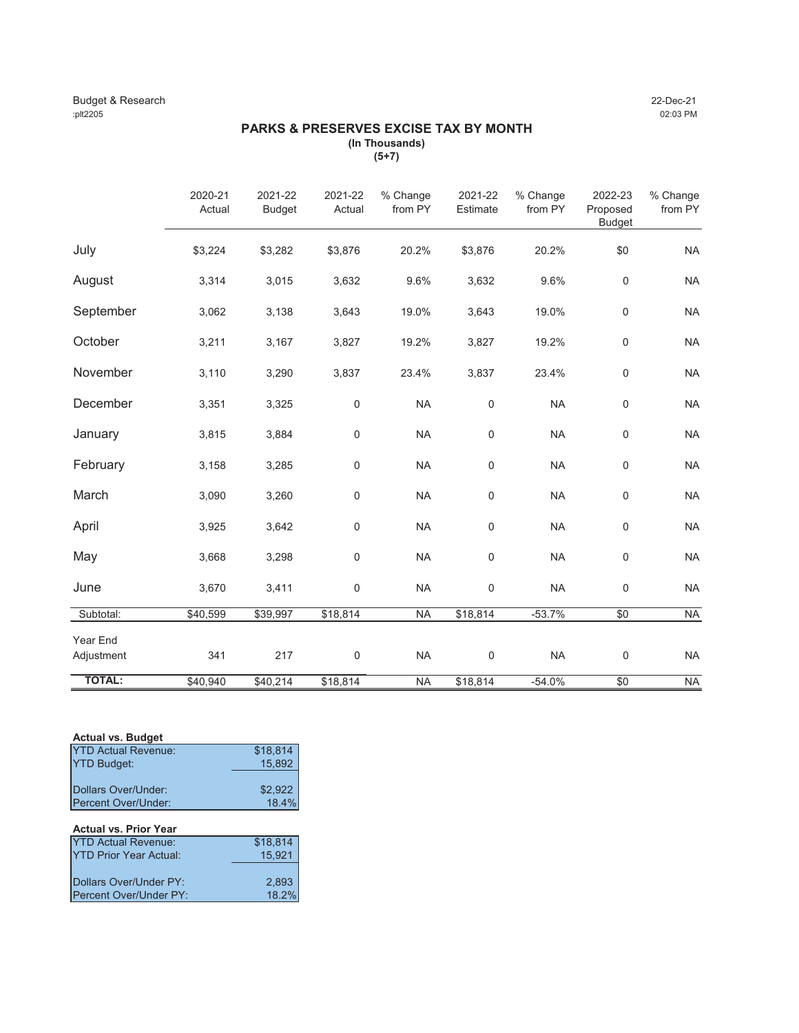Budget & Research
:plt2205

22-Dec-21
02:03 PM

## PARKS & PRESERVES EXCISE TAX BY MONTH

**(In Thousands)**
**(5+7)**

| | 2020-21 Actual | 2021-22 Budget | 2021-22 Actual | % Change from PY | 2021-22 Estimate | % Change from PY | 2022-23 Proposed Budget | % Change from PY |
|---|---|---|---|---|---|---|---|---|
| July | $3,224 | $3,282 | $3,876 | 20.2% | $3,876 | 20.2% | $0 | NA |
| August | 3,314 | 3,015 | 3,632 | 9.6% | 3,632 | 9.6% | 0 | NA |
| September | 3,062 | 3,138 | 3,643 | 19.0% | 3,643 | 19.0% | 0 | NA |
| October | 3,211 | 3,167 | 3,827 | 19.2% | 3,827 | 19.2% | 0 | NA |
| November | 3,110 | 3,290 | 3,837 | 23.4% | 3,837 | 23.4% | 0 | NA |
| December | 3,351 | 3,325 | 0 | NA | 0 | NA | 0 | NA |
| January | 3,815 | 3,884 | 0 | NA | 0 | NA | 0 | NA |
| February | 3,158 | 3,285 | 0 | NA | 0 | NA | 0 | NA |
| March | 3,090 | 3,260 | 0 | NA | 0 | NA | 0 | NA |
| April | 3,925 | 3,642 | 0 | NA | 0 | NA | 0 | NA |
| May | 3,668 | 3,298 | 0 | NA | 0 | NA | 0 | NA |
| June | 3,670 | 3,411 | 0 | NA | 0 | NA | 0 | NA |
| Subtotal: | $40,599 | $39,997 | $18,814 | NA | $18,814 | -53.7% | $0 | NA |
| Year End Adjustment | 341 | 217 | 0 | NA | 0 | NA | 0 | NA |
| **TOTAL:** | $40,940 | $40,214 | $18,814 | NA | $18,814 | -54.0% | $0 | NA |

**Actual vs. Budget**

| | |
|---|---|
| YTD Actual Revenue: | $18,814 |
| YTD Budget: | 15,892 |
| Dollars Over/Under: | $2,922 |
| Percent Over/Under: | 18.4% |

**Actual vs. Prior Year**

| | |
|---|---|
| YTD Actual Revenue: | $18,814 |
| YTD Prior Year Actual: | 15,921 |
| Dollars Over/Under PY: | 2,893 |
| Percent Over/Under PY: | 18.2% |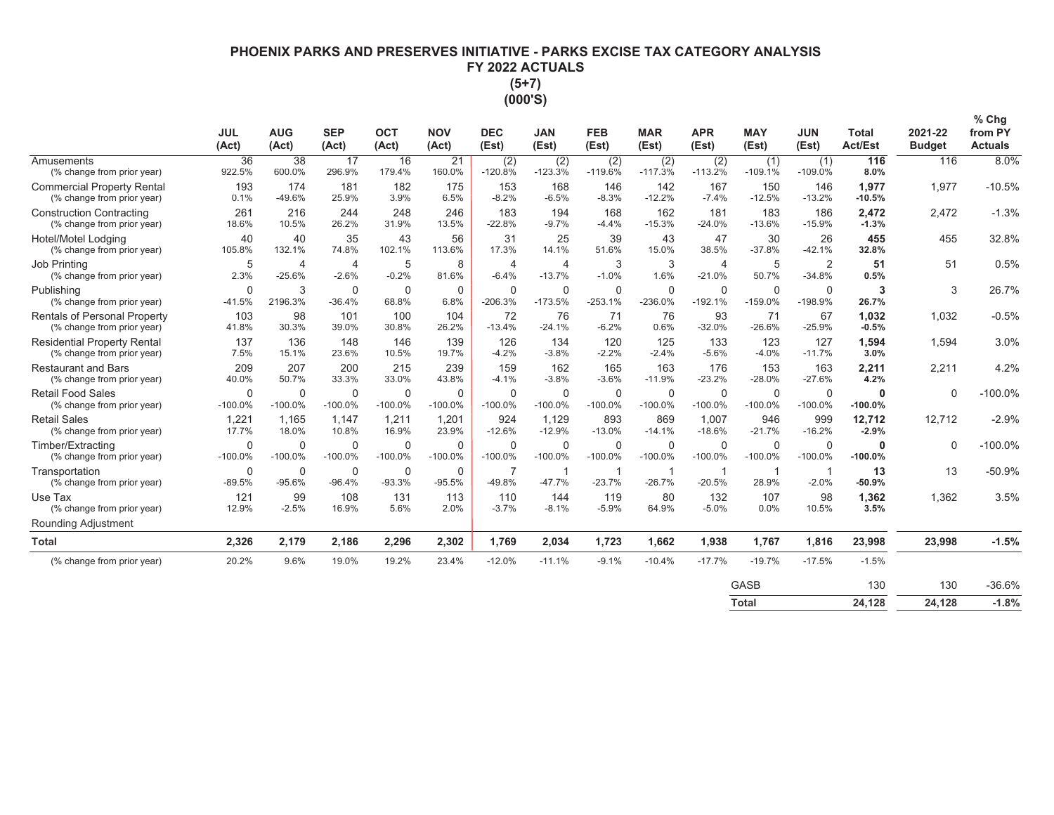# PHOENIX PARKS AND PRESERVES INITIATIVE - PARKS EXCISE TAX CATEGORY ANALYSIS
## FY 2022 ACTUALS
## (5+7)
## (000'S)

| | JUL (Act) | AUG (Act) | SEP (Act) | OCT (Act) | NOV (Act) | DEC (Est) | JAN (Est) | FEB (Est) | MAR (Est) | APR (Est) | MAY (Est) | JUN (Est) | Total Act/Est | 2021-22 Budget | % Chg from PY Actuals |
|---|---|---|---|---|---|---|---|---|---|---|---|---|---|---|---|
| Amusements | 36 | 38 | 17 | 16 | 21 | (2) | (2) | (2) | (2) | (2) | (1) | (1) | **116** | 116 | 8.0% |
| (% change from prior year) | 922.5% | 600.0% | 296.9% | 179.4% | 160.0% | -120.8% | -123.3% | -119.6% | -117.3% | -113.2% | -109.1% | -109.0% | **8.0%** | | |
| Commercial Property Rental | 193 | 174 | 181 | 182 | 175 | 153 | 168 | 146 | 142 | 167 | 150 | 146 | **1,977** | 1,977 | -10.5% |
| (% change from prior year) | 0.1% | -49.6% | 25.9% | 3.9% | 6.5% | -8.2% | -6.5% | -8.3% | -12.2% | -7.4% | -12.5% | -13.2% | **-10.5%** | | |
| Construction Contracting | 261 | 216 | 244 | 248 | 246 | 183 | 194 | 168 | 162 | 181 | 183 | 186 | **2,472** | 2,472 | -1.3% |
| (% change from prior year) | 18.6% | 10.5% | 26.2% | 31.9% | 13.5% | -22.8% | -9.7% | -4.4% | -15.3% | -24.0% | -13.6% | -15.9% | **-1.3%** | | |
| Hotel/Motel Lodging | 40 | 40 | 35 | 43 | 56 | 31 | 25 | 39 | 43 | 47 | 30 | 26 | **455** | 455 | 32.8% |
| (% change from prior year) | 105.8% | 132.1% | 74.8% | 102.1% | 113.6% | 17.3% | 14.1% | 51.6% | 15.0% | 38.5% | -37.8% | -42.1% | **32.8%** | | |
| Job Printing | 5 | 4 | 4 | 5 | 8 | 4 | 4 | 3 | 3 | 4 | 5 | 2 | **51** | 51 | 0.5% |
| (% change from prior year) | 2.3% | -25.6% | -2.6% | -0.2% | 81.6% | -6.4% | -13.7% | -1.0% | 1.6% | -21.0% | 50.7% | -34.8% | **0.5%** | | |
| Publishing | 0 | 3 | 0 | 0 | 0 | 0 | 0 | 0 | 0 | 0 | 0 | 0 | **3** | 3 | 26.7% |
| (% change from prior year) | -41.5% | 2196.3% | -36.4% | 68.8% | 6.8% | -206.3% | -173.5% | -253.1% | -236.0% | -192.1% | -159.0% | -198.9% | **26.7%** | | |
| Rentals of Personal Property | 103 | 98 | 101 | 100 | 104 | 72 | 76 | 71 | 76 | 93 | 71 | 67 | **1,032** | 1,032 | -0.5% |
| (% change from prior year) | 41.8% | 30.3% | 39.0% | 30.8% | 26.2% | -13.4% | -24.1% | -6.2% | 0.6% | -32.0% | -26.6% | -25.9% | **-0.5%** | | |
| Residential Property Rental | 137 | 136 | 148 | 146 | 139 | 126 | 134 | 120 | 125 | 133 | 123 | 127 | **1,594** | 1,594 | 3.0% |
| (% change from prior year) | 7.5% | 15.1% | 23.6% | 10.5% | 19.7% | -4.2% | -3.8% | -2.2% | -2.4% | -5.6% | -4.0% | -11.7% | **3.0%** | | |
| Restaurant and Bars | 209 | 207 | 200 | 215 | 239 | 159 | 162 | 165 | 163 | 176 | 153 | 163 | **2,211** | 2,211 | 4.2% |
| (% change from prior year) | 40.0% | 50.7% | 33.3% | 33.0% | 43.8% | -4.1% | -3.8% | -3.6% | -11.9% | -23.2% | -28.0% | -27.6% | **4.2%** | | |
| Retail Food Sales | 0 | 0 | 0 | 0 | 0 | 0 | 0 | 0 | 0 | 0 | 0 | 0 | **0** | 0 | -100.0% |
| (% change from prior year) | -100.0% | -100.0% | -100.0% | -100.0% | -100.0% | -100.0% | -100.0% | -100.0% | -100.0% | -100.0% | -100.0% | -100.0% | **-100.0%** | | |
| Retail Sales | 1,221 | 1,165 | 1,147 | 1,211 | 1,201 | 924 | 1,129 | 893 | 869 | 1,007 | 946 | 999 | **12,712** | 12,712 | -2.9% |
| (% change from prior year) | 17.7% | 18.0% | 10.8% | 16.9% | 23.9% | -12.6% | -12.9% | -13.0% | -14.1% | -18.6% | -21.7% | -16.2% | **-2.9%** | | |
| Timber/Extracting | 0 | 0 | 0 | 0 | 0 | 0 | 0 | 0 | 0 | 0 | 0 | 0 | **0** | 0 | -100.0% |
| (% change from prior year) | -100.0% | -100.0% | -100.0% | -100.0% | -100.0% | -100.0% | -100.0% | -100.0% | -100.0% | -100.0% | -100.0% | -100.0% | **-100.0%** | | |
| Transportation | 0 | 0 | 0 | 0 | 0 | 7 | 1 | 1 | 1 | 1 | 1 | 1 | **13** | 13 | -50.9% |
| (% change from prior year) | -89.5% | -95.6% | -96.4% | -93.3% | -95.5% | -49.8% | -47.7% | -23.7% | -26.7% | -20.5% | 28.9% | -2.0% | **-50.9%** | | |
| Use Tax | 121 | 99 | 108 | 131 | 113 | 110 | 144 | 119 | 80 | 132 | 107 | 98 | **1,362** | 1,362 | 3.5% |
| (% change from prior year) | 12.9% | -2.5% | 16.9% | 5.6% | 2.0% | -3.7% | -8.1% | -5.9% | 64.9% | -5.0% | 0.0% | 10.5% | **3.5%** | | |
| Rounding Adjustment | | | | | | | | | | | | | | | |
| **Total** | **2,326** | **2,179** | **2,186** | **2,296** | **2,302** | **1,769** | **2,034** | **1,723** | **1,662** | **1,938** | **1,767** | **1,816** | **23,998** | **23,998** | **-1.5%** |
| (% change from prior year) | 20.2% | 9.6% | 19.0% | 19.2% | 23.4% | -12.0% | -11.1% | -9.1% | -10.4% | -17.7% | -19.7% | -17.5% | -1.5% | | |
| | | | | | | | | | | | GASB | | 130 | 130 | -36.6% |
| | | | | | | | | | | | **Total** | | **24,128** | **24,128** | **-1.8%** |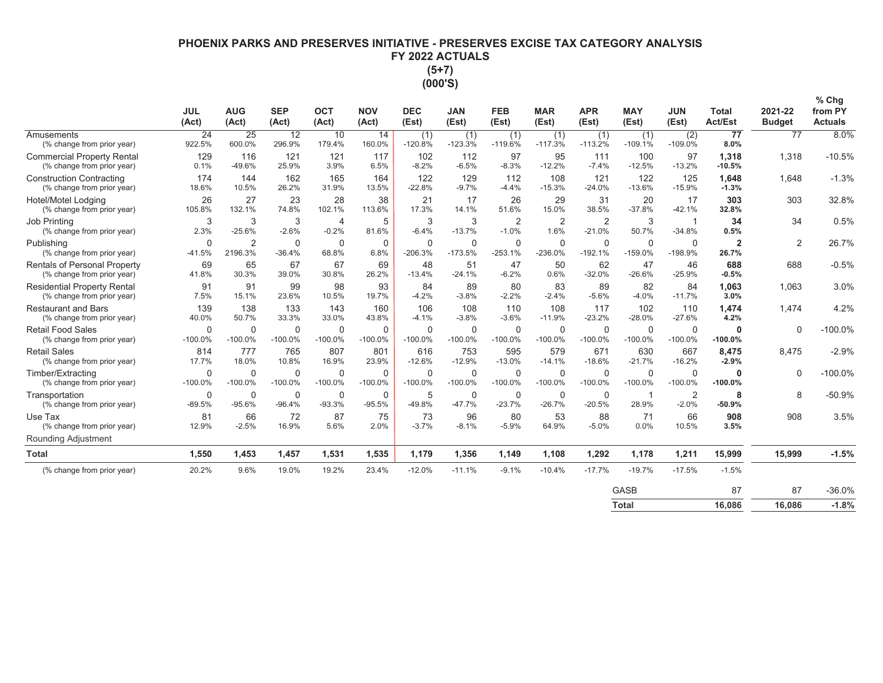# PHOENIX PARKS AND PRESERVES INITIATIVE - PRESERVES EXCISE TAX CATEGORY ANALYSIS
## FY 2022 ACTUALS
## (5+7)
## (000'S)

| | JUL (Act) | AUG (Act) | SEP (Act) | OCT (Act) | NOV (Act) | DEC (Est) | JAN (Est) | FEB (Est) | MAR (Est) | APR (Est) | MAY (Est) | JUN (Est) | Total Act/Est | 2021-22 Budget | % Chg from PY Actuals |
|---|---|---|---|---|---|---|---|---|---|---|---|---|---|---|---|
| Amusements | 24 | 25 | 12 | 10 | 14 | (1) | (1) | (1) | (1) | (1) | (1) | (2) | **77** | 77 | 8.0% |
| (% change from prior year) | 922.5% | 600.0% | 296.9% | 179.4% | 160.0% | -120.8% | -123.3% | -119.6% | -117.3% | -113.2% | -109.1% | -109.0% | **8.0%** | | |
| Commercial Property Rental | 129 | 116 | 121 | 121 | 117 | 102 | 112 | 97 | 95 | 111 | 100 | 97 | **1,318** | 1,318 | -10.5% |
| (% change from prior year) | 0.1% | -49.6% | 25.9% | 3.9% | 6.5% | -8.2% | -6.5% | -8.3% | -12.2% | -7.4% | -12.5% | -13.2% | **-10.5%** | | |
| Construction Contracting | 174 | 144 | 162 | 165 | 164 | 122 | 129 | 112 | 108 | 121 | 122 | 125 | **1,648** | 1,648 | -1.3% |
| (% change from prior year) | 18.6% | 10.5% | 26.2% | 31.9% | 13.5% | -22.8% | -9.7% | -4.4% | -15.3% | -24.0% | -13.6% | -15.9% | **-1.3%** | | |
| Hotel/Motel Lodging | 26 | 27 | 23 | 28 | 38 | 21 | 17 | 26 | 29 | 31 | 20 | 17 | **303** | 303 | 32.8% |
| (% change from prior year) | 105.8% | 132.1% | 74.8% | 102.1% | 113.6% | 17.3% | 14.1% | 51.6% | 15.0% | 38.5% | -37.8% | -42.1% | **32.8%** | | |
| Job Printing | 3 | 3 | 3 | 4 | 5 | 3 | 3 | 2 | 2 | 2 | 3 | 1 | **34** | 34 | 0.5% |
| (% change from prior year) | 2.3% | -25.6% | -2.6% | -0.2% | 81.6% | -6.4% | -13.7% | -1.0% | 1.6% | -21.0% | 50.7% | -34.8% | **0.5%** | | |
| Publishing | 0 | 2 | 0 | 0 | 0 | 0 | 0 | 0 | 0 | 0 | 0 | 0 | **2** | 2 | 26.7% |
| (% change from prior year) | -41.5% | 2196.3% | -36.4% | 68.8% | 6.8% | -206.3% | -173.5% | -253.1% | -236.0% | -192.1% | -159.0% | -198.9% | **26.7%** | | |
| Rentals of Personal Property | 69 | 65 | 67 | 67 | 69 | 48 | 51 | 47 | 50 | 62 | 47 | 46 | **688** | 688 | -0.5% |
| (% change from prior year) | 41.8% | 30.3% | 39.0% | 30.8% | 26.2% | -13.4% | -24.1% | -6.2% | 0.6% | -32.0% | -26.6% | -25.9% | **-0.5%** | | |
| Residential Property Rental | 91 | 91 | 99 | 98 | 93 | 84 | 89 | 80 | 83 | 89 | 82 | 84 | **1,063** | 1,063 | 3.0% |
| (% change from prior year) | 7.5% | 15.1% | 23.6% | 10.5% | 19.7% | -4.2% | -3.8% | -2.2% | -2.4% | -5.6% | -4.0% | -11.7% | **3.0%** | | |
| Restaurant and Bars | 139 | 138 | 133 | 143 | 160 | 106 | 108 | 110 | 108 | 117 | 102 | 110 | **1,474** | 1,474 | 4.2% |
| (% change from prior year) | 40.0% | 50.7% | 33.3% | 33.0% | 43.8% | -4.1% | -3.8% | -3.6% | -11.9% | -23.2% | -28.0% | -27.6% | **4.2%** | | |
| Retail Food Sales | 0 | 0 | 0 | 0 | 0 | 0 | 0 | 0 | 0 | 0 | 0 | 0 | **0** | 0 | -100.0% |
| (% change from prior year) | -100.0% | -100.0% | -100.0% | -100.0% | -100.0% | -100.0% | -100.0% | -100.0% | -100.0% | -100.0% | -100.0% | -100.0% | **-100.0%** | | |
| Retail Sales | 814 | 777 | 765 | 807 | 801 | 616 | 753 | 595 | 579 | 671 | 630 | 667 | **8,475** | 8,475 | -2.9% |
| (% change from prior year) | 17.7% | 18.0% | 10.8% | 16.9% | 23.9% | -12.6% | -12.9% | -13.0% | -14.1% | -18.6% | -21.7% | -16.2% | **-2.9%** | | |
| Timber/Extracting | 0 | 0 | 0 | 0 | 0 | 0 | 0 | 0 | 0 | 0 | 0 | 0 | **0** | 0 | -100.0% |
| (% change from prior year) | -100.0% | -100.0% | -100.0% | -100.0% | -100.0% | -100.0% | -100.0% | -100.0% | -100.0% | -100.0% | -100.0% | -100.0% | **-100.0%** | | |
| Transportation | 0 | 0 | 0 | 0 | 0 | 5 | 0 | 0 | 0 | 0 | 1 | 2 | **8** | 8 | -50.9% |
| (% change from prior year) | -89.5% | -95.6% | -96.4% | -93.3% | -95.5% | -49.8% | -47.7% | -23.7% | -26.7% | -20.5% | 28.9% | -2.0% | **-50.9%** | | |
| Use Tax | 81 | 66 | 72 | 87 | 75 | 73 | 96 | 80 | 53 | 88 | 71 | 66 | **908** | 908 | 3.5% |
| (% change from prior year) | 12.9% | -2.5% | 16.9% | 5.6% | 2.0% | -3.7% | -8.1% | -5.9% | 64.9% | -5.0% | 0.0% | 10.5% | **3.5%** | | |
| Rounding Adjustment | | | | | | | | | | | | | | | |
| **Total** | **1,550** | **1,453** | **1,457** | **1,531** | **1,535** | **1,179** | **1,356** | **1,149** | **1,108** | **1,292** | **1,178** | **1,211** | **15,999** | **15,999** | **-1.5%** |
| (% change from prior year) | 20.2% | 9.6% | 19.0% | 19.2% | 23.4% | -12.0% | -11.1% | -9.1% | -10.4% | -17.7% | -19.7% | -17.5% | -1.5% | | |
| | | | | | | | | | | | GASB | | 87 | 87 | -36.0% |
| | | | | | | | | | | | **Total** | | **16,086** | **16,086** | **-1.8%** |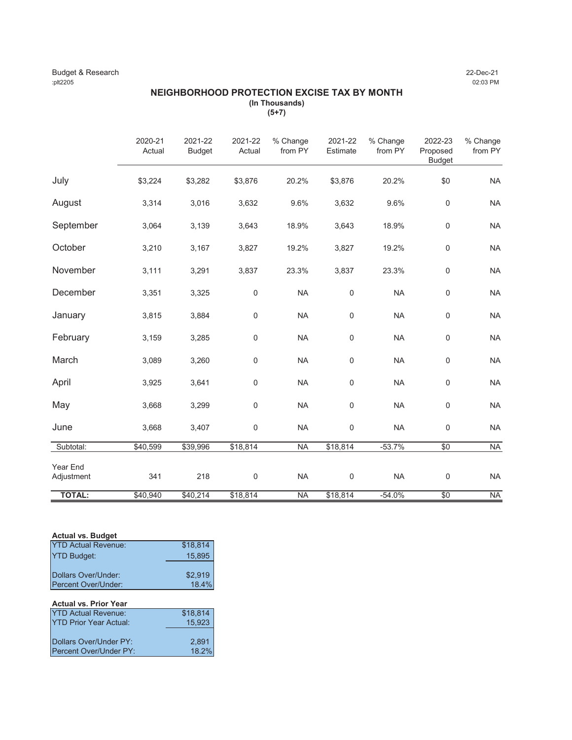Budget & Research
:plt2205

22-Dec-21
02:03 PM

# NEIGHBORHOOD PROTECTION EXCISE TAX BY MONTH

**(In Thousands)**
**(5+7)**

| | 2020-21 Actual | 2021-22 Budget | 2021-22 Actual | % Change from PY | 2021-22 Estimate | % Change from PY | 2022-23 Proposed Budget | % Change from PY |
|---|---|---|---|---|---|---|---|---|
| July | $3,224 | $3,282 | $3,876 | 20.2% | $3,876 | 20.2% | $0 | NA |
| August | 3,314 | 3,016 | 3,632 | 9.6% | 3,632 | 9.6% | 0 | NA |
| September | 3,064 | 3,139 | 3,643 | 18.9% | 3,643 | 18.9% | 0 | NA |
| October | 3,210 | 3,167 | 3,827 | 19.2% | 3,827 | 19.2% | 0 | NA |
| November | 3,111 | 3,291 | 3,837 | 23.3% | 3,837 | 23.3% | 0 | NA |
| December | 3,351 | 3,325 | 0 | NA | 0 | NA | 0 | NA |
| January | 3,815 | 3,884 | 0 | NA | 0 | NA | 0 | NA |
| February | 3,159 | 3,285 | 0 | NA | 0 | NA | 0 | NA |
| March | 3,089 | 3,260 | 0 | NA | 0 | NA | 0 | NA |
| April | 3,925 | 3,641 | 0 | NA | 0 | NA | 0 | NA |
| May | 3,668 | 3,299 | 0 | NA | 0 | NA | 0 | NA |
| June | 3,668 | 3,407 | 0 | NA | 0 | NA | 0 | NA |
| Subtotal: | $40,599 | $39,996 | $18,814 | NA | $18,814 | -53.7% | $0 | NA |
| Year End Adjustment | 341 | 218 | 0 | NA | 0 | NA | 0 | NA |
| **TOTAL:** | $40,940 | $40,214 | $18,814 | NA | $18,814 | -54.0% | $0 | NA |

**Actual vs. Budget**

| | |
|---|---|
| YTD Actual Revenue: | $18,814 |
| YTD Budget: | 15,895 |
| Dollars Over/Under: | $2,919 |
| Percent Over/Under: | 18.4% |

**Actual vs. Prior Year**

| | |
|---|---|
| YTD Actual Revenue: | $18,814 |
| YTD Prior Year Actual: | 15,923 |
| Dollars Over/Under PY: | 2,891 |
| Percent Over/Under PY: | 18.2% |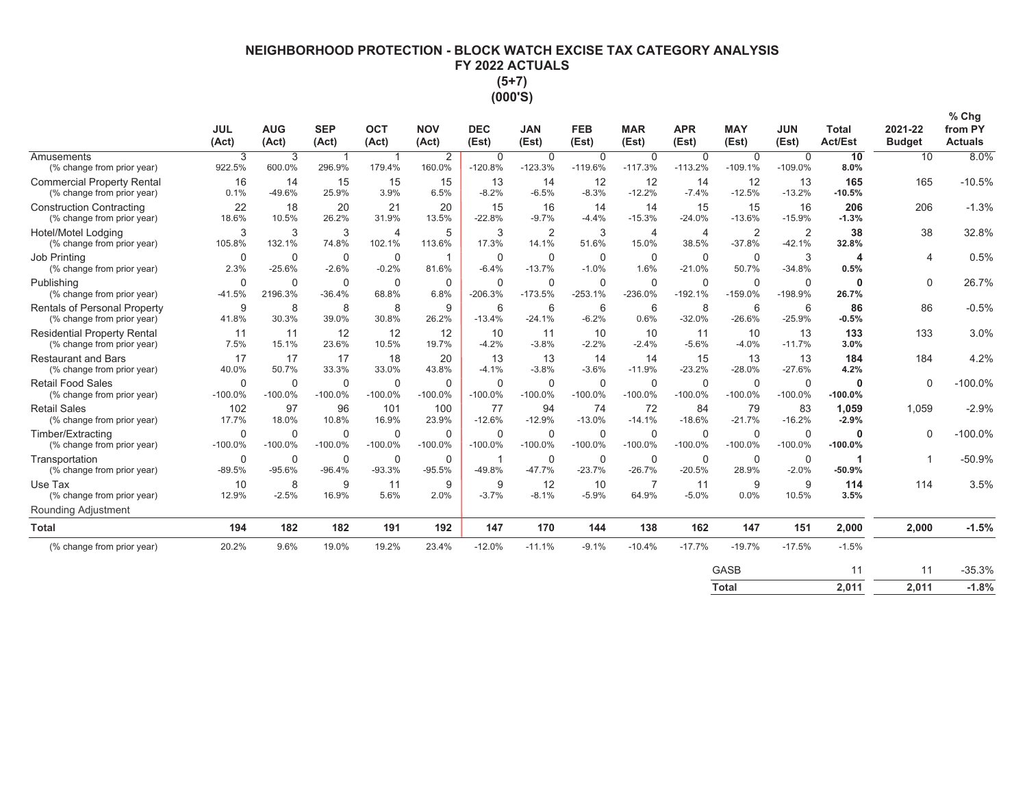# NEIGHBORHOOD PROTECTION - BLOCK WATCH EXCISE TAX CATEGORY ANALYSIS
## FY 2022 ACTUALS
### (5+7)
### (000'S)

| | JUL (Act) | AUG (Act) | SEP (Act) | OCT (Act) | NOV (Act) | DEC (Est) | JAN (Est) | FEB (Est) | MAR (Est) | APR (Est) | MAY (Est) | JUN (Est) | Total Act/Est | 2021-22 Budget | % Chg from PY Actuals |
|---|---|---|---|---|---|---|---|---|---|---|---|---|---|---|---|
| Amusements | 3 | 3 | 1 | 1 | 2 | 0 | 0 | 0 | 0 | 0 | 0 | 0 | **10** | 10 | 8.0% |
| (% change from prior year) | 922.5% | 600.0% | 296.9% | 179.4% | 160.0% | -120.8% | -123.3% | -119.6% | -117.3% | -113.2% | -109.1% | -109.0% | **8.0%** | | |
| Commercial Property Rental | 16 | 14 | 15 | 15 | 15 | 13 | 14 | 12 | 12 | 14 | 12 | 13 | **165** | 165 | -10.5% |
| (% change from prior year) | 0.1% | -49.6% | 25.9% | 3.9% | 6.5% | -8.2% | -6.5% | -8.3% | -12.2% | -7.4% | -12.5% | -13.2% | **-10.5%** | | |
| Construction Contracting | 22 | 18 | 20 | 21 | 20 | 15 | 16 | 14 | 14 | 15 | 15 | 16 | **206** | 206 | -1.3% |
| (% change from prior year) | 18.6% | 10.5% | 26.2% | 31.9% | 13.5% | -22.8% | -9.7% | -4.4% | -15.3% | -24.0% | -13.6% | -15.9% | **-1.3%** | | |
| Hotel/Motel Lodging | 3 | 3 | 3 | 4 | 5 | 3 | 2 | 3 | 4 | 4 | 2 | 2 | **38** | 38 | 32.8% |
| (% change from prior year) | 105.8% | 132.1% | 74.8% | 102.1% | 113.6% | 17.3% | 14.1% | 51.6% | 15.0% | 38.5% | -37.8% | -42.1% | **32.8%** | | |
| Job Printing | 0 | 0 | 0 | 0 | 1 | 0 | 0 | 0 | 0 | 0 | 0 | 3 | **4** | 4 | 0.5% |
| (% change from prior year) | 2.3% | -25.6% | -2.6% | -0.2% | 81.6% | -6.4% | -13.7% | -1.0% | 1.6% | -21.0% | 50.7% | -34.8% | **0.5%** | | |
| Publishing | 0 | 0 | 0 | 0 | 0 | 0 | 0 | 0 | 0 | 0 | 0 | 0 | **0** | 0 | 26.7% |
| (% change from prior year) | -41.5% | 2196.3% | -36.4% | 68.8% | 6.8% | -206.3% | -173.5% | -253.1% | -236.0% | -192.1% | -159.0% | -198.9% | **26.7%** | | |
| Rentals of Personal Property | 9 | 8 | 8 | 8 | 9 | 6 | 6 | 6 | 6 | 8 | 6 | 6 | **86** | 86 | -0.5% |
| (% change from prior year) | 41.8% | 30.3% | 39.0% | 30.8% | 26.2% | -13.4% | -24.1% | -6.2% | 0.6% | -32.0% | -26.6% | -25.9% | **-0.5%** | | |
| Residential Property Rental | 11 | 11 | 12 | 12 | 12 | 10 | 11 | 10 | 10 | 11 | 10 | 13 | **133** | 133 | 3.0% |
| (% change from prior year) | 7.5% | 15.1% | 23.6% | 10.5% | 19.7% | -4.2% | -3.8% | -2.2% | -2.4% | -5.6% | -4.0% | -11.7% | **3.0%** | | |
| Restaurant and Bars | 17 | 17 | 17 | 18 | 20 | 13 | 13 | 14 | 14 | 15 | 13 | 13 | **184** | 184 | 4.2% |
| (% change from prior year) | 40.0% | 50.7% | 33.3% | 33.0% | 43.8% | -4.1% | -3.8% | -3.6% | -11.9% | -23.2% | -28.0% | -27.6% | **4.2%** | | |
| Retail Food Sales | 0 | 0 | 0 | 0 | 0 | 0 | 0 | 0 | 0 | 0 | 0 | 0 | **0** | 0 | -100.0% |
| (% change from prior year) | -100.0% | -100.0% | -100.0% | -100.0% | -100.0% | -100.0% | -100.0% | -100.0% | -100.0% | -100.0% | -100.0% | -100.0% | **-100.0%** | | |
| Retail Sales | 102 | 97 | 96 | 101 | 100 | 77 | 94 | 74 | 72 | 84 | 79 | 83 | **1,059** | 1,059 | -2.9% |
| (% change from prior year) | 17.7% | 18.0% | 10.8% | 16.9% | 23.9% | -12.6% | -12.9% | -13.0% | -14.1% | -18.6% | -21.7% | -16.2% | **-2.9%** | | |
| Timber/Extracting | 0 | 0 | 0 | 0 | 0 | 0 | 0 | 0 | 0 | 0 | 0 | 0 | **0** | 0 | -100.0% |
| (% change from prior year) | -100.0% | -100.0% | -100.0% | -100.0% | -100.0% | -100.0% | -100.0% | -100.0% | -100.0% | -100.0% | -100.0% | -100.0% | **-100.0%** | | |
| Transportation | 0 | 0 | 0 | 0 | 0 | 1 | 0 | 0 | 0 | 0 | 0 | 0 | **1** | 1 | -50.9% |
| (% change from prior year) | -89.5% | -95.6% | -96.4% | -93.3% | -95.5% | -49.8% | -47.7% | -23.7% | -26.7% | -20.5% | 28.9% | -2.0% | **-50.9%** | | |
| Use Tax | 10 | 8 | 9 | 11 | 9 | 9 | 12 | 10 | 7 | 11 | 9 | 9 | **114** | 114 | 3.5% |
| (% change from prior year) | 12.9% | -2.5% | 16.9% | 5.6% | 2.0% | -3.7% | -8.1% | -5.9% | 64.9% | -5.0% | 0.0% | 10.5% | **3.5%** | | |
| Rounding Adjustment | | | | | | | | | | | | | | | |
| **Total** | **194** | **182** | **182** | **191** | **192** | **147** | **170** | **144** | **138** | **162** | **147** | **151** | **2,000** | **2,000** | **-1.5%** |
| (% change from prior year) | 20.2% | 9.6% | 19.0% | 19.2% | 23.4% | -12.0% | -11.1% | -9.1% | -10.4% | -17.7% | -19.7% | -17.5% | -1.5% | | |
| | | | | | | | | | | | GASB | | 11 | 11 | -35.3% |
| | | | | | | | | | | | **Total** | | **2,011** | **2,011** | **-1.8%** |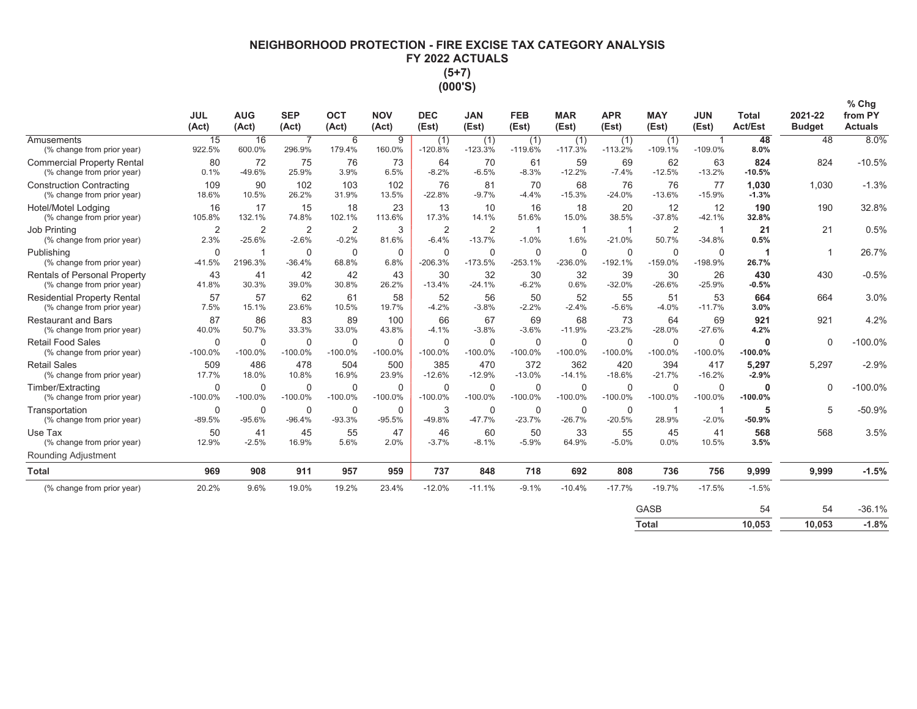# NEIGHBORHOOD PROTECTION - FIRE EXCISE TAX CATEGORY ANALYSIS
## FY 2022 ACTUALS
## (5+7)
## (000'S)

| | JUL (Act) | AUG (Act) | SEP (Act) | OCT (Act) | NOV (Act) | DEC (Est) | JAN (Est) | FEB (Est) | MAR (Est) | APR (Est) | MAY (Est) | JUN (Est) | Total Act/Est | 2021-22 Budget | % Chg from PY Actuals |
|---|---|---|---|---|---|---|---|---|---|---|---|---|---|---|---|
| Amusements | 15 | 16 | 7 | 6 | 9 | (1) | (1) | (1) | (1) | (1) | (1) | 1 | **48** | 48 | 8.0% |
| (% change from prior year) | 922.5% | 600.0% | 296.9% | 179.4% | 160.0% | -120.8% | -123.3% | -119.6% | -117.3% | -113.2% | -109.1% | -109.0% | **8.0%** | | |
| Commercial Property Rental | 80 | 72 | 75 | 76 | 73 | 64 | 70 | 61 | 59 | 69 | 62 | 63 | **824** | 824 | -10.5% |
| (% change from prior year) | 0.1% | -49.6% | 25.9% | 3.9% | 6.5% | -8.2% | -6.5% | -8.3% | -12.2% | -7.4% | -12.5% | -13.2% | **-10.5%** | | |
| Construction Contracting | 109 | 90 | 102 | 103 | 102 | 76 | 81 | 70 | 68 | 76 | 76 | 77 | **1,030** | 1,030 | -1.3% |
| (% change from prior year) | 18.6% | 10.5% | 26.2% | 31.9% | 13.5% | -22.8% | -9.7% | -4.4% | -15.3% | -24.0% | -13.6% | -15.9% | **-1.3%** | | |
| Hotel/Motel Lodging | 16 | 17 | 15 | 18 | 23 | 13 | 10 | 16 | 18 | 20 | 12 | 12 | **190** | 190 | 32.8% |
| (% change from prior year) | 105.8% | 132.1% | 74.8% | 102.1% | 113.6% | 17.3% | 14.1% | 51.6% | 15.0% | 38.5% | -37.8% | -42.1% | **32.8%** | | |
| Job Printing | 2 | 2 | 2 | 2 | 3 | 2 | 2 | 1 | 1 | 1 | 2 | 1 | **21** | 21 | 0.5% |
| (% change from prior year) | 2.3% | -25.6% | -2.6% | -0.2% | 81.6% | -6.4% | -13.7% | -1.0% | 1.6% | -21.0% | 50.7% | -34.8% | **0.5%** | | |
| Publishing | 0 | 1 | 0 | 0 | 0 | 0 | 0 | 0 | 0 | 0 | 0 | 0 | **1** | 1 | 26.7% |
| (% change from prior year) | -41.5% | 2196.3% | -36.4% | 68.8% | 6.8% | -206.3% | -173.5% | -253.1% | -236.0% | -192.1% | -159.0% | -198.9% | **26.7%** | | |
| Rentals of Personal Property | 43 | 41 | 42 | 42 | 43 | 30 | 32 | 30 | 32 | 39 | 30 | 26 | **430** | 430 | -0.5% |
| (% change from prior year) | 41.8% | 30.3% | 39.0% | 30.8% | 26.2% | -13.4% | -24.1% | -6.2% | 0.6% | -32.0% | -26.6% | -25.9% | **-0.5%** | | |
| Residential Property Rental | 57 | 57 | 62 | 61 | 58 | 52 | 56 | 50 | 52 | 55 | 51 | 53 | **664** | 664 | 3.0% |
| (% change from prior year) | 7.5% | 15.1% | 23.6% | 10.5% | 19.7% | -4.2% | -3.8% | -2.2% | -2.4% | -5.6% | -4.0% | -11.7% | **3.0%** | | |
| Restaurant and Bars | 87 | 86 | 83 | 89 | 100 | 66 | 67 | 69 | 68 | 73 | 64 | 69 | **921** | 921 | 4.2% |
| (% change from prior year) | 40.0% | 50.7% | 33.3% | 33.0% | 43.8% | -4.1% | -3.8% | -3.6% | -11.9% | -23.2% | -28.0% | -27.6% | **4.2%** | | |
| Retail Food Sales | 0 | 0 | 0 | 0 | 0 | 0 | 0 | 0 | 0 | 0 | 0 | 0 | **0** | 0 | -100.0% |
| (% change from prior year) | -100.0% | -100.0% | -100.0% | -100.0% | -100.0% | -100.0% | -100.0% | -100.0% | -100.0% | -100.0% | -100.0% | -100.0% | **-100.0%** | | |
| Retail Sales | 509 | 486 | 478 | 504 | 500 | 385 | 470 | 372 | 362 | 420 | 394 | 417 | **5,297** | 5,297 | -2.9% |
| (% change from prior year) | 17.7% | 18.0% | 10.8% | 16.9% | 23.9% | -12.6% | -12.9% | -13.0% | -14.1% | -18.6% | -21.7% | -16.2% | **-2.9%** | | |
| Timber/Extracting | 0 | 0 | 0 | 0 | 0 | 0 | 0 | 0 | 0 | 0 | 0 | 0 | **0** | 0 | -100.0% |
| (% change from prior year) | -100.0% | -100.0% | -100.0% | -100.0% | -100.0% | -100.0% | -100.0% | -100.0% | -100.0% | -100.0% | -100.0% | -100.0% | **-100.0%** | | |
| Transportation | 0 | 0 | 0 | 0 | 0 | 3 | 0 | 0 | 0 | 0 | 1 | 1 | **5** | 5 | -50.9% |
| (% change from prior year) | -89.5% | -95.6% | -96.4% | -93.3% | -95.5% | -49.8% | -47.7% | -23.7% | -26.7% | -20.5% | 28.9% | -2.0% | **-50.9%** | | |
| Use Tax | 50 | 41 | 45 | 55 | 47 | 46 | 60 | 50 | 33 | 55 | 45 | 41 | **568** | 568 | 3.5% |
| (% change from prior year) | 12.9% | -2.5% | 16.9% | 5.6% | 2.0% | -3.7% | -8.1% | -5.9% | 64.9% | -5.0% | 0.0% | 10.5% | **3.5%** | | |
| Rounding Adjustment | | | | | | | | | | | | | | | |
| **Total** | **969** | **908** | **911** | **957** | **959** | **737** | **848** | **718** | **692** | **808** | **736** | **756** | **9,999** | **9,999** | **-1.5%** |
| (% change from prior year) | 20.2% | 9.6% | 19.0% | 19.2% | 23.4% | -12.0% | -11.1% | -9.1% | -10.4% | -17.7% | -19.7% | -17.5% | -1.5% | | |
| | | | | | | | | | | | GASB | | 54 | 54 | -36.1% |
| | | | | | | | | | | | **Total** | | **10,053** | **10,053** | **-1.8%** |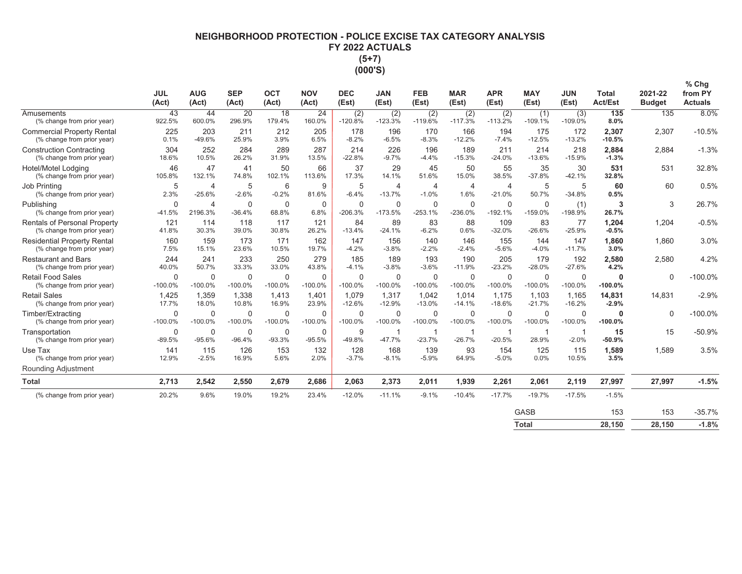# NEIGHBORHOOD PROTECTION - POLICE EXCISE TAX CATEGORY ANALYSIS
## FY 2022 ACTUALS
## (5+7)
## (000'S)

| | JUL (Act) | AUG (Act) | SEP (Act) | OCT (Act) | NOV (Act) | DEC (Est) | JAN (Est) | FEB (Est) | MAR (Est) | APR (Est) | MAY (Est) | JUN (Est) | Total Act/Est | 2021-22 Budget | % Chg from PY Actuals |
|---|---|---|---|---|---|---|---|---|---|---|---|---|---|---|---|
| Amusements | 43 | 44 | 20 | 18 | 24 | (2) | (2) | (2) | (2) | (2) | (1) | (3) | **135** | 135 | 8.0% |
| (% change from prior year) | 922.5% | 600.0% | 296.9% | 179.4% | 160.0% | -120.8% | -123.3% | -119.6% | -117.3% | -113.2% | -109.1% | -109.0% | **8.0%** | | |
| Commercial Property Rental | 225 | 203 | 211 | 212 | 205 | 178 | 196 | 170 | 166 | 194 | 175 | 172 | **2,307** | 2,307 | -10.5% |
| (% change from prior year) | 0.1% | -49.6% | 25.9% | 3.9% | 6.5% | -8.2% | -6.5% | -8.3% | -12.2% | -7.4% | -12.5% | -13.2% | **-10.5%** | | |
| Construction Contracting | 304 | 252 | 284 | 289 | 287 | 214 | 226 | 196 | 189 | 211 | 214 | 218 | **2,884** | 2,884 | -1.3% |
| (% change from prior year) | 18.6% | 10.5% | 26.2% | 31.9% | 13.5% | -22.8% | -9.7% | -4.4% | -15.3% | -24.0% | -13.6% | -15.9% | **-1.3%** | | |
| Hotel/Motel Lodging | 46 | 47 | 41 | 50 | 66 | 37 | 29 | 45 | 50 | 55 | 35 | 30 | **531** | 531 | 32.8% |
| (% change from prior year) | 105.8% | 132.1% | 74.8% | 102.1% | 113.6% | 17.3% | 14.1% | 51.6% | 15.0% | 38.5% | -37.8% | -42.1% | **32.8%** | | |
| Job Printing | 5 | 4 | 5 | 6 | 9 | 5 | 4 | 4 | 4 | 4 | 5 | 5 | **60** | 60 | 0.5% |
| (% change from prior year) | 2.3% | -25.6% | -2.6% | -0.2% | 81.6% | -6.4% | -13.7% | -1.0% | 1.6% | -21.0% | 50.7% | -34.8% | **0.5%** | | |
| Publishing | 0 | 4 | 0 | 0 | 0 | 0 | 0 | 0 | 0 | 0 | 0 | (1) | **3** | 3 | 26.7% |
| (% change from prior year) | -41.5% | 2196.3% | -36.4% | 68.8% | 6.8% | -206.3% | -173.5% | -253.1% | -236.0% | -192.1% | -159.0% | -198.9% | **26.7%** | | |
| Rentals of Personal Property | 121 | 114 | 118 | 117 | 121 | 84 | 89 | 83 | 88 | 109 | 83 | 77 | **1,204** | 1,204 | -0.5% |
| (% change from prior year) | 41.8% | 30.3% | 39.0% | 30.8% | 26.2% | -13.4% | -24.1% | -6.2% | 0.6% | -32.0% | -26.6% | -25.9% | **-0.5%** | | |
| Residential Property Rental | 160 | 159 | 173 | 171 | 162 | 147 | 156 | 140 | 146 | 155 | 144 | 147 | **1,860** | 1,860 | 3.0% |
| (% change from prior year) | 7.5% | 15.1% | 23.6% | 10.5% | 19.7% | -4.2% | -3.8% | -2.2% | -2.4% | -5.6% | -4.0% | -11.7% | **3.0%** | | |
| Restaurant and Bars | 244 | 241 | 233 | 250 | 279 | 185 | 189 | 193 | 190 | 205 | 179 | 192 | **2,580** | 2,580 | 4.2% |
| (% change from prior year) | 40.0% | 50.7% | 33.3% | 33.0% | 43.8% | -4.1% | -3.8% | -3.6% | -11.9% | -23.2% | -28.0% | -27.6% | **4.2%** | | |
| Retail Food Sales | 0 | 0 | 0 | 0 | 0 | 0 | 0 | 0 | 0 | 0 | 0 | 0 | **0** | 0 | -100.0% |
| (% change from prior year) | -100.0% | -100.0% | -100.0% | -100.0% | -100.0% | -100.0% | -100.0% | -100.0% | -100.0% | -100.0% | -100.0% | -100.0% | **-100.0%** | | |
| Retail Sales | 1,425 | 1,359 | 1,338 | 1,413 | 1,401 | 1,079 | 1,317 | 1,042 | 1,014 | 1,175 | 1,103 | 1,165 | **14,831** | 14,831 | -2.9% |
| (% change from prior year) | 17.7% | 18.0% | 10.8% | 16.9% | 23.9% | -12.6% | -12.9% | -13.0% | -14.1% | -18.6% | -21.7% | -16.2% | **-2.9%** | | |
| Timber/Extracting | 0 | 0 | 0 | 0 | 0 | 0 | 0 | 0 | 0 | 0 | 0 | 0 | **0** | 0 | -100.0% |
| (% change from prior year) | -100.0% | -100.0% | -100.0% | -100.0% | -100.0% | -100.0% | -100.0% | -100.0% | -100.0% | -100.0% | -100.0% | -100.0% | **-100.0%** | | |
| Transportation | 0 | 0 | 0 | 0 | 0 | 9 | 1 | 1 | 1 | 1 | 1 | 1 | **15** | 15 | -50.9% |
| (% change from prior year) | -89.5% | -95.6% | -96.4% | -93.3% | -95.5% | -49.8% | -47.7% | -23.7% | -26.7% | -20.5% | 28.9% | -2.0% | **-50.9%** | | |
| Use Tax | 141 | 115 | 126 | 153 | 132 | 128 | 168 | 139 | 93 | 154 | 125 | 115 | **1,589** | 1,589 | 3.5% |
| (% change from prior year) | 12.9% | -2.5% | 16.9% | 5.6% | 2.0% | -3.7% | -8.1% | -5.9% | 64.9% | -5.0% | 0.0% | 10.5% | **3.5%** | | |
| Rounding Adjustment | | | | | | | | | | | | | | | |
| **Total** | **2,713** | **2,542** | **2,550** | **2,679** | **2,686** | **2,063** | **2,373** | **2,011** | **1,939** | **2,261** | **2,061** | **2,119** | **27,997** | **27,997** | **-1.5%** |
| (% change from prior year) | 20.2% | 9.6% | 19.0% | 19.2% | 23.4% | -12.0% | -11.1% | -9.1% | -10.4% | -17.7% | -19.7% | -17.5% | -1.5% | | |
| | | | | | | | | | | | GASB | | 153 | 153 | -35.7% |
| | | | | | | | | | | | **Total** | | **28,150** | **28,150** | **-1.8%** |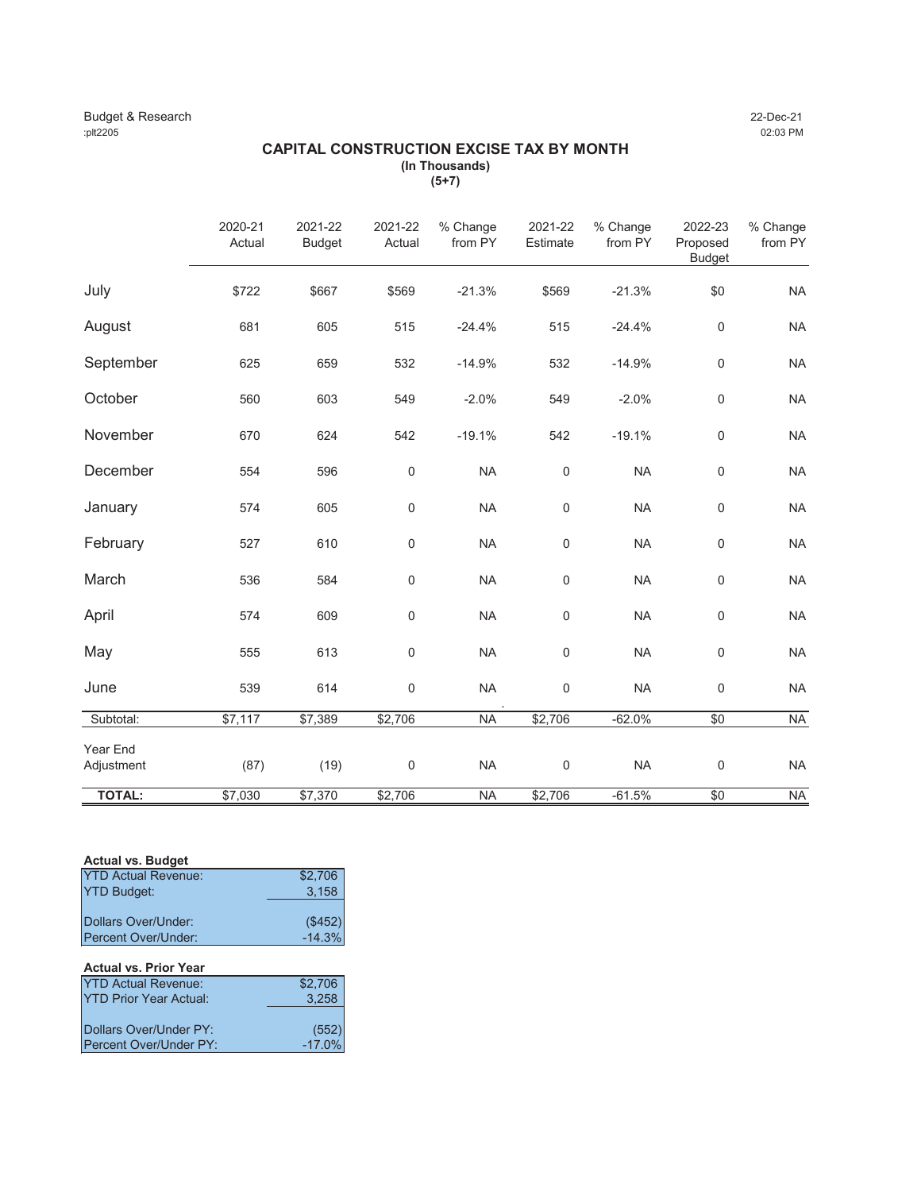Budget & Research
:plt2205

22-Dec-21
02:03 PM

## CAPITAL CONSTRUCTION EXCISE TAX BY MONTH
**(In Thousands)**
**(5+7)**

| | 2020-21 Actual | 2021-22 Budget | 2021-22 Actual | % Change from PY | 2021-22 Estimate | % Change from PY | 2022-23 Proposed Budget | % Change from PY |
|---|---|---|---|---|---|---|---|---|
| July | $722 | $667 | $569 | -21.3% | $569 | -21.3% | $0 | NA |
| August | 681 | 605 | 515 | -24.4% | 515 | -24.4% | 0 | NA |
| September | 625 | 659 | 532 | -14.9% | 532 | -14.9% | 0 | NA |
| October | 560 | 603 | 549 | -2.0% | 549 | -2.0% | 0 | NA |
| November | 670 | 624 | 542 | -19.1% | 542 | -19.1% | 0 | NA |
| December | 554 | 596 | 0 | NA | 0 | NA | 0 | NA |
| January | 574 | 605 | 0 | NA | 0 | NA | 0 | NA |
| February | 527 | 610 | 0 | NA | 0 | NA | 0 | NA |
| March | 536 | 584 | 0 | NA | 0 | NA | 0 | NA |
| April | 574 | 609 | 0 | NA | 0 | NA | 0 | NA |
| May | 555 | 613 | 0 | NA | 0 | NA | 0 | NA |
| June | 539 | 614 | 0 | NA | 0 | NA | 0 | NA |
| Subtotal: | $7,117 | $7,389 | $2,706 | NA | $2,706 | -62.0% | $0 | NA |
| Year End Adjustment | (87) | (19) | 0 | NA | 0 | NA | 0 | NA |
| **TOTAL:** | $7,030 | $7,370 | $2,706 | NA | $2,706 | -61.5% | $0 | NA |

**Actual vs. Budget**

| | |
|---|---|
| YTD Actual Revenue: | $2,706 |
| YTD Budget: | 3,158 |
| Dollars Over/Under: | ($452) |
| Percent Over/Under: | -14.3% |

**Actual vs. Prior Year**

| | |
|---|---|
| YTD Actual Revenue: | $2,706 |
| YTD Prior Year Actual: | 3,258 |
| Dollars Over/Under PY: | (552) |
| Percent Over/Under PY: | -17.0% |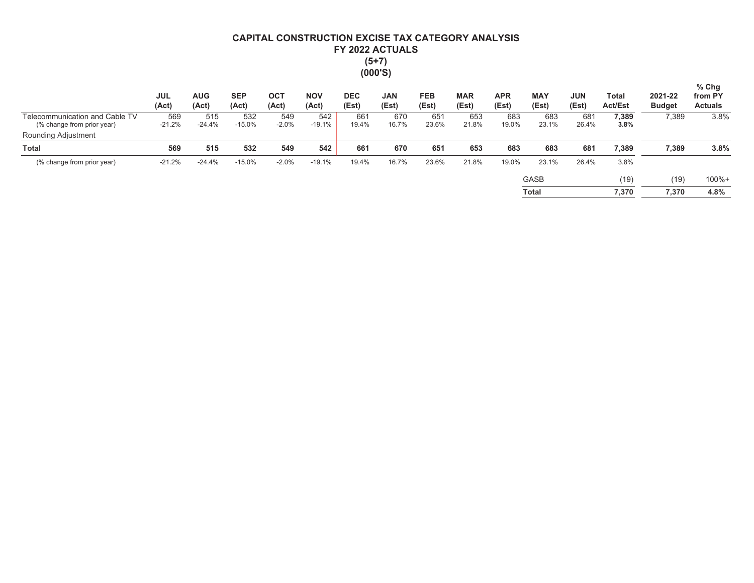# CAPITAL CONSTRUCTION EXCISE TAX CATEGORY ANALYSIS
## FY 2022 ACTUALS
## (5+7)
## (000'S)

| | JUL (Act) | AUG (Act) | SEP (Act) | OCT (Act) | NOV (Act) | DEC (Est) | JAN (Est) | FEB (Est) | MAR (Est) | APR (Est) | MAY (Est) | JUN (Est) | Total Act/Est | 2021-22 Budget | % Chg from PY Actuals |
|---|---|---|---|---|---|---|---|---|---|---|---|---|---|---|---|
| Telecommunication and Cable TV | 569 | 515 | 532 | 549 | 542 | 661 | 670 | 651 | 653 | 683 | 683 | 681 | **7,389** | 7,389 | 3.8% |
| (% change from prior year) | -21.2% | -24.4% | -15.0% | -2.0% | -19.1% | 19.4% | 16.7% | 23.6% | 21.8% | 19.0% | 23.1% | 26.4% | **3.8%** | | |
| Rounding Adjustment | | | | | | | | | | | | | | | |
| **Total** | **569** | **515** | **532** | **549** | **542** | **661** | **670** | **651** | **653** | **683** | **683** | **681** | **7,389** | **7,389** | **3.8%** |
| (% change from prior year) | -21.2% | -24.4% | -15.0% | -2.0% | -19.1% | 19.4% | 16.7% | 23.6% | 21.8% | 19.0% | 23.1% | 26.4% | 3.8% | | |
| | | | | | | | | | | | GASB | | (19) | (19) | 100%+ |
| | | | | | | | | | | | **Total** | | **7,370** | **7,370** | **4.8%** |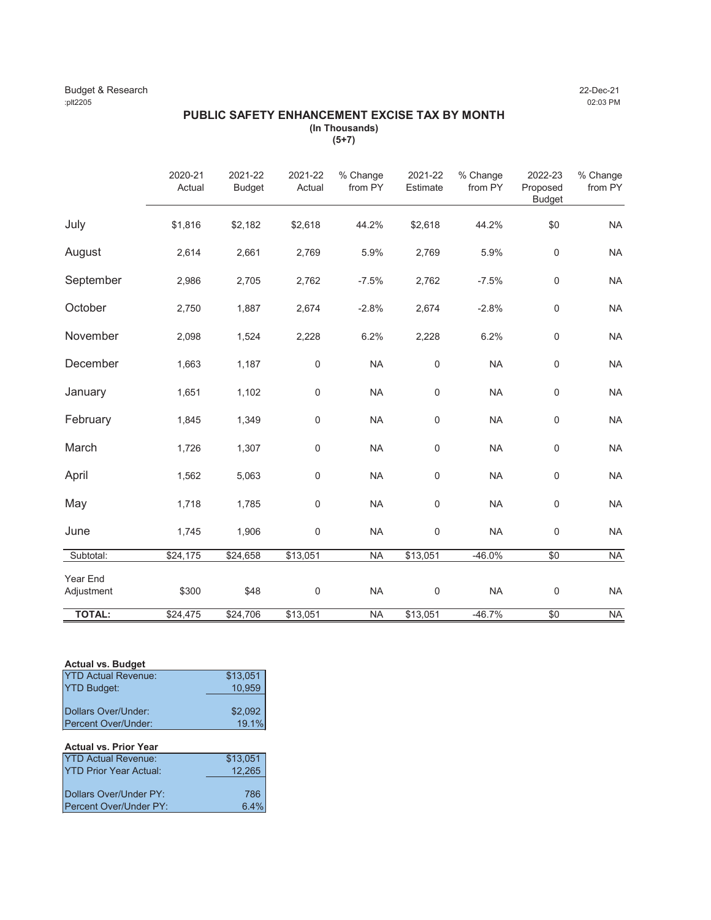Budget & Research
:plt2205

22-Dec-21
02:03 PM

## PUBLIC SAFETY ENHANCEMENT EXCISE TAX BY MONTH

**(In Thousands)**
**(5+7)**

| | 2020-21 Actual | 2021-22 Budget | 2021-22 Actual | % Change from PY | 2021-22 Estimate | % Change from PY | 2022-23 Proposed Budget | % Change from PY |
|---|---|---|---|---|---|---|---|---|
| July | $1,816 | $2,182 | $2,618 | 44.2% | $2,618 | 44.2% | $0 | NA |
| August | 2,614 | 2,661 | 2,769 | 5.9% | 2,769 | 5.9% | 0 | NA |
| September | 2,986 | 2,705 | 2,762 | -7.5% | 2,762 | -7.5% | 0 | NA |
| October | 2,750 | 1,887 | 2,674 | -2.8% | 2,674 | -2.8% | 0 | NA |
| November | 2,098 | 1,524 | 2,228 | 6.2% | 2,228 | 6.2% | 0 | NA |
| December | 1,663 | 1,187 | 0 | NA | 0 | NA | 0 | NA |
| January | 1,651 | 1,102 | 0 | NA | 0 | NA | 0 | NA |
| February | 1,845 | 1,349 | 0 | NA | 0 | NA | 0 | NA |
| March | 1,726 | 1,307 | 0 | NA | 0 | NA | 0 | NA |
| April | 1,562 | 5,063 | 0 | NA | 0 | NA | 0 | NA |
| May | 1,718 | 1,785 | 0 | NA | 0 | NA | 0 | NA |
| June | 1,745 | 1,906 | 0 | NA | 0 | NA | 0 | NA |
| Subtotal: | $24,175 | $24,658 | $13,051 | NA | $13,051 | -46.0% | $0 | NA |
| Year End Adjustment | $300 | $48 | 0 | NA | 0 | NA | 0 | NA |
| **TOTAL:** | $24,475 | $24,706 | $13,051 | NA | $13,051 | -46.7% | $0 | NA |

**Actual vs. Budget**

| | |
|---|---|
| YTD Actual Revenue: | $13,051 |
| YTD Budget: | 10,959 |
| Dollars Over/Under: | $2,092 |
| Percent Over/Under: | 19.1% |

**Actual vs. Prior Year**

| | |
|---|---|
| YTD Actual Revenue: | $13,051 |
| YTD Prior Year Actual: | 12,265 |
| Dollars Over/Under PY: | 786 |
| Percent Over/Under PY: | 6.4% |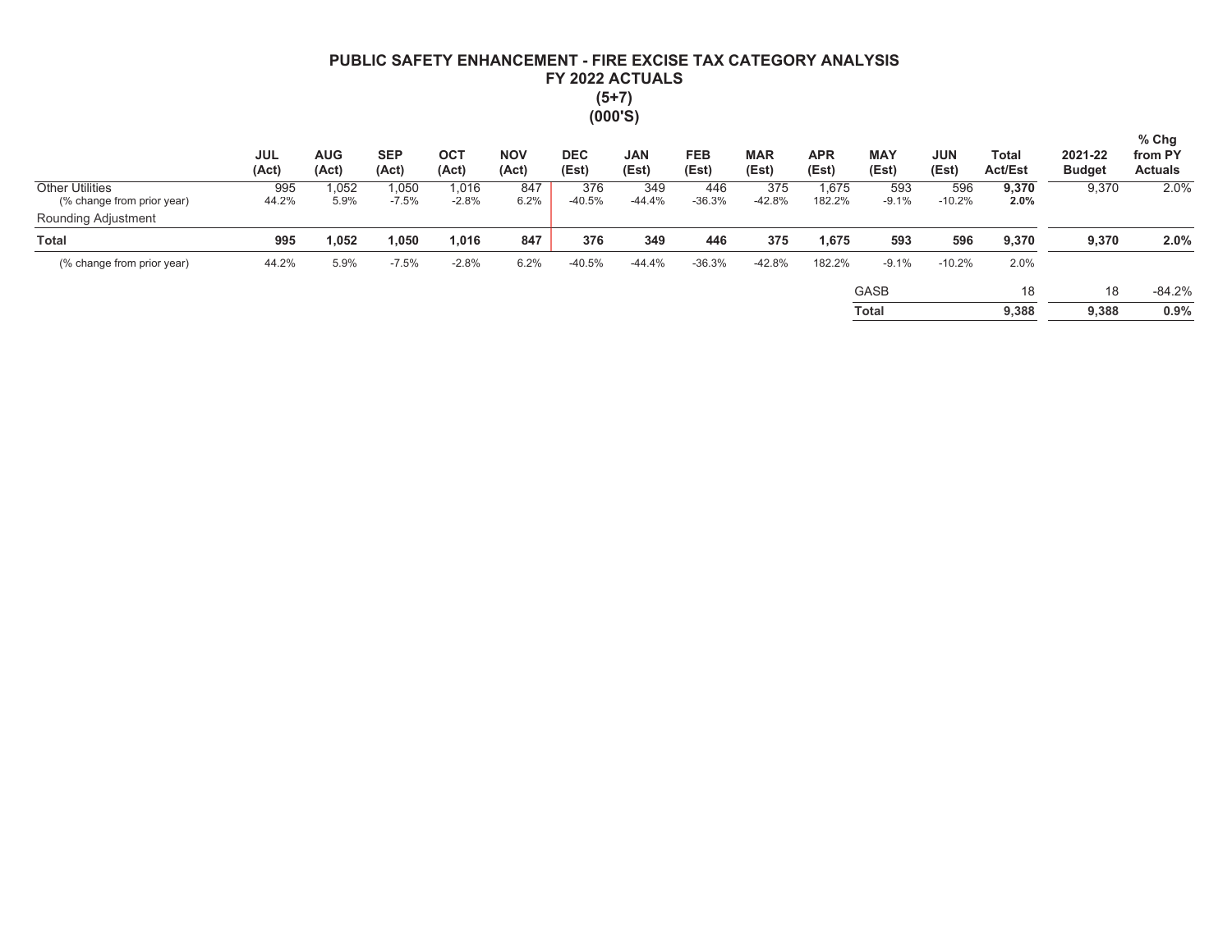# PUBLIC SAFETY ENHANCEMENT - FIRE EXCISE TAX CATEGORY ANALYSIS
## FY 2022 ACTUALS
## (5+7)
## (000'S)

| | JUL (Act) | AUG (Act) | SEP (Act) | OCT (Act) | NOV (Act) | DEC (Est) | JAN (Est) | FEB (Est) | MAR (Est) | APR (Est) | MAY (Est) | JUN (Est) | Total Act/Est | 2021-22 Budget | % Chg from PY Actuals |
|---|---|---|---|---|---|---|---|---|---|---|---|---|---|---|---|
| Other Utilities | 995 | 1,052 | 1,050 | 1,016 | 847 | 376 | 349 | 446 | 375 | 1,675 | 593 | 596 | **9,370** | 9,370 | 2.0% |
| (% change from prior year) | 44.2% | 5.9% | -7.5% | -2.8% | 6.2% | -40.5% | -44.4% | -36.3% | -42.8% | 182.2% | -9.1% | -10.2% | **2.0%** | | |
| Rounding Adjustment | | | | | | | | | | | | | | | |
| **Total** | **995** | **1,052** | **1,050** | **1,016** | **847** | **376** | **349** | **446** | **375** | **1,675** | **593** | **596** | **9,370** | **9,370** | **2.0%** |
| (% change from prior year) | 44.2% | 5.9% | -7.5% | -2.8% | 6.2% | -40.5% | -44.4% | -36.3% | -42.8% | 182.2% | -9.1% | -10.2% | 2.0% | | |
| | | | | | | | | | | | GASB | | 18 | 18 | -84.2% |
| | | | | | | | | | | | **Total** | | **9,388** | **9,388** | **0.9%** |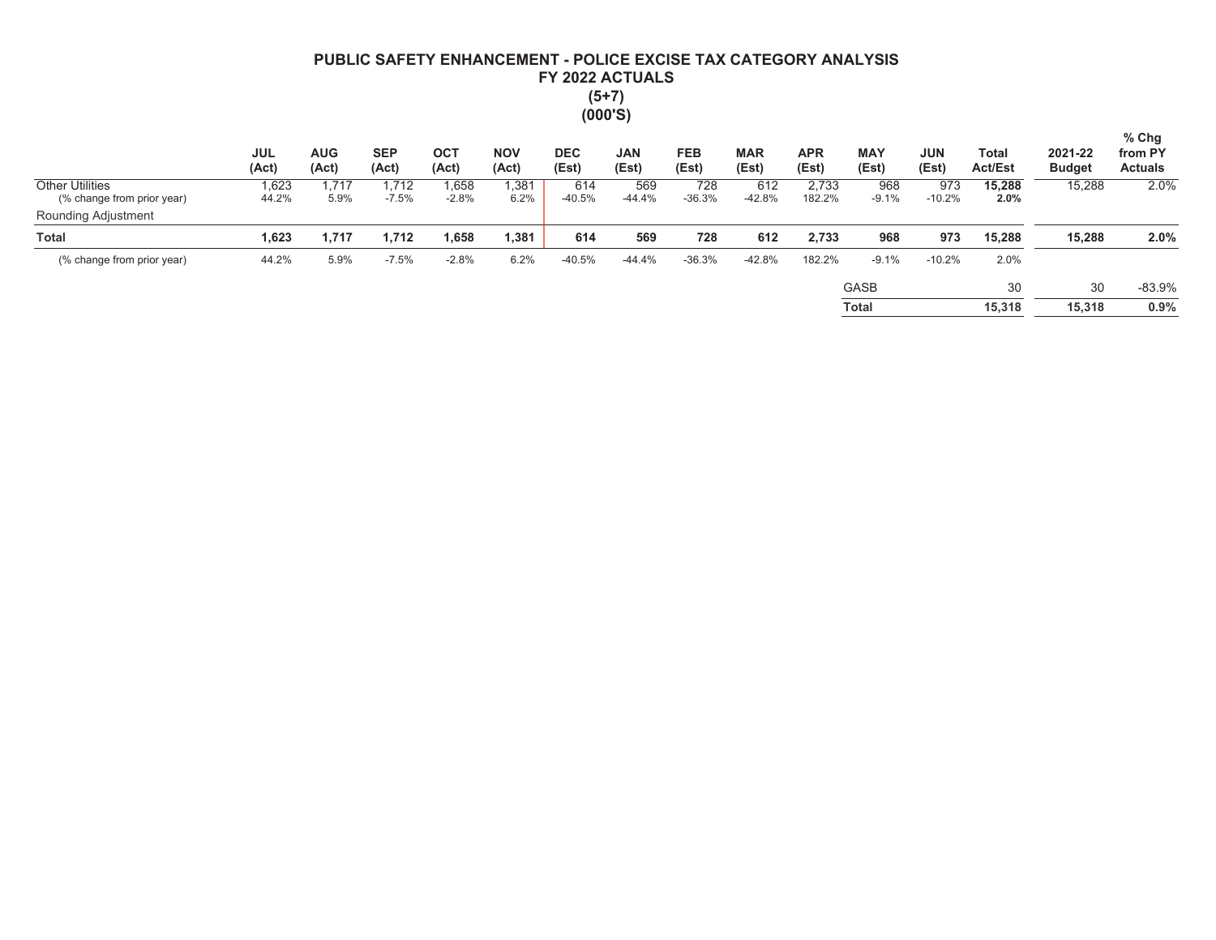# PUBLIC SAFETY ENHANCEMENT - POLICE EXCISE TAX CATEGORY ANALYSIS
## FY 2022 ACTUALS
## (5+7)
## (000'S)

| | JUL (Act) | AUG (Act) | SEP (Act) | OCT (Act) | NOV (Act) | DEC (Est) | JAN (Est) | FEB (Est) | MAR (Est) | APR (Est) | MAY (Est) | JUN (Est) | Total Act/Est | 2021-22 Budget | % Chg from PY Actuals |
|---|---|---|---|---|---|---|---|---|---|---|---|---|---|---|---|
| Other Utilities | 1,623 | 1,717 | 1,712 | 1,658 | 1,381 | 614 | 569 | 728 | 612 | 2,733 | 968 | 973 | **15,288** | 15,288 | 2.0% |
| (% change from prior year) | 44.2% | 5.9% | -7.5% | -2.8% | 6.2% | -40.5% | -44.4% | -36.3% | -42.8% | 182.2% | -9.1% | -10.2% | **2.0%** | | |
| Rounding Adjustment | | | | | | | | | | | | | | | |
| **Total** | **1,623** | **1,717** | **1,712** | **1,658** | **1,381** | **614** | **569** | **728** | **612** | **2,733** | **968** | **973** | **15,288** | **15,288** | **2.0%** |
| (% change from prior year) | 44.2% | 5.9% | -7.5% | -2.8% | 6.2% | -40.5% | -44.4% | -36.3% | -42.8% | 182.2% | -9.1% | -10.2% | 2.0% | | |
| | | | | | | | | | | | GASB | | 30 | 30 | -83.9% |
| | | | | | | | | | | | **Total** | | **15,318** | **15,318** | **0.9%** |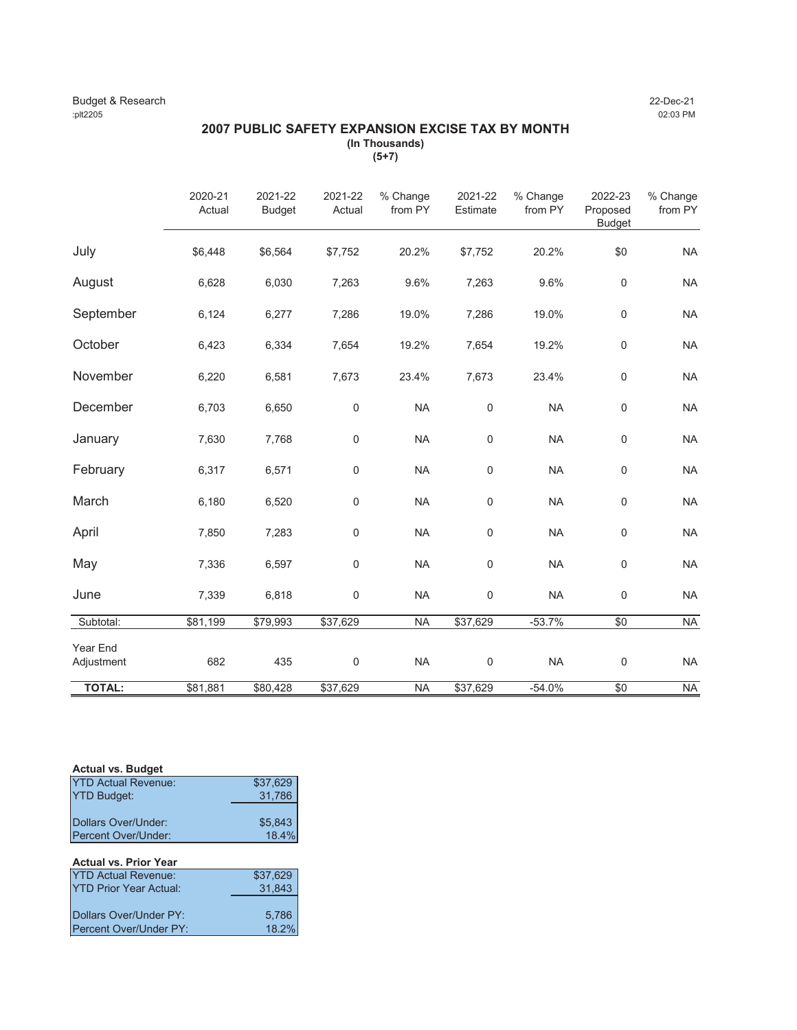Budget & Research
:plt2205

22-Dec-21
02:03 PM

## 2007 PUBLIC SAFETY EXPANSION EXCISE TAX BY MONTH

**(In Thousands)**
**(5+7)**

| | 2020-21 Actual | 2021-22 Budget | 2021-22 Actual | % Change from PY | 2021-22 Estimate | % Change from PY | 2022-23 Proposed Budget | % Change from PY |
|---|---|---|---|---|---|---|---|---|
| July | $6,448 | $6,564 | $7,752 | 20.2% | $7,752 | 20.2% | $0 | NA |
| August | 6,628 | 6,030 | 7,263 | 9.6% | 7,263 | 9.6% | 0 | NA |
| September | 6,124 | 6,277 | 7,286 | 19.0% | 7,286 | 19.0% | 0 | NA |
| October | 6,423 | 6,334 | 7,654 | 19.2% | 7,654 | 19.2% | 0 | NA |
| November | 6,220 | 6,581 | 7,673 | 23.4% | 7,673 | 23.4% | 0 | NA |
| December | 6,703 | 6,650 | 0 | NA | 0 | NA | 0 | NA |
| January | 7,630 | 7,768 | 0 | NA | 0 | NA | 0 | NA |
| February | 6,317 | 6,571 | 0 | NA | 0 | NA | 0 | NA |
| March | 6,180 | 6,520 | 0 | NA | 0 | NA | 0 | NA |
| April | 7,850 | 7,283 | 0 | NA | 0 | NA | 0 | NA |
| May | 7,336 | 6,597 | 0 | NA | 0 | NA | 0 | NA |
| June | 7,339 | 6,818 | 0 | NA | 0 | NA | 0 | NA |
| Subtotal: | $81,199 | $79,993 | $37,629 | NA | $37,629 | -53.7% | $0 | NA |
| Year End Adjustment | 682 | 435 | 0 | NA | 0 | NA | 0 | NA |
| **TOTAL:** | $81,881 | $80,428 | $37,629 | NA | $37,629 | -54.0% | $0 | NA |

**Actual vs. Budget**

| | |
|---|---|
| YTD Actual Revenue: | $37,629 |
| YTD Budget: | 31,786 |
| Dollars Over/Under: | $5,843 |
| Percent Over/Under: | 18.4% |

**Actual vs. Prior Year**

| | |
|---|---|
| YTD Actual Revenue: | $37,629 |
| YTD Prior Year Actual: | 31,843 |
| Dollars Over/Under PY: | 5,786 |
| Percent Over/Under PY: | 18.2% |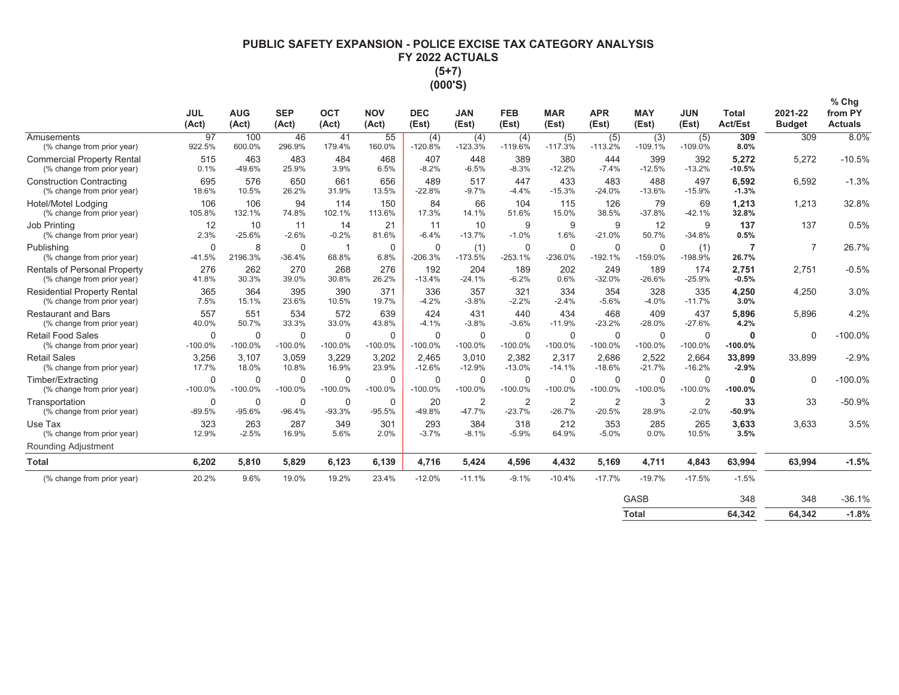# PUBLIC SAFETY EXPANSION - POLICE EXCISE TAX CATEGORY ANALYSIS
## FY 2022 ACTUALS
## (5+7)
## (000'S)

| | JUL (Act) | AUG (Act) | SEP (Act) | OCT (Act) | NOV (Act) | DEC (Est) | JAN (Est) | FEB (Est) | MAR (Est) | APR (Est) | MAY (Est) | JUN (Est) | Total Act/Est | 2021-22 Budget | % Chg from PY Actuals |
|---|---|---|---|---|---|---|---|---|---|---|---|---|---|---|---|
| Amusements | 97 | 100 | 46 | 41 | 55 | (4) | (4) | (4) | (5) | (5) | (3) | (5) | **309** | 309 | 8.0% |
| (% change from prior year) | 922.5% | 600.0% | 296.9% | 179.4% | 160.0% | -120.8% | -123.3% | -119.6% | -117.3% | -113.2% | -109.1% | -109.0% | **8.0%** | | |
| Commercial Property Rental | 515 | 463 | 483 | 484 | 468 | 407 | 448 | 389 | 380 | 444 | 399 | 392 | **5,272** | 5,272 | -10.5% |
| (% change from prior year) | 0.1% | -49.6% | 25.9% | 3.9% | 6.5% | -8.2% | -6.5% | -8.3% | -12.2% | -7.4% | -12.5% | -13.2% | **-10.5%** | | |
| Construction Contracting | 695 | 576 | 650 | 661 | 656 | 489 | 517 | 447 | 433 | 483 | 488 | 497 | **6,592** | 6,592 | -1.3% |
| (% change from prior year) | 18.6% | 10.5% | 26.2% | 31.9% | 13.5% | -22.8% | -9.7% | -4.4% | -15.3% | -24.0% | -13.6% | -15.9% | **-1.3%** | | |
| Hotel/Motel Lodging | 106 | 106 | 94 | 114 | 150 | 84 | 66 | 104 | 115 | 126 | 79 | 69 | **1,213** | 1,213 | 32.8% |
| (% change from prior year) | 105.8% | 132.1% | 74.8% | 102.1% | 113.6% | 17.3% | 14.1% | 51.6% | 15.0% | 38.5% | -37.8% | -42.1% | **32.8%** | | |
| Job Printing | 12 | 10 | 11 | 14 | 21 | 11 | 10 | 9 | 9 | 9 | 12 | 9 | **137** | 137 | 0.5% |
| (% change from prior year) | 2.3% | -25.6% | -2.6% | -0.2% | 81.6% | -6.4% | -13.7% | -1.0% | 1.6% | -21.0% | 50.7% | -34.8% | **0.5%** | | |
| Publishing | 0 | 8 | 0 | 1 | 0 | 0 | (1) | 0 | 0 | 0 | 0 | (1) | **7** | 7 | 26.7% |
| (% change from prior year) | -41.5% | 2196.3% | -36.4% | 68.8% | 6.8% | -206.3% | -173.5% | -253.1% | -236.0% | -192.1% | -159.0% | -198.9% | **26.7%** | | |
| Rentals of Personal Property | 276 | 262 | 270 | 268 | 276 | 192 | 204 | 189 | 202 | 249 | 189 | 174 | **2,751** | 2,751 | -0.5% |
| (% change from prior year) | 41.8% | 30.3% | 39.0% | 30.8% | 26.2% | -13.4% | -24.1% | -6.2% | 0.6% | -32.0% | -26.6% | -25.9% | **-0.5%** | | |
| Residential Property Rental | 365 | 364 | 395 | 390 | 371 | 336 | 357 | 321 | 334 | 354 | 328 | 335 | **4,250** | 4,250 | 3.0% |
| (% change from prior year) | 7.5% | 15.1% | 23.6% | 10.5% | 19.7% | -4.2% | -3.8% | -2.2% | -2.4% | -5.6% | -4.0% | -11.7% | **3.0%** | | |
| Restaurant and Bars | 557 | 551 | 534 | 572 | 639 | 424 | 431 | 440 | 434 | 468 | 409 | 437 | **5,896** | 5,896 | 4.2% |
| (% change from prior year) | 40.0% | 50.7% | 33.3% | 33.0% | 43.8% | -4.1% | -3.8% | -3.6% | -11.9% | -23.2% | -28.0% | -27.6% | **4.2%** | | |
| Retail Food Sales | 0 | 0 | 0 | 0 | 0 | 0 | 0 | 0 | 0 | 0 | 0 | 0 | **0** | 0 | -100.0% |
| (% change from prior year) | -100.0% | -100.0% | -100.0% | -100.0% | -100.0% | -100.0% | -100.0% | -100.0% | -100.0% | -100.0% | -100.0% | -100.0% | **-100.0%** | | |
| Retail Sales | 3,256 | 3,107 | 3,059 | 3,229 | 3,202 | 2,465 | 3,010 | 2,382 | 2,317 | 2,686 | 2,522 | 2,664 | **33,899** | 33,899 | -2.9% |
| (% change from prior year) | 17.7% | 18.0% | 10.8% | 16.9% | 23.9% | -12.6% | -12.9% | -13.0% | -14.1% | -18.6% | -21.7% | -16.2% | **-2.9%** | | |
| Timber/Extracting | 0 | 0 | 0 | 0 | 0 | 0 | 0 | 0 | 0 | 0 | 0 | 0 | **0** | 0 | -100.0% |
| (% change from prior year) | -100.0% | -100.0% | -100.0% | -100.0% | -100.0% | -100.0% | -100.0% | -100.0% | -100.0% | -100.0% | -100.0% | -100.0% | **-100.0%** | | |
| Transportation | 0 | 0 | 0 | 0 | 0 | 20 | 2 | 2 | 2 | 2 | 3 | 2 | **33** | 33 | -50.9% |
| (% change from prior year) | -89.5% | -95.6% | -96.4% | -93.3% | -95.5% | -49.8% | -47.7% | -23.7% | -26.7% | -20.5% | 28.9% | -2.0% | **-50.9%** | | |
| Use Tax | 323 | 263 | 287 | 349 | 301 | 293 | 384 | 318 | 212 | 353 | 285 | 265 | **3,633** | 3,633 | 3.5% |
| (% change from prior year) | 12.9% | -2.5% | 16.9% | 5.6% | 2.0% | -3.7% | -8.1% | -5.9% | 64.9% | -5.0% | 0.0% | 10.5% | **3.5%** | | |
| Rounding Adjustment | | | | | | | | | | | | | | | |
| **Total** | **6,202** | **5,810** | **5,829** | **6,123** | **6,139** | **4,716** | **5,424** | **4,596** | **4,432** | **5,169** | **4,711** | **4,843** | **63,994** | **63,994** | **-1.5%** |
| (% change from prior year) | 20.2% | 9.6% | 19.0% | 19.2% | 23.4% | -12.0% | -11.1% | -9.1% | -10.4% | -17.7% | -19.7% | -17.5% | -1.5% | | |
| | | | | | | | | | | | GASB | | 348 | 348 | -36.1% |
| | | | | | | | | | | | **Total** | | **64,342** | **64,342** | **-1.8%** |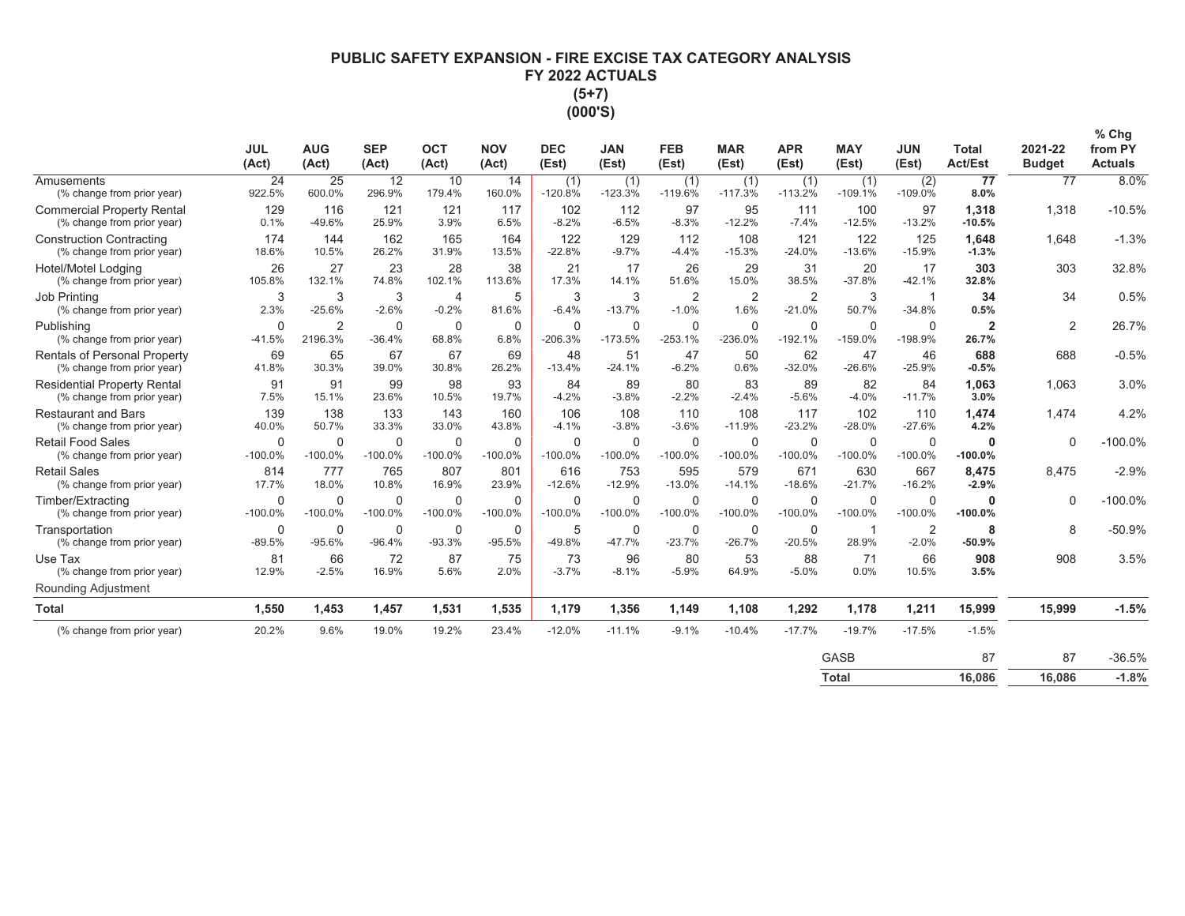# PUBLIC SAFETY EXPANSION - FIRE EXCISE TAX CATEGORY ANALYSIS
## FY 2022 ACTUALS
## (5+7)
## (000'S)

| | JUL (Act) | AUG (Act) | SEP (Act) | OCT (Act) | NOV (Act) | DEC (Est) | JAN (Est) | FEB (Est) | MAR (Est) | APR (Est) | MAY (Est) | JUN (Est) | Total Act/Est | 2021-22 Budget | % Chg from PY Actuals |
|---|---|---|---|---|---|---|---|---|---|---|---|---|---|---|---|
| Amusements | 24 | 25 | 12 | 10 | 14 | (1) | (1) | (1) | (1) | (1) | (1) | (2) | **77** | 77 | 8.0% |
| (% change from prior year) | 922.5% | 600.0% | 296.9% | 179.4% | 160.0% | -120.8% | -123.3% | -119.6% | -117.3% | -113.2% | -109.1% | -109.0% | **8.0%** | | |
| Commercial Property Rental | 129 | 116 | 121 | 121 | 117 | 102 | 112 | 97 | 95 | 111 | 100 | 97 | **1,318** | 1,318 | -10.5% |
| (% change from prior year) | 0.1% | -49.6% | 25.9% | 3.9% | 6.5% | -8.2% | -6.5% | -8.3% | -12.2% | -7.4% | -12.5% | -13.2% | **-10.5%** | | |
| Construction Contracting | 174 | 144 | 162 | 165 | 164 | 122 | 129 | 112 | 108 | 121 | 122 | 125 | **1,648** | 1,648 | -1.3% |
| (% change from prior year) | 18.6% | 10.5% | 26.2% | 31.9% | 13.5% | -22.8% | -9.7% | -4.4% | -15.3% | -24.0% | -13.6% | -15.9% | **-1.3%** | | |
| Hotel/Motel Lodging | 26 | 27 | 23 | 28 | 38 | 21 | 17 | 26 | 29 | 31 | 20 | 17 | **303** | 303 | 32.8% |
| (% change from prior year) | 105.8% | 132.1% | 74.8% | 102.1% | 113.6% | 17.3% | 14.1% | 51.6% | 15.0% | 38.5% | -37.8% | -42.1% | **32.8%** | | |
| Job Printing | 3 | 3 | 3 | 4 | 5 | 3 | 3 | 2 | 2 | 2 | 3 | 1 | **34** | 34 | 0.5% |
| (% change from prior year) | 2.3% | -25.6% | -2.6% | -0.2% | 81.6% | -6.4% | -13.7% | -1.0% | 1.6% | -21.0% | 50.7% | -34.8% | **0.5%** | | |
| Publishing | 0 | 2 | 0 | 0 | 0 | 0 | 0 | 0 | 0 | 0 | 0 | 0 | **2** | 2 | 26.7% |
| (% change from prior year) | -41.5% | 2196.3% | -36.4% | 68.8% | 6.8% | -206.3% | -173.5% | -253.1% | -236.0% | -192.1% | -159.0% | -198.9% | **26.7%** | | |
| Rentals of Personal Property | 69 | 65 | 67 | 67 | 69 | 48 | 51 | 47 | 50 | 62 | 47 | 46 | **688** | 688 | -0.5% |
| (% change from prior year) | 41.8% | 30.3% | 39.0% | 30.8% | 26.2% | -13.4% | -24.1% | -6.2% | 0.6% | -32.0% | -26.6% | -25.9% | **-0.5%** | | |
| Residential Property Rental | 91 | 91 | 99 | 98 | 93 | 84 | 89 | 80 | 83 | 89 | 82 | 84 | **1,063** | 1,063 | 3.0% |
| (% change from prior year) | 7.5% | 15.1% | 23.6% | 10.5% | 19.7% | -4.2% | -3.8% | -2.2% | -2.4% | -5.6% | -4.0% | -11.7% | **3.0%** | | |
| Restaurant and Bars | 139 | 138 | 133 | 143 | 160 | 106 | 108 | 110 | 108 | 117 | 102 | 110 | **1,474** | 1,474 | 4.2% |
| (% change from prior year) | 40.0% | 50.7% | 33.3% | 33.0% | 43.8% | -4.1% | -3.8% | -3.6% | -11.9% | -23.2% | -28.0% | -27.6% | **4.2%** | | |
| Retail Food Sales | 0 | 0 | 0 | 0 | 0 | 0 | 0 | 0 | 0 | 0 | 0 | 0 | **0** | 0 | -100.0% |
| (% change from prior year) | -100.0% | -100.0% | -100.0% | -100.0% | -100.0% | -100.0% | -100.0% | -100.0% | -100.0% | -100.0% | -100.0% | -100.0% | **-100.0%** | | |
| Retail Sales | 814 | 777 | 765 | 807 | 801 | 616 | 753 | 595 | 579 | 671 | 630 | 667 | **8,475** | 8,475 | -2.9% |
| (% change from prior year) | 17.7% | 18.0% | 10.8% | 16.9% | 23.9% | -12.6% | -12.9% | -13.0% | -14.1% | -18.6% | -21.7% | -16.2% | **-2.9%** | | |
| Timber/Extracting | 0 | 0 | 0 | 0 | 0 | 0 | 0 | 0 | 0 | 0 | 0 | 0 | **0** | 0 | -100.0% |
| (% change from prior year) | -100.0% | -100.0% | -100.0% | -100.0% | -100.0% | -100.0% | -100.0% | -100.0% | -100.0% | -100.0% | -100.0% | -100.0% | **-100.0%** | | |
| Transportation | 0 | 0 | 0 | 0 | 0 | 5 | 0 | 0 | 0 | 0 | 1 | 2 | **8** | 8 | -50.9% |
| (% change from prior year) | -89.5% | -95.6% | -96.4% | -93.3% | -95.5% | -49.8% | -47.7% | -23.7% | -26.7% | -20.5% | 28.9% | -2.0% | **-50.9%** | | |
| Use Tax | 81 | 66 | 72 | 87 | 75 | 73 | 96 | 80 | 53 | 88 | 71 | 66 | **908** | 908 | 3.5% |
| (% change from prior year) | 12.9% | -2.5% | 16.9% | 5.6% | 2.0% | -3.7% | -8.1% | -5.9% | 64.9% | -5.0% | 0.0% | 10.5% | **3.5%** | | |
| Rounding Adjustment | | | | | | | | | | | | | | | |
| **Total** | **1,550** | **1,453** | **1,457** | **1,531** | **1,535** | **1,179** | **1,356** | **1,149** | **1,108** | **1,292** | **1,178** | **1,211** | **15,999** | **15,999** | **-1.5%** |
| (% change from prior year) | 20.2% | 9.6% | 19.0% | 19.2% | 23.4% | -12.0% | -11.1% | -9.1% | -10.4% | -17.7% | -19.7% | -17.5% | -1.5% | | |
| | | | | | | | | | | | GASB | | 87 | 87 | -36.5% |
| | | | | | | | | | | | **Total** | | **16,086** | **16,086** | **-1.8%** |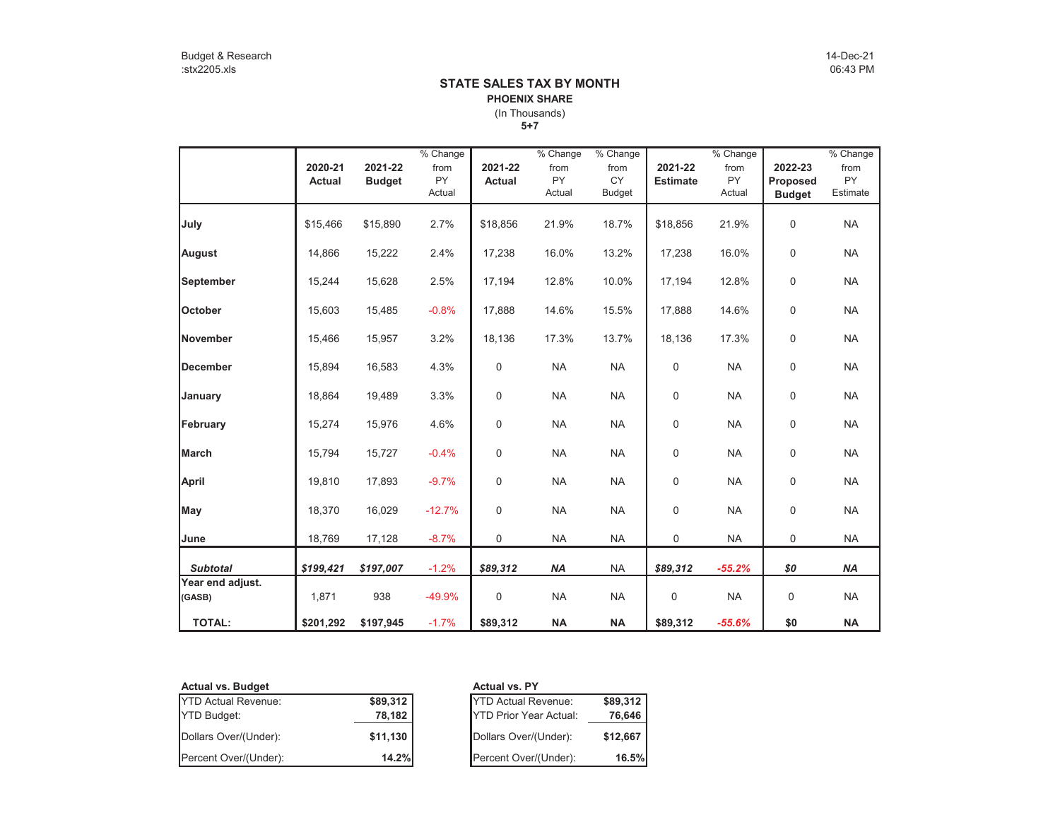Budget & Research
:stx2205.xls

14-Dec-21
06:43 PM

# STATE SALES TAX BY MONTH

**PHOENIX SHARE**

(In Thousands)

**5+7**

| | 2020-21 Actual | 2021-22 Budget | % Change from PY Actual | 2021-22 Actual | % Change from PY Actual | % Change from CY Budget | 2021-22 Estimate | % Change from PY Actual | 2022-23 Proposed Budget | % Change from PY Estimate |
|---|---|---|---|---|---|---|---|---|---|---|
| **July** | $15,466 | $15,890 | 2.7% | $18,856 | 21.9% | 18.7% | $18,856 | 21.9% | 0 | NA |
| **August** | 14,866 | 15,222 | 2.4% | 17,238 | 16.0% | 13.2% | 17,238 | 16.0% | 0 | NA |
| **September** | 15,244 | 15,628 | 2.5% | 17,194 | 12.8% | 10.0% | 17,194 | 12.8% | 0 | NA |
| **October** | 15,603 | 15,485 | -0.8% | 17,888 | 14.6% | 15.5% | 17,888 | 14.6% | 0 | NA |
| **November** | 15,466 | 15,957 | 3.2% | 18,136 | 17.3% | 13.7% | 18,136 | 17.3% | 0 | NA |
| **December** | 15,894 | 16,583 | 4.3% | 0 | NA | NA | 0 | NA | 0 | NA |
| **January** | 18,864 | 19,489 | 3.3% | 0 | NA | NA | 0 | NA | 0 | NA |
| **February** | 15,274 | 15,976 | 4.6% | 0 | NA | NA | 0 | NA | 0 | NA |
| **March** | 15,794 | 15,727 | -0.4% | 0 | NA | NA | 0 | NA | 0 | NA |
| **April** | 19,810 | 17,893 | -9.7% | 0 | NA | NA | 0 | NA | 0 | NA |
| **May** | 18,370 | 16,029 | -12.7% | 0 | NA | NA | 0 | NA | 0 | NA |
| **June** | 18,769 | 17,128 | -8.7% | 0 | NA | NA | 0 | NA | 0 | NA |
| ***Subtotal*** | ***$199,421*** | ***$197,007*** | -1.2% | ***$89,312*** | ***NA*** | NA | ***$89,312*** | ***-55.2%*** | ***$0*** | ***NA*** |
| **Year end adjust. (GASB)** | 1,871 | 938 | -49.9% | 0 | NA | NA | 0 | NA | 0 | NA |
| **TOTAL:** | **$201,292** | **$197,945** | -1.7% | **$89,312** | **NA** | **NA** | **$89,312** | ***-55.6%*** | **$0** | **NA** |

**Actual vs. Budget**

| | |
|---|---|
| YTD Actual Revenue: | **$89,312** |
| YTD Budget: | **78,182** |
| Dollars Over/(Under): | **$11,130** |
| Percent Over/(Under): | **14.2%** |

**Actual vs. PY**

| | |
|---|---|
| YTD Actual Revenue: | **$89,312** |
| YTD Prior Year Actual: | **76,646** |
| Dollars Over/(Under): | **$12,667** |
| Percent Over/(Under): | **16.5%** |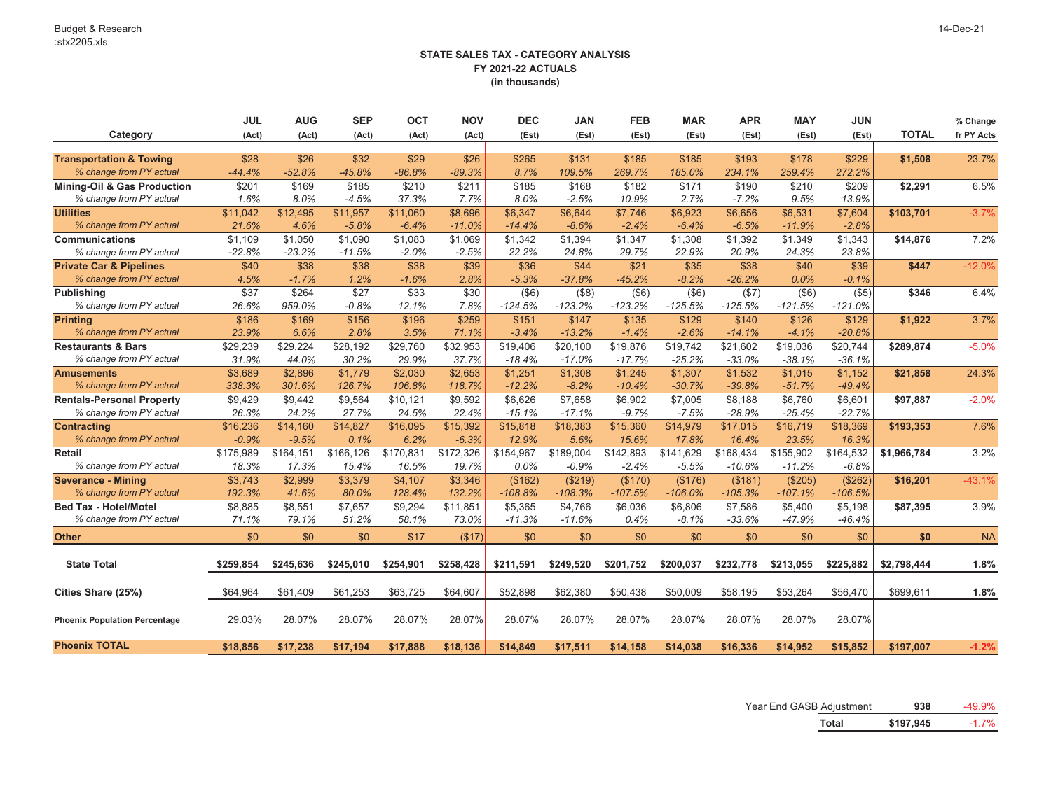Budget & Research
:stx2205.xls

14-Dec-21

# STATE SALES TAX - CATEGORY ANALYSIS
## FY 2021-22 ACTUALS
### (in thousands)

| Category | JUL (Act) | AUG (Act) | SEP (Act) | OCT (Act) | NOV (Act) | DEC (Est) | JAN (Est) | FEB (Est) | MAR (Est) | APR (Est) | MAY (Est) | JUN (Est) | TOTAL | % Change fr PY Acts |
|---|---|---|---|---|---|---|---|---|---|---|---|---|---|---|
| **Transportation & Towing** | $28 | $26 | $32 | $29 | $26 | $265 | $131 | $185 | $185 | $193 | $178 | $229 | **$1,508** | 23.7% |
| *% change from PY actual* | *-44.4%* | *-52.8%* | *-45.8%* | *-86.8%* | *-89.3%* | *8.7%* | *109.5%* | *269.7%* | *185.0%* | *234.1%* | *259.4%* | *272.2%* | | |
| **Mining-Oil & Gas Production** | $201 | $169 | $185 | $210 | $211 | $185 | $168 | $182 | $171 | $190 | $210 | $209 | **$2,291** | 6.5% |
| *% change from PY actual* | *1.6%* | *8.0%* | *-4.5%* | *37.3%* | *7.7%* | *8.0%* | *-2.5%* | *10.9%* | *2.7%* | *-7.2%* | *9.5%* | *13.9%* | | |
| **Utilities** | $11,042 | $12,495 | $11,957 | $11,060 | $8,696 | $6,347 | $6,644 | $7,746 | $6,923 | $6,656 | $6,531 | $7,604 | **$103,701** | -3.7% |
| *% change from PY actual* | *21.6%* | *4.6%* | *-5.8%* | *-6.4%* | *-11.0%* | *-14.4%* | *-8.6%* | *-2.4%* | *-6.4%* | *-6.5%* | *-11.9%* | *-2.8%* | | |
| **Communications** | $1,109 | $1,050 | $1,090 | $1,083 | $1,069 | $1,342 | $1,394 | $1,347 | $1,308 | $1,392 | $1,349 | $1,343 | **$14,876** | 7.2% |
| *% change from PY actual* | *-22.8%* | *-23.2%* | *-11.5%* | *-2.0%* | *-2.5%* | *22.2%* | *24.8%* | *29.7%* | *22.9%* | *20.9%* | *24.3%* | *23.8%* | | |
| **Private Car & Pipelines** | $40 | $38 | $38 | $38 | $39 | $36 | $44 | $21 | $35 | $38 | $40 | $39 | **$447** | -12.0% |
| *% change from PY actual* | *4.5%* | *-1.7%* | *1.2%* | *-1.6%* | *2.8%* | *-5.3%* | *-37.8%* | *-45.2%* | *-8.2%* | *-26.2%* | *0.0%* | *-0.1%* | | |
| **Publishing** | $37 | $264 | $27 | $33 | $30 | ($6) | ($8) | ($6) | ($6) | ($7) | ($6) | ($5) | **$346** | 6.4% |
| *% change from PY actual* | *26.6%* | *959.0%* | *-0.8%* | *12.1%* | *7.8%* | *-124.5%* | *-123.2%* | *-123.2%* | *-125.5%* | *-125.5%* | *-121.5%* | *-121.0%* | | |
| **Printing** | $186 | $169 | $156 | $196 | $259 | $151 | $147 | $135 | $129 | $140 | $126 | $129 | **$1,922** | 3.7% |
| *% change from PY actual* | *23.9%* | *6.6%* | *2.8%* | *3.5%* | *71.1%* | *-3.4%* | *-13.2%* | *-1.4%* | *-2.6%* | *-14.1%* | *-4.1%* | *-20.8%* | | |
| **Restaurants & Bars** | $29,239 | $29,224 | $28,192 | $29,760 | $32,953 | $19,406 | $20,100 | $19,876 | $19,742 | $21,602 | $19,036 | $20,744 | **$289,874** | -5.0% |
| *% change from PY actual* | *31.9%* | *44.0%* | *30.2%* | *29.9%* | *37.7%* | *-18.4%* | *-17.0%* | *-17.7%* | *-25.2%* | *-33.0%* | *-38.1%* | *-36.1%* | | |
| **Amusements** | $3,689 | $2,896 | $1,779 | $2,030 | $2,653 | $1,251 | $1,308 | $1,245 | $1,307 | $1,532 | $1,015 | $1,152 | **$21,858** | 24.3% |
| *% change from PY actual* | *338.3%* | *301.6%* | *126.7%* | *106.8%* | *118.7%* | *-12.2%* | *-8.2%* | *-10.4%* | *-30.7%* | *-39.8%* | *-51.7%* | *-49.4%* | | |
| **Rentals-Personal Property** | $9,429 | $9,442 | $9,564 | $10,121 | $9,592 | $6,626 | $7,658 | $6,902 | $7,005 | $8,188 | $6,760 | $6,601 | **$97,887** | -2.0% |
| *% change from PY actual* | *26.3%* | *24.2%* | *27.7%* | *24.5%* | *22.4%* | *-15.1%* | *-17.1%* | *-9.7%* | *-7.5%* | *-28.9%* | *-25.4%* | *-22.7%* | | |
| **Contracting** | $16,236 | $14,160 | $14,827 | $16,095 | $15,392 | $15,818 | $18,383 | $15,360 | $14,979 | $17,015 | $16,719 | $18,369 | **$193,353** | 7.6% |
| *% change from PY actual* | *-0.9%* | *-9.5%* | *0.1%* | *6.2%* | *-6.3%* | *12.9%* | *5.6%* | *15.6%* | *17.8%* | *16.4%* | *23.5%* | *16.3%* | | |
| **Retail** | $175,989 | $164,151 | $166,126 | $170,831 | $172,326 | $154,967 | $189,004 | $142,893 | $141,629 | $168,434 | $155,902 | $164,532 | **$1,966,784** | 3.2% |
| *% change from PY actual* | *18.3%* | *17.3%* | *15.4%* | *16.5%* | *19.7%* | *0.0%* | *-0.9%* | *-2.4%* | *-5.5%* | *-10.6%* | *-11.2%* | *-6.8%* | | |
| **Severance - Mining** | $3,743 | $2,999 | $3,379 | $4,107 | $3,346 | ($162) | ($219) | ($170) | ($176) | ($181) | ($205) | ($262) | **$16,201** | -43.1% |
| *% change from PY actual* | *192.3%* | *41.6%* | *80.0%* | *128.4%* | *132.2%* | *-108.8%* | *-108.3%* | *-107.5%* | *-106.0%* | *-105.3%* | *-107.1%* | *-106.5%* | | |
| **Bed Tax - Hotel/Motel** | $8,885 | $8,551 | $7,657 | $9,294 | $11,851 | $5,365 | $4,766 | $6,036 | $6,806 | $7,586 | $5,400 | $5,198 | **$87,395** | 3.9% |
| *% change from PY actual* | *71.1%* | *79.1%* | *51.2%* | *58.1%* | *73.0%* | *-11.3%* | *-11.6%* | *0.4%* | *-8.1%* | *-33.6%* | *-47.9%* | *-46.4%* | | |
| **Other** | $0 | $0 | $0 | $17 | ($17) | $0 | $0 | $0 | $0 | $0 | $0 | $0 | **$0** | NA |
| **State Total** | **$259,854** | **$245,636** | **$245,010** | **$254,901** | **$258,428** | **$211,591** | **$249,520** | **$201,752** | **$200,037** | **$232,778** | **$213,055** | **$225,882** | **$2,798,444** | **1.8%** |
| **Cities Share (25%)** | $64,964 | $61,409 | $61,253 | $63,725 | $64,607 | $52,898 | $62,380 | $50,438 | $50,009 | $58,195 | $53,264 | $56,470 | $699,611 | **1.8%** |
| **Phoenix Population Percentage** | 29.03% | 28.07% | 28.07% | 28.07% | 28.07% | 28.07% | 28.07% | 28.07% | 28.07% | 28.07% | 28.07% | 28.07% | | |
| **Phoenix TOTAL** | **$18,856** | **$17,238** | **$17,194** | **$17,888** | **$18,136** | **$14,849** | **$17,511** | **$14,158** | **$14,038** | **$16,336** | **$14,952** | **$15,852** | **$197,007** | **-1.2%** |

| | | |
|---|---|---|
| Year End GASB Adjustment | **938** | -49.9% |
| **Total** | **$197,945** | -1.7% |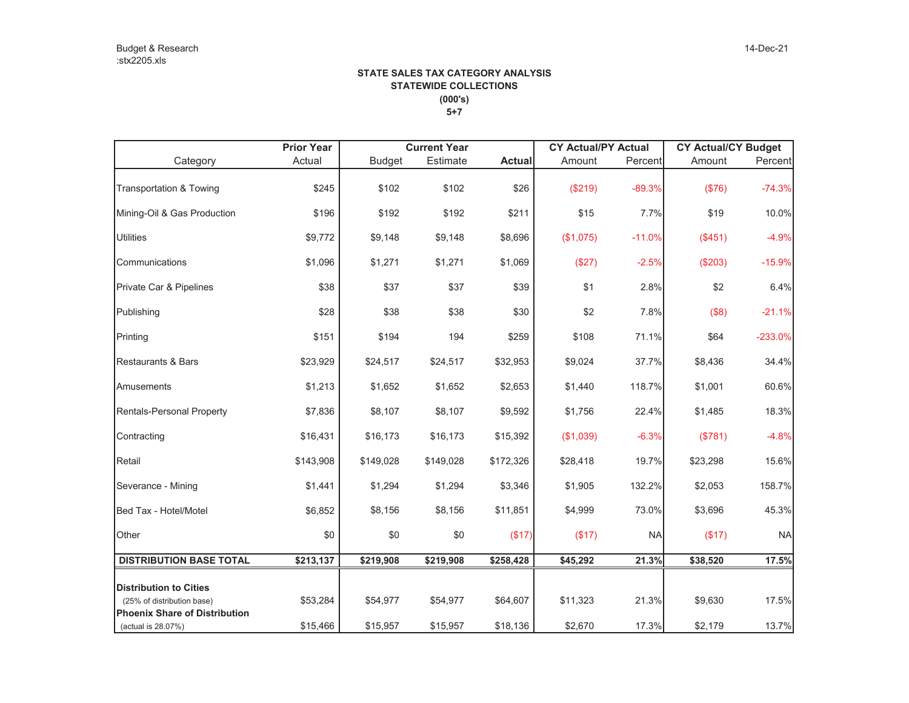Budget & Research
:stx2205.xls

14-Dec-21

**STATE SALES TAX CATEGORY ANALYSIS**
**STATEWIDE COLLECTIONS**
**(000's)**
**5+7**

| Category | Prior Year Actual | Current Year Budget | Current Year Estimate | Current Year Actual | CY Actual/PY Actual Amount | CY Actual/PY Actual Percent | CY Actual/CY Budget Amount | CY Actual/CY Budget Percent |
|---|---|---|---|---|---|---|---|---|
| Transportation & Towing | $245 | $102 | $102 | $26 | ($219) | -89.3% | ($76) | -74.3% |
| Mining-Oil & Gas Production | $196 | $192 | $192 | $211 | $15 | 7.7% | $19 | 10.0% |
| Utilities | $9,772 | $9,148 | $9,148 | $8,696 | ($1,075) | -11.0% | ($451) | -4.9% |
| Communications | $1,096 | $1,271 | $1,271 | $1,069 | ($27) | -2.5% | ($203) | -15.9% |
| Private Car & Pipelines | $38 | $37 | $37 | $39 | $1 | 2.8% | $2 | 6.4% |
| Publishing | $28 | $38 | $38 | $30 | $2 | 7.8% | ($8) | -21.1% |
| Printing | $151 | $194 | 194 | $259 | $108 | 71.1% | $64 | -233.0% |
| Restaurants & Bars | $23,929 | $24,517 | $24,517 | $32,953 | $9,024 | 37.7% | $8,436 | 34.4% |
| Amusements | $1,213 | $1,652 | $1,652 | $2,653 | $1,440 | 118.7% | $1,001 | 60.6% |
| Rentals-Personal Property | $7,836 | $8,107 | $8,107 | $9,592 | $1,756 | 22.4% | $1,485 | 18.3% |
| Contracting | $16,431 | $16,173 | $16,173 | $15,392 | ($1,039) | -6.3% | ($781) | -4.8% |
| Retail | $143,908 | $149,028 | $149,028 | $172,326 | $28,418 | 19.7% | $23,298 | 15.6% |
| Severance - Mining | $1,441 | $1,294 | $1,294 | $3,346 | $1,905 | 132.2% | $2,053 | 158.7% |
| Bed Tax - Hotel/Motel | $6,852 | $8,156 | $8,156 | $11,851 | $4,999 | 73.0% | $3,696 | 45.3% |
| Other | $0 | $0 | $0 | ($17) | ($17) | NA | ($17) | NA |
| **DISTRIBUTION BASE TOTAL** | **$213,137** | **$219,908** | **$219,908** | **$258,428** | **$45,292** | **21.3%** | **$38,520** | **17.5%** |
| **Distribution to Cities** (25% of distribution base) | $53,284 | $54,977 | $54,977 | $64,607 | $11,323 | 21.3% | $9,630 | 17.5% |
| **Phoenix Share of Distribution** (actual is 28.07%) | $15,466 | $15,957 | $15,957 | $18,136 | $2,670 | 17.3% | $2,179 | 13.7% |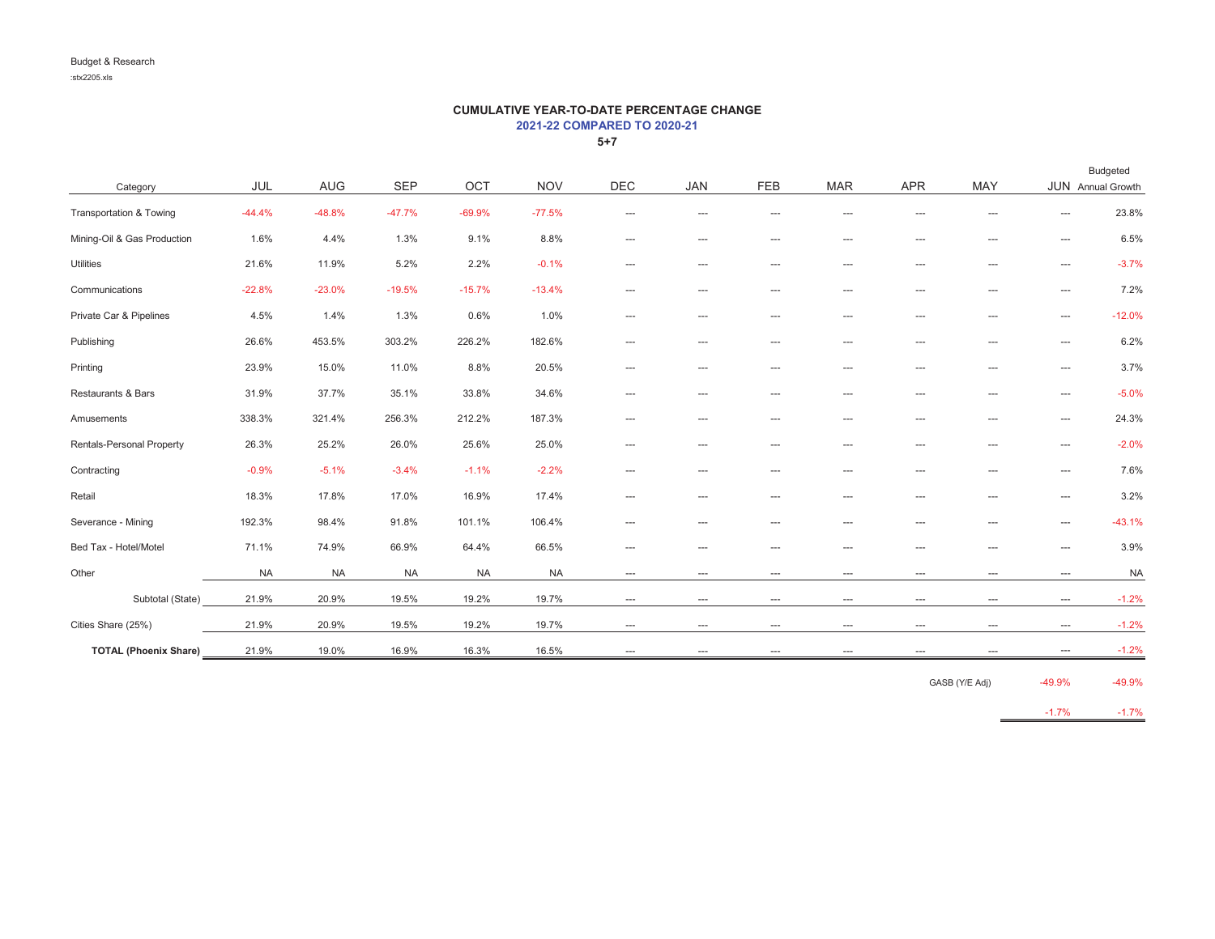Budget & Research

:stx2205.xls

## CUMULATIVE YEAR-TO-DATE PERCENTAGE CHANGE

**2021-22 COMPARED TO 2020-21**

**5+7**

| Category | JUL | AUG | SEP | OCT | NOV | DEC | JAN | FEB | MAR | APR | MAY | JUN | Budgeted Annual Growth |
|---|---|---|---|---|---|---|---|---|---|---|---|---|---|
| Transportation & Towing | -44.4% | -48.8% | -47.7% | -69.9% | -77.5% | --- | --- | --- | --- | --- | --- | --- | 23.8% |
| Mining-Oil & Gas Production | 1.6% | 4.4% | 1.3% | 9.1% | 8.8% | --- | --- | --- | --- | --- | --- | --- | 6.5% |
| Utilities | 21.6% | 11.9% | 5.2% | 2.2% | -0.1% | --- | --- | --- | --- | --- | --- | --- | -3.7% |
| Communications | -22.8% | -23.0% | -19.5% | -15.7% | -13.4% | --- | --- | --- | --- | --- | --- | --- | 7.2% |
| Private Car & Pipelines | 4.5% | 1.4% | 1.3% | 0.6% | 1.0% | --- | --- | --- | --- | --- | --- | --- | -12.0% |
| Publishing | 26.6% | 453.5% | 303.2% | 226.2% | 182.6% | --- | --- | --- | --- | --- | --- | --- | 6.2% |
| Printing | 23.9% | 15.0% | 11.0% | 8.8% | 20.5% | --- | --- | --- | --- | --- | --- | --- | 3.7% |
| Restaurants & Bars | 31.9% | 37.7% | 35.1% | 33.8% | 34.6% | --- | --- | --- | --- | --- | --- | --- | -5.0% |
| Amusements | 338.3% | 321.4% | 256.3% | 212.2% | 187.3% | --- | --- | --- | --- | --- | --- | --- | 24.3% |
| Rentals-Personal Property | 26.3% | 25.2% | 26.0% | 25.6% | 25.0% | --- | --- | --- | --- | --- | --- | --- | -2.0% |
| Contracting | -0.9% | -5.1% | -3.4% | -1.1% | -2.2% | --- | --- | --- | --- | --- | --- | --- | 7.6% |
| Retail | 18.3% | 17.8% | 17.0% | 16.9% | 17.4% | --- | --- | --- | --- | --- | --- | --- | 3.2% |
| Severance - Mining | 192.3% | 98.4% | 91.8% | 101.1% | 106.4% | --- | --- | --- | --- | --- | --- | --- | -43.1% |
| Bed Tax - Hotel/Motel | 71.1% | 74.9% | 66.9% | 64.4% | 66.5% | --- | --- | --- | --- | --- | --- | --- | 3.9% |
| Other | NA | NA | NA | NA | NA | --- | --- | --- | --- | --- | --- | --- | NA |
| Subtotal (State) | 21.9% | 20.9% | 19.5% | 19.2% | 19.7% | --- | --- | --- | --- | --- | --- | --- | -1.2% |
| Cities Share (25%) | 21.9% | 20.9% | 19.5% | 19.2% | 19.7% | --- | --- | --- | --- | --- | --- | --- | -1.2% |
| **TOTAL (Phoenix Share)** | 21.9% | 19.0% | 16.9% | 16.3% | 16.5% | --- | --- | --- | --- | --- | --- | --- | -1.2% |
| | | | | | | | | | | | GASB (Y/E Adj) | -49.9% | -49.9% |
| | | | | | | | | | | | | -1.7% | -1.7% |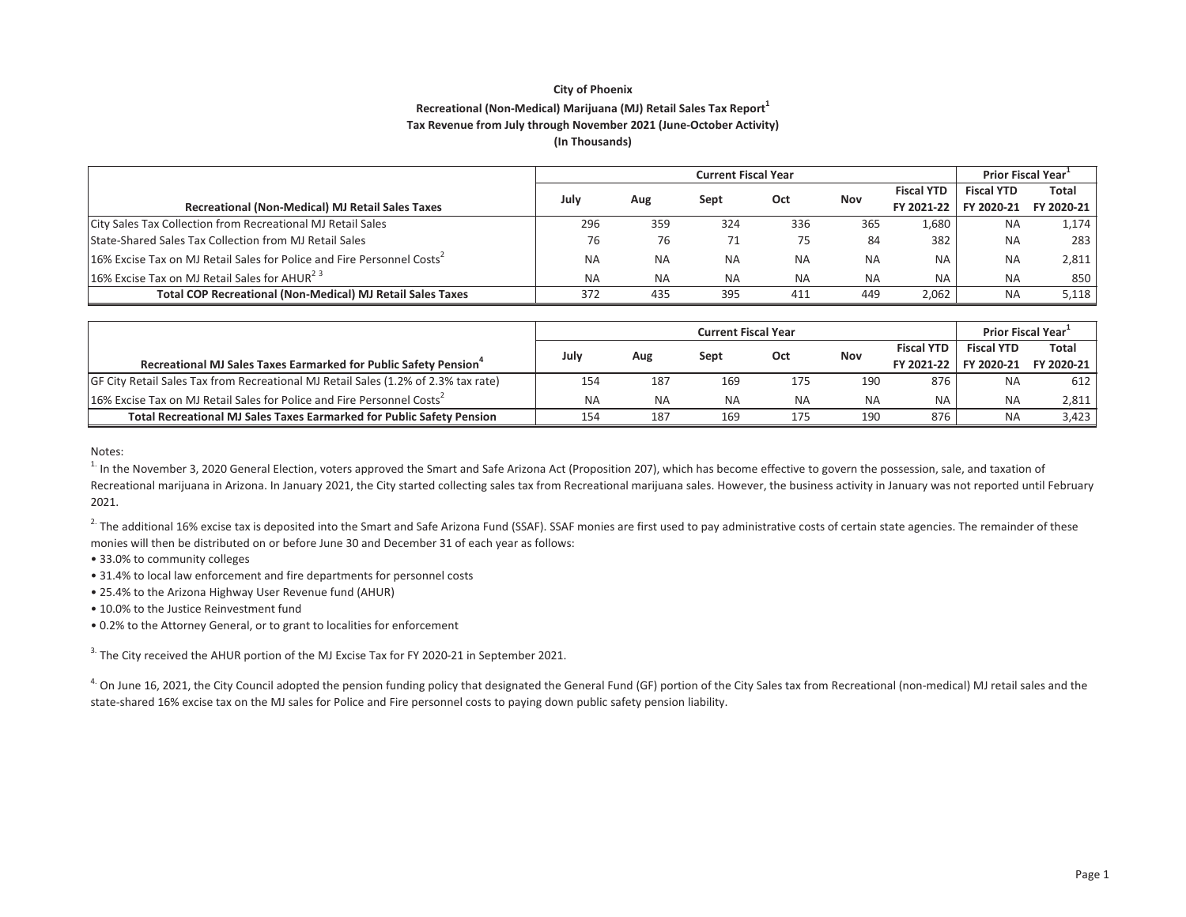**City of Phoenix**

**Recreational (Non-Medical) Marijuana (MJ) Retail Sales Tax Report[1]**

**Tax Revenue from July through November 2021 (June-October Activity)**

**(In Thousands)**

| Recreational (Non-Medical) MJ Retail Sales Taxes | Current Fiscal Year | | | | | | Prior Fiscal Year[1] | |
|---|---|---|---|---|---|---|---|---|
| | July | Aug | Sept | Oct | Nov | Fiscal YTD FY 2021-22 | Fiscal YTD FY 2020-21 | Total FY 2020-21 |
| City Sales Tax Collection from Recreational MJ Retail Sales | 296 | 359 | 324 | 336 | 365 | 1,680 | NA | 1,174 |
| State-Shared Sales Tax Collection from MJ Retail Sales | 76 | 76 | 71 | 75 | 84 | 382 | NA | 283 |
| 16% Excise Tax on MJ Retail Sales for Police and Fire Personnel Costs[2] | NA | NA | NA | NA | NA | NA | NA | 2,811 |
| 16% Excise Tax on MJ Retail Sales for AHUR[2 3] | NA | NA | NA | NA | NA | NA | NA | 850 |
| **Total COP Recreational (Non-Medical) MJ Retail Sales Taxes** | 372 | 435 | 395 | 411 | 449 | 2,062 | NA | 5,118 |

| Recreational MJ Sales Taxes Earmarked for Public Safety Pension[4] | Current Fiscal Year | | | | | | Prior Fiscal Year[1] | |
|---|---|---|---|---|---|---|---|---|
| | July | Aug | Sept | Oct | Nov | Fiscal YTD FY 2021-22 | Fiscal YTD FY 2020-21 | Total FY 2020-21 |
| GF City Retail Sales Tax from Recreational MJ Retail Sales (1.2% of 2.3% tax rate) | 154 | 187 | 169 | 175 | 190 | 876 | NA | 612 |
| 16% Excise Tax on MJ Retail Sales for Police and Fire Personnel Costs[2] | NA | NA | NA | NA | NA | NA | NA | 2,811 |
| **Total Recreational MJ Sales Taxes Earmarked for Public Safety Pension** | 154 | 187 | 169 | 175 | 190 | 876 | NA | 3,423 |

Notes:

[1] In the November 3, 2020 General Election, voters approved the Smart and Safe Arizona Act (Proposition 207), which has become effective to govern the possession, sale, and taxation of Recreational marijuana in Arizona. In January 2021, the City started collecting sales tax from Recreational marijuana sales. However, the business activity in January was not reported until February 2021.

[2] The additional 16% excise tax is deposited into the Smart and Safe Arizona Fund (SSAF). SSAF monies are first used to pay administrative costs of certain state agencies. The remainder of these monies will then be distributed on or before June 30 and December 31 of each year as follows:

- 33.0% to community colleges
- 31.4% to local law enforcement and fire departments for personnel costs
- 25.4% to the Arizona Highway User Revenue fund (AHUR)
- 10.0% to the Justice Reinvestment fund
- 0.2% to the Attorney General, or to grant to localities for enforcement

[3] The City received the AHUR portion of the MJ Excise Tax for FY 2020-21 in September 2021.

[4] On June 16, 2021, the City Council adopted the pension funding policy that designated the General Fund (GF) portion of the City Sales tax from Recreational (non-medical) MJ retail sales and the state-shared 16% excise tax on the MJ sales for Police and Fire personnel costs to paying down public safety pension liability.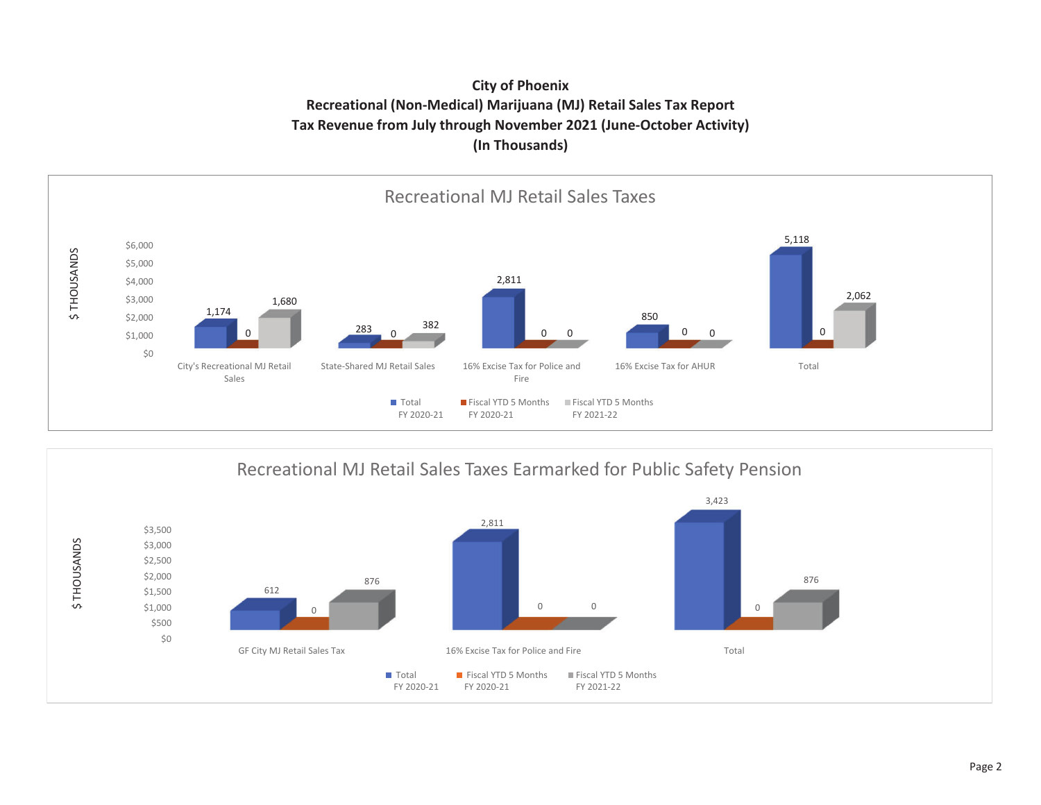**City of Phoenix**
**Recreational (Non-Medical) Marijuana (MJ) Retail Sales Tax Report**
**Tax Revenue from July through November 2021 (June-October Activity)**
**(In Thousands)**

Recreational MJ Retail Sales Taxes

$ THOUSANDS

$6,000
$5,000
$4,000
$3,000
$2,000
$1,000
$0

City's Recreational MJ Retail Sales: 1,174 | 0 | 1,680
State-Shared MJ Retail Sales: 283 | 0 | 382
16% Excise Tax for Police and Fire: 2,811 | 0 | 0
16% Excise Tax for AHUR: 850 | 0 | 0
Total: 5,118 | 0 | 2,062

Total FY 2020-21 | Fiscal YTD 5 Months FY 2020-21 | Fiscal YTD 5 Months FY 2021-22

Recreational MJ Retail Sales Taxes Earmarked for Public Safety Pension

$ THOUSANDS

$3,500
$3,000
$2,500
$2,000
$1,500
$1,000
$500
$0

GF City MJ Retail Sales Tax: 612 | 0 | 876
16% Excise Tax for Police and Fire: 2,811 | 0 | 0
Total: 3,423 | 0 | 876

Total FY 2020-21 | Fiscal YTD 5 Months FY 2020-21 | Fiscal YTD 5 Months FY 2021-22